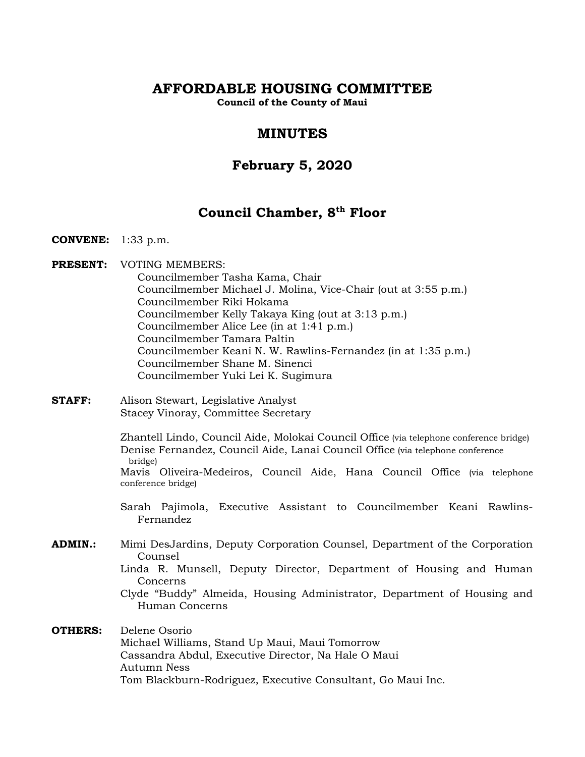# AFFORDABLE HOUSING COMMITTEE

**Council of the County of Maui**

## MINUTES

## February 5, 2020

## Council Chamber, 8th Floor

**CONVENE:** 1:33 p.m.

**PRESENT:** VOTING MEMBERS:
Councilmember Tasha Kama, Chair
Councilmember Michael J. Molina, Vice-Chair (out at 3:55 p.m.)
Councilmember Riki Hokama
Councilmember Kelly Takaya King (out at 3:13 p.m.)
Councilmember Alice Lee (in at 1:41 p.m.)
Councilmember Tamara Paltin
Councilmember Keani N. W. Rawlins-Fernandez (in at 1:35 p.m.)
Councilmember Shane M. Sinenci
Councilmember Yuki Lei K. Sugimura

**STAFF:** Alison Stewart, Legislative Analyst
Stacey Vinoray, Committee Secretary

Zhantell Lindo, Council Aide, Molokai Council Office (via telephone conference bridge)
Denise Fernandez, Council Aide, Lanai Council Office (via telephone conference bridge)
Mavis Oliveira-Medeiros, Council Aide, Hana Council Office (via telephone conference bridge)

Sarah Pajimola, Executive Assistant to Councilmember Keani Rawlins-Fernandez

**ADMIN.:** Mimi DesJardins, Deputy Corporation Counsel, Department of the Corporation Counsel
Linda R. Munsell, Deputy Director, Department of Housing and Human Concerns
Clyde "Buddy" Almeida, Housing Administrator, Department of Housing and Human Concerns

**OTHERS:** Delene Osorio
Michael Williams, Stand Up Maui, Maui Tomorrow
Cassandra Abdul, Executive Director, Na Hale O Maui
Autumn Ness
Tom Blackburn-Rodriguez, Executive Consultant, Go Maui Inc.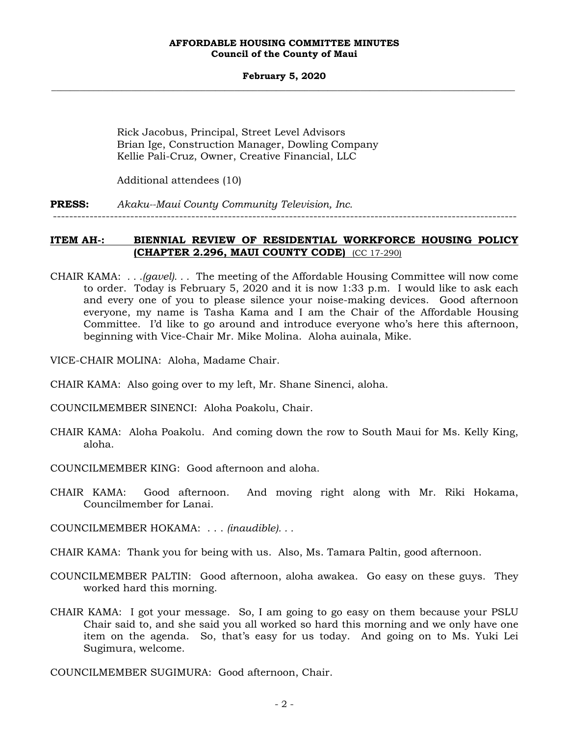Rick Jacobus, Principal, Street Level Advisors
Brian Ige, Construction Manager, Dowling Company
Kellie Pali-Cruz, Owner, Creative Financial, LLC

Additional attendees (10)

**PRESS:** *Akaku--Maui County Community Television, Inc.*

---

**ITEM AH-: BIENNIAL REVIEW OF RESIDENTIAL WORKFORCE HOUSING POLICY (CHAPTER 2.296, MAUI COUNTY CODE)** (CC 17-290)

CHAIR KAMA: *. . .(gavel). . .* The meeting of the Affordable Housing Committee will now come to order. Today is February 5, 2020 and it is now 1:33 p.m. I would like to ask each and every one of you to please silence your noise-making devices. Good afternoon everyone, my name is Tasha Kama and I am the Chair of the Affordable Housing Committee. I'd like to go around and introduce everyone who's here this afternoon, beginning with Vice-Chair Mr. Mike Molina. Aloha auinala, Mike.

VICE-CHAIR MOLINA: Aloha, Madame Chair.

CHAIR KAMA: Also going over to my left, Mr. Shane Sinenci, aloha.

COUNCILMEMBER SINENCI: Aloha Poakolu, Chair.

CHAIR KAMA: Aloha Poakolu. And coming down the row to South Maui for Ms. Kelly King, aloha.

COUNCILMEMBER KING: Good afternoon and aloha.

CHAIR KAMA: Good afternoon. And moving right along with Mr. Riki Hokama, Councilmember for Lanai.

COUNCILMEMBER HOKAMA: . . . *(inaudible). . .*

CHAIR KAMA: Thank you for being with us. Also, Ms. Tamara Paltin, good afternoon.

COUNCILMEMBER PALTIN: Good afternoon, aloha awakea. Go easy on these guys. They worked hard this morning.

CHAIR KAMA: I got your message. So, I am going to go easy on them because your PSLU Chair said to, and she said you all worked so hard this morning and we only have one item on the agenda. So, that's easy for us today. And going on to Ms. Yuki Lei Sugimura, welcome.

COUNCILMEMBER SUGIMURA: Good afternoon, Chair.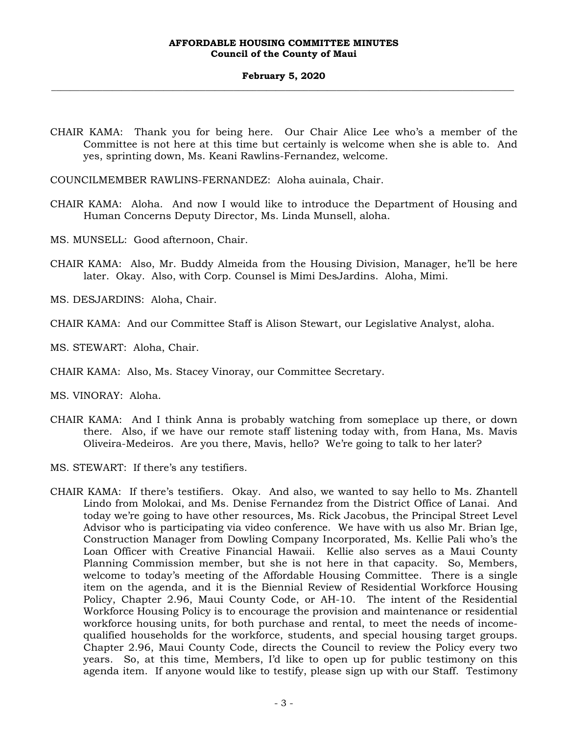CHAIR KAMA: Thank you for being here. Our Chair Alice Lee who's a member of the Committee is not here at this time but certainly is welcome when she is able to. And yes, sprinting down, Ms. Keani Rawlins-Fernandez, welcome.

COUNCILMEMBER RAWLINS-FERNANDEZ: Aloha auinala, Chair.

CHAIR KAMA: Aloha. And now I would like to introduce the Department of Housing and Human Concerns Deputy Director, Ms. Linda Munsell, aloha.

MS. MUNSELL: Good afternoon, Chair.

CHAIR KAMA: Also, Mr. Buddy Almeida from the Housing Division, Manager, he'll be here later. Okay. Also, with Corp. Counsel is Mimi DesJardins. Aloha, Mimi.

MS. DESJARDINS: Aloha, Chair.

CHAIR KAMA: And our Committee Staff is Alison Stewart, our Legislative Analyst, aloha.

MS. STEWART: Aloha, Chair.

CHAIR KAMA: Also, Ms. Stacey Vinoray, our Committee Secretary.

MS. VINORAY: Aloha.

CHAIR KAMA: And I think Anna is probably watching from someplace up there, or down there. Also, if we have our remote staff listening today with, from Hana, Ms. Mavis Oliveira-Medeiros. Are you there, Mavis, hello? We're going to talk to her later?

MS. STEWART: If there's any testifiers.

CHAIR KAMA: If there's testifiers. Okay. And also, we wanted to say hello to Ms. Zhantell Lindo from Molokai, and Ms. Denise Fernandez from the District Office of Lanai. And today we're going to have other resources, Ms. Rick Jacobus, the Principal Street Level Advisor who is participating via video conference. We have with us also Mr. Brian Ige, Construction Manager from Dowling Company Incorporated, Ms. Kellie Pali who's the Loan Officer with Creative Financial Hawaii. Kellie also serves as a Maui County Planning Commission member, but she is not here in that capacity. So, Members, welcome to today's meeting of the Affordable Housing Committee. There is a single item on the agenda, and it is the Biennial Review of Residential Workforce Housing Policy, Chapter 2.96, Maui County Code, or AH-10. The intent of the Residential Workforce Housing Policy is to encourage the provision and maintenance or residential workforce housing units, for both purchase and rental, to meet the needs of income-qualified households for the workforce, students, and special housing target groups. Chapter 2.96, Maui County Code, directs the Council to review the Policy every two years. So, at this time, Members, I'd like to open up for public testimony on this agenda item. If anyone would like to testify, please sign up with our Staff. Testimony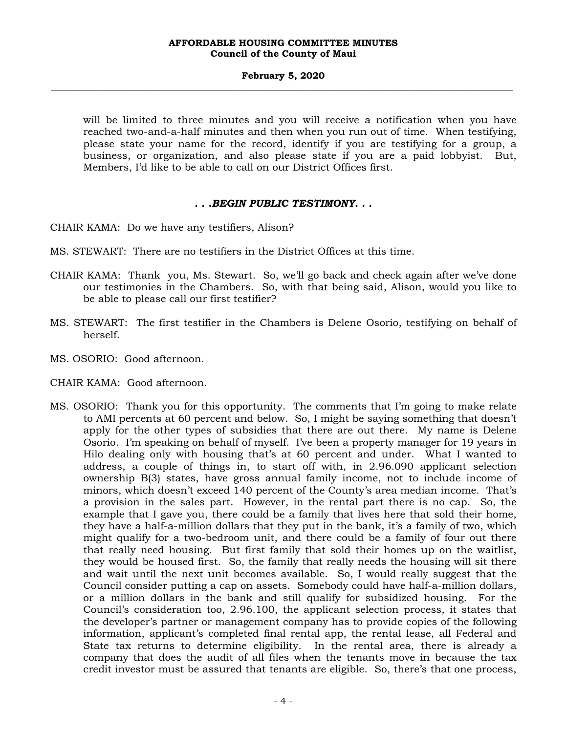will be limited to three minutes and you will receive a notification when you have reached two-and-a-half minutes and then when you run out of time. When testifying, please state your name for the record, identify if you are testifying for a group, a business, or organization, and also please state if you are a paid lobbyist. But, Members, I'd like to be able to call on our District Offices first.

***. . .BEGIN PUBLIC TESTIMONY. . .***

CHAIR KAMA: Do we have any testifiers, Alison?

MS. STEWART: There are no testifiers in the District Offices at this time.

CHAIR KAMA: Thank you, Ms. Stewart. So, we'll go back and check again after we've done our testimonies in the Chambers. So, with that being said, Alison, would you like to be able to please call our first testifier?

MS. STEWART: The first testifier in the Chambers is Delene Osorio, testifying on behalf of herself.

MS. OSORIO: Good afternoon.

CHAIR KAMA: Good afternoon.

MS. OSORIO: Thank you for this opportunity. The comments that I'm going to make relate to AMI percents at 60 percent and below. So, I might be saying something that doesn't apply for the other types of subsidies that there are out there. My name is Delene Osorio. I'm speaking on behalf of myself. I've been a property manager for 19 years in Hilo dealing only with housing that's at 60 percent and under. What I wanted to address, a couple of things in, to start off with, in 2.96.090 applicant selection ownership B(3) states, have gross annual family income, not to include income of minors, which doesn't exceed 140 percent of the County's area median income. That's a provision in the sales part. However, in the rental part there is no cap. So, the example that I gave you, there could be a family that lives here that sold their home, they have a half-a-million dollars that they put in the bank, it's a family of two, which might qualify for a two-bedroom unit, and there could be a family of four out there that really need housing. But first family that sold their homes up on the waitlist, they would be housed first. So, the family that really needs the housing will sit there and wait until the next unit becomes available. So, I would really suggest that the Council consider putting a cap on assets. Somebody could have half-a-million dollars, or a million dollars in the bank and still qualify for subsidized housing. For the Council's consideration too, 2.96.100, the applicant selection process, it states that the developer's partner or management company has to provide copies of the following information, applicant's completed final rental app, the rental lease, all Federal and State tax returns to determine eligibility. In the rental area, there is already a company that does the audit of all files when the tenants move in because the tax credit investor must be assured that tenants are eligible. So, there's that one process,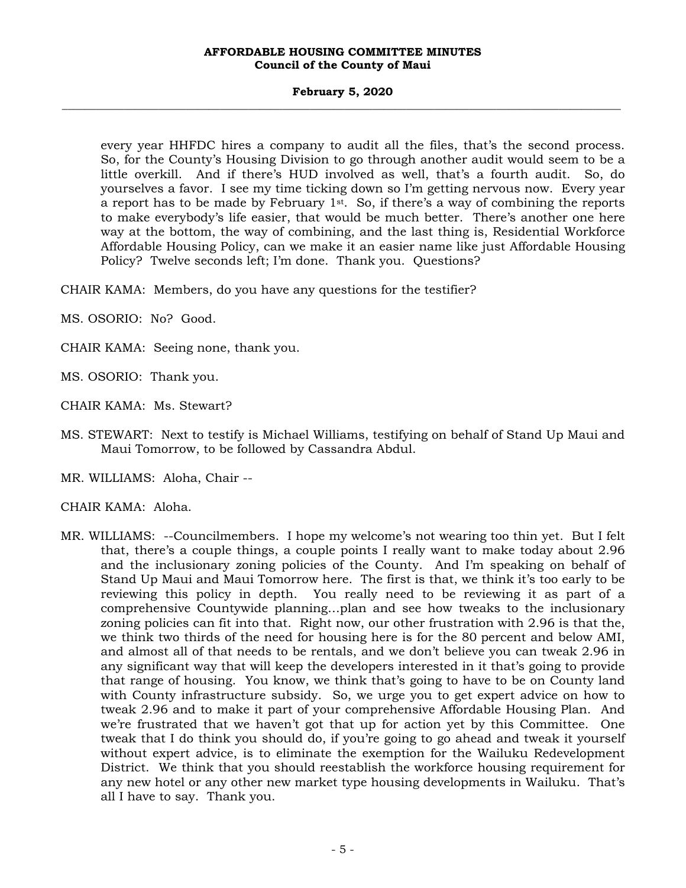every year HHFDC hires a company to audit all the files, that's the second process. So, for the County's Housing Division to go through another audit would seem to be a little overkill. And if there's HUD involved as well, that's a fourth audit. So, do yourselves a favor. I see my time ticking down so I'm getting nervous now. Every year a report has to be made by February 1st. So, if there's a way of combining the reports to make everybody's life easier, that would be much better. There's another one here way at the bottom, the way of combining, and the last thing is, Residential Workforce Affordable Housing Policy, can we make it an easier name like just Affordable Housing Policy? Twelve seconds left; I'm done. Thank you. Questions?

CHAIR KAMA: Members, do you have any questions for the testifier?

MS. OSORIO: No? Good.

CHAIR KAMA: Seeing none, thank you.

MS. OSORIO: Thank you.

CHAIR KAMA: Ms. Stewart?

MS. STEWART: Next to testify is Michael Williams, testifying on behalf of Stand Up Maui and Maui Tomorrow, to be followed by Cassandra Abdul.

MR. WILLIAMS: Aloha, Chair --

CHAIR KAMA: Aloha.

MR. WILLIAMS: --Councilmembers. I hope my welcome's not wearing too thin yet. But I felt that, there's a couple things, a couple points I really want to make today about 2.96 and the inclusionary zoning policies of the County. And I'm speaking on behalf of Stand Up Maui and Maui Tomorrow here. The first is that, we think it's too early to be reviewing this policy in depth. You really need to be reviewing it as part of a comprehensive Countywide planning...plan and see how tweaks to the inclusionary zoning policies can fit into that. Right now, our other frustration with 2.96 is that the, we think two thirds of the need for housing here is for the 80 percent and below AMI, and almost all of that needs to be rentals, and we don't believe you can tweak 2.96 in any significant way that will keep the developers interested in it that's going to provide that range of housing. You know, we think that's going to have to be on County land with County infrastructure subsidy. So, we urge you to get expert advice on how to tweak 2.96 and to make it part of your comprehensive Affordable Housing Plan. And we're frustrated that we haven't got that up for action yet by this Committee. One tweak that I do think you should do, if you're going to go ahead and tweak it yourself without expert advice, is to eliminate the exemption for the Wailuku Redevelopment District. We think that you should reestablish the workforce housing requirement for any new hotel or any other new market type housing developments in Wailuku. That's all I have to say. Thank you.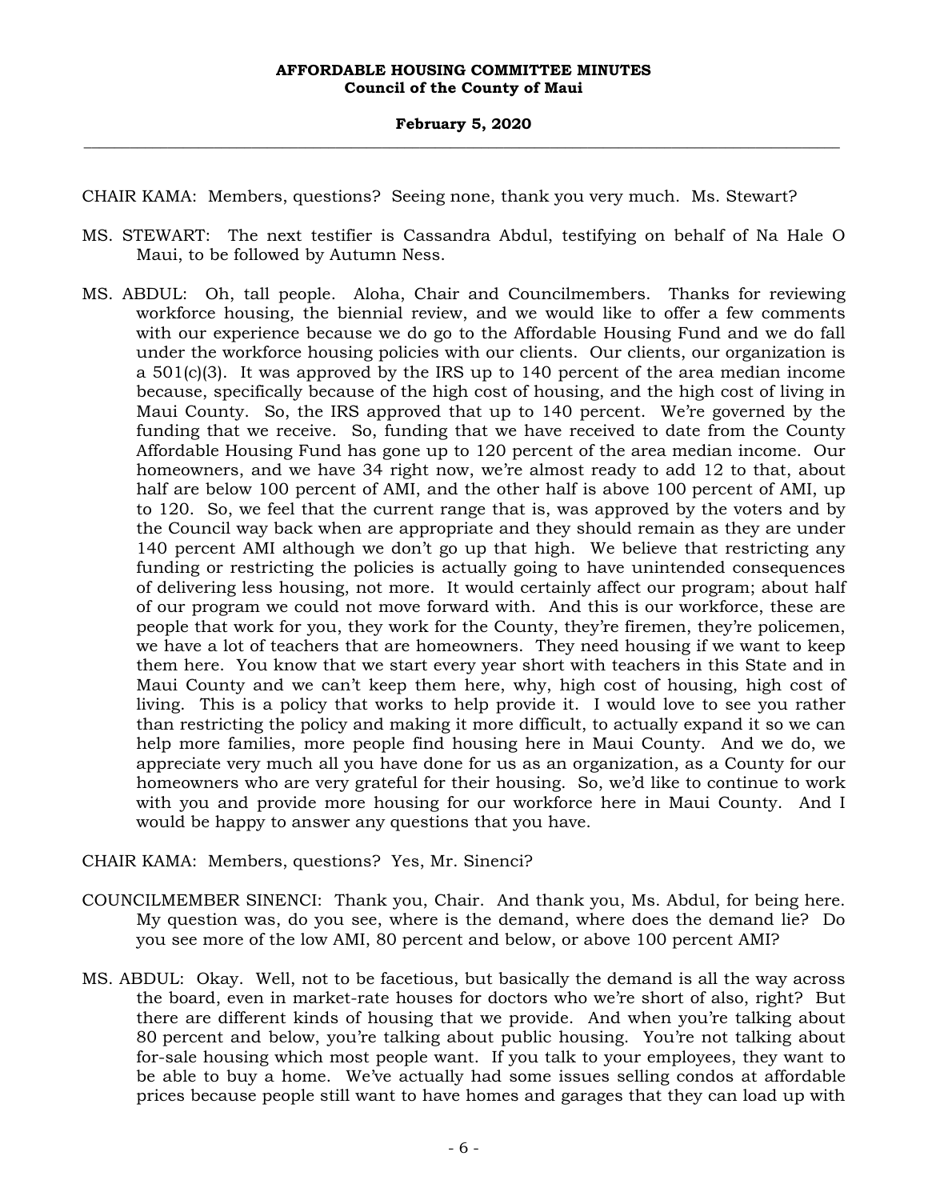CHAIR KAMA: Members, questions? Seeing none, thank you very much. Ms. Stewart?

MS. STEWART: The next testifier is Cassandra Abdul, testifying on behalf of Na Hale O Maui, to be followed by Autumn Ness.

MS. ABDUL: Oh, tall people. Aloha, Chair and Councilmembers. Thanks for reviewing workforce housing, the biennial review, and we would like to offer a few comments with our experience because we do go to the Affordable Housing Fund and we do fall under the workforce housing policies with our clients. Our clients, our organization is a 501(c)(3). It was approved by the IRS up to 140 percent of the area median income because, specifically because of the high cost of housing, and the high cost of living in Maui County. So, the IRS approved that up to 140 percent. We're governed by the funding that we receive. So, funding that we have received to date from the County Affordable Housing Fund has gone up to 120 percent of the area median income. Our homeowners, and we have 34 right now, we're almost ready to add 12 to that, about half are below 100 percent of AMI, and the other half is above 100 percent of AMI, up to 120. So, we feel that the current range that is, was approved by the voters and by the Council way back when are appropriate and they should remain as they are under 140 percent AMI although we don't go up that high. We believe that restricting any funding or restricting the policies is actually going to have unintended consequences of delivering less housing, not more. It would certainly affect our program; about half of our program we could not move forward with. And this is our workforce, these are people that work for you, they work for the County, they're firemen, they're policemen, we have a lot of teachers that are homeowners. They need housing if we want to keep them here. You know that we start every year short with teachers in this State and in Maui County and we can't keep them here, why, high cost of housing, high cost of living. This is a policy that works to help provide it. I would love to see you rather than restricting the policy and making it more difficult, to actually expand it so we can help more families, more people find housing here in Maui County. And we do, we appreciate very much all you have done for us as an organization, as a County for our homeowners who are very grateful for their housing. So, we'd like to continue to work with you and provide more housing for our workforce here in Maui County. And I would be happy to answer any questions that you have.

CHAIR KAMA: Members, questions? Yes, Mr. Sinenci?

COUNCILMEMBER SINENCI: Thank you, Chair. And thank you, Ms. Abdul, for being here. My question was, do you see, where is the demand, where does the demand lie? Do you see more of the low AMI, 80 percent and below, or above 100 percent AMI?

MS. ABDUL: Okay. Well, not to be facetious, but basically the demand is all the way across the board, even in market-rate houses for doctors who we're short of also, right? But there are different kinds of housing that we provide. And when you're talking about 80 percent and below, you're talking about public housing. You're not talking about for-sale housing which most people want. If you talk to your employees, they want to be able to buy a home. We've actually had some issues selling condos at affordable prices because people still want to have homes and garages that they can load up with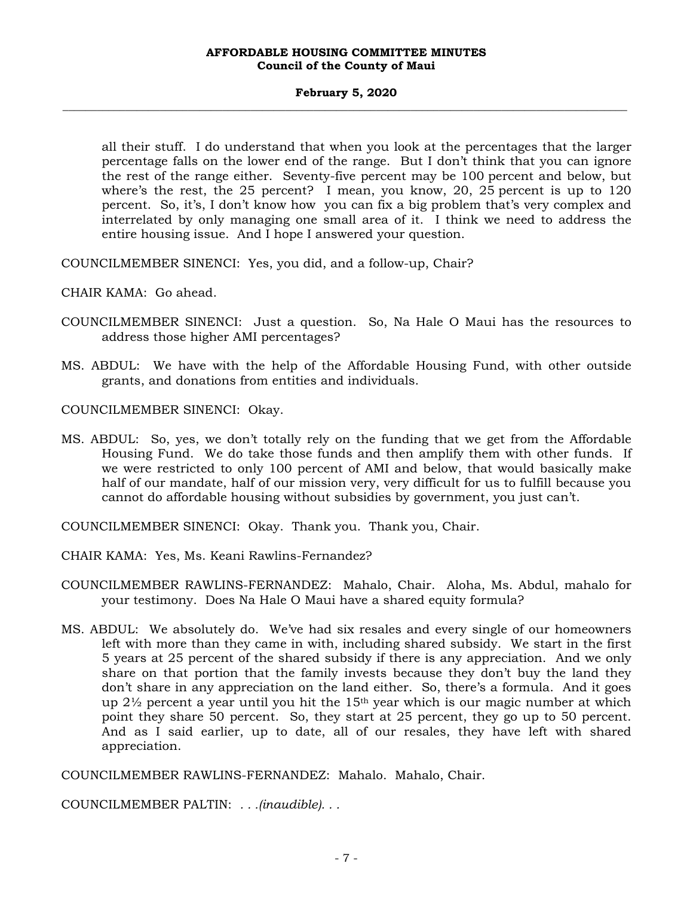all their stuff. I do understand that when you look at the percentages that the larger percentage falls on the lower end of the range. But I don't think that you can ignore the rest of the range either. Seventy-five percent may be 100 percent and below, but where's the rest, the 25 percent? I mean, you know, 20, 25 percent is up to 120 percent. So, it's, I don't know how you can fix a big problem that's very complex and interrelated by only managing one small area of it. I think we need to address the entire housing issue. And I hope I answered your question.

COUNCILMEMBER SINENCI: Yes, you did, and a follow-up, Chair?

CHAIR KAMA: Go ahead.

COUNCILMEMBER SINENCI: Just a question. So, Na Hale O Maui has the resources to address those higher AMI percentages?

MS. ABDUL: We have with the help of the Affordable Housing Fund, with other outside grants, and donations from entities and individuals.

COUNCILMEMBER SINENCI: Okay.

MS. ABDUL: So, yes, we don't totally rely on the funding that we get from the Affordable Housing Fund. We do take those funds and then amplify them with other funds. If we were restricted to only 100 percent of AMI and below, that would basically make half of our mandate, half of our mission very, very difficult for us to fulfill because you cannot do affordable housing without subsidies by government, you just can't.

COUNCILMEMBER SINENCI: Okay. Thank you. Thank you, Chair.

CHAIR KAMA: Yes, Ms. Keani Rawlins-Fernandez?

COUNCILMEMBER RAWLINS-FERNANDEZ: Mahalo, Chair. Aloha, Ms. Abdul, mahalo for your testimony. Does Na Hale O Maui have a shared equity formula?

MS. ABDUL: We absolutely do. We've had six resales and every single of our homeowners left with more than they came in with, including shared subsidy. We start in the first 5 years at 25 percent of the shared subsidy if there is any appreciation. And we only share on that portion that the family invests because they don't buy the land they don't share in any appreciation on the land either. So, there's a formula. And it goes up 2½ percent a year until you hit the 15th year which is our magic number at which point they share 50 percent. So, they start at 25 percent, they go up to 50 percent. And as I said earlier, up to date, all of our resales, they have left with shared appreciation.

COUNCILMEMBER RAWLINS-FERNANDEZ: Mahalo. Mahalo, Chair.

COUNCILMEMBER PALTIN: . . .*(inaudible)*. . .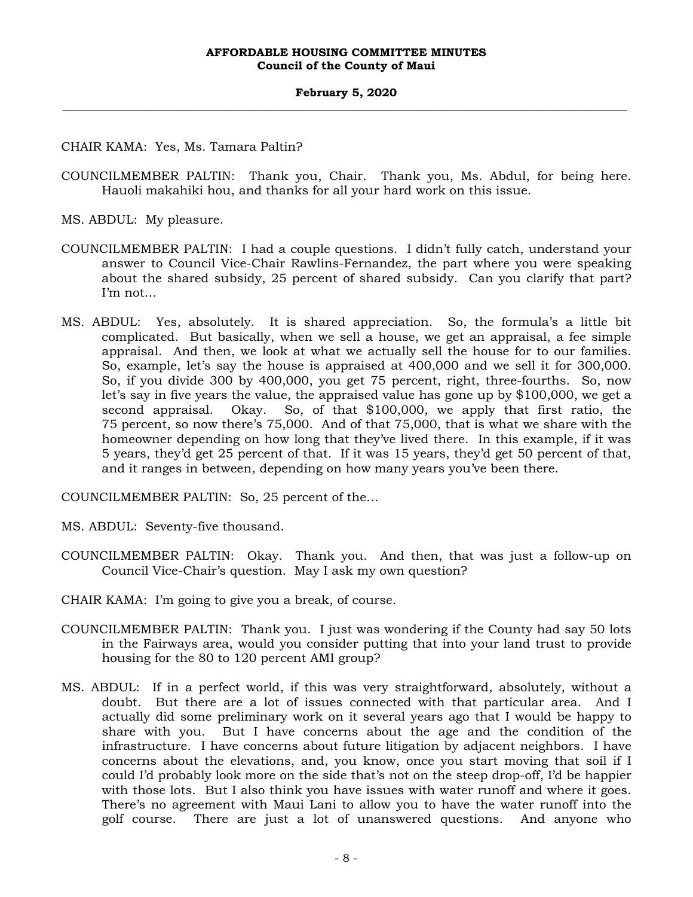CHAIR KAMA: Yes, Ms. Tamara Paltin?

COUNCILMEMBER PALTIN: Thank you, Chair. Thank you, Ms. Abdul, for being here. Hauoli makahiki hou, and thanks for all your hard work on this issue.

MS. ABDUL: My pleasure.

COUNCILMEMBER PALTIN: I had a couple questions. I didn't fully catch, understand your answer to Council Vice-Chair Rawlins-Fernandez, the part where you were speaking about the shared subsidy, 25 percent of shared subsidy. Can you clarify that part? I'm not...

MS. ABDUL: Yes, absolutely. It is shared appreciation. So, the formula's a little bit complicated. But basically, when we sell a house, we get an appraisal, a fee simple appraisal. And then, we look at what we actually sell the house for to our families. So, example, let's say the house is appraised at 400,000 and we sell it for 300,000. So, if you divide 300 by 400,000, you get 75 percent, right, three-fourths. So, now let's say in five years the value, the appraised value has gone up by $100,000, we get a second appraisal. Okay. So, of that $100,000, we apply that first ratio, the 75 percent, so now there's 75,000. And of that 75,000, that is what we share with the homeowner depending on how long that they've lived there. In this example, if it was 5 years, they'd get 25 percent of that. If it was 15 years, they'd get 50 percent of that, and it ranges in between, depending on how many years you've been there.

COUNCILMEMBER PALTIN: So, 25 percent of the...

MS. ABDUL: Seventy-five thousand.

COUNCILMEMBER PALTIN: Okay. Thank you. And then, that was just a follow-up on Council Vice-Chair's question. May I ask my own question?

CHAIR KAMA: I'm going to give you a break, of course.

COUNCILMEMBER PALTIN: Thank you. I just was wondering if the County had say 50 lots in the Fairways area, would you consider putting that into your land trust to provide housing for the 80 to 120 percent AMI group?

MS. ABDUL: If in a perfect world, if this was very straightforward, absolutely, without a doubt. But there are a lot of issues connected with that particular area. And I actually did some preliminary work on it several years ago that I would be happy to share with you. But I have concerns about the age and the condition of the infrastructure. I have concerns about future litigation by adjacent neighbors. I have concerns about the elevations, and, you know, once you start moving that soil if I could I'd probably look more on the side that's not on the steep drop-off, I'd be happier with those lots. But I also think you have issues with water runoff and where it goes. There's no agreement with Maui Lani to allow you to have the water runoff into the golf course. There are just a lot of unanswered questions. And anyone who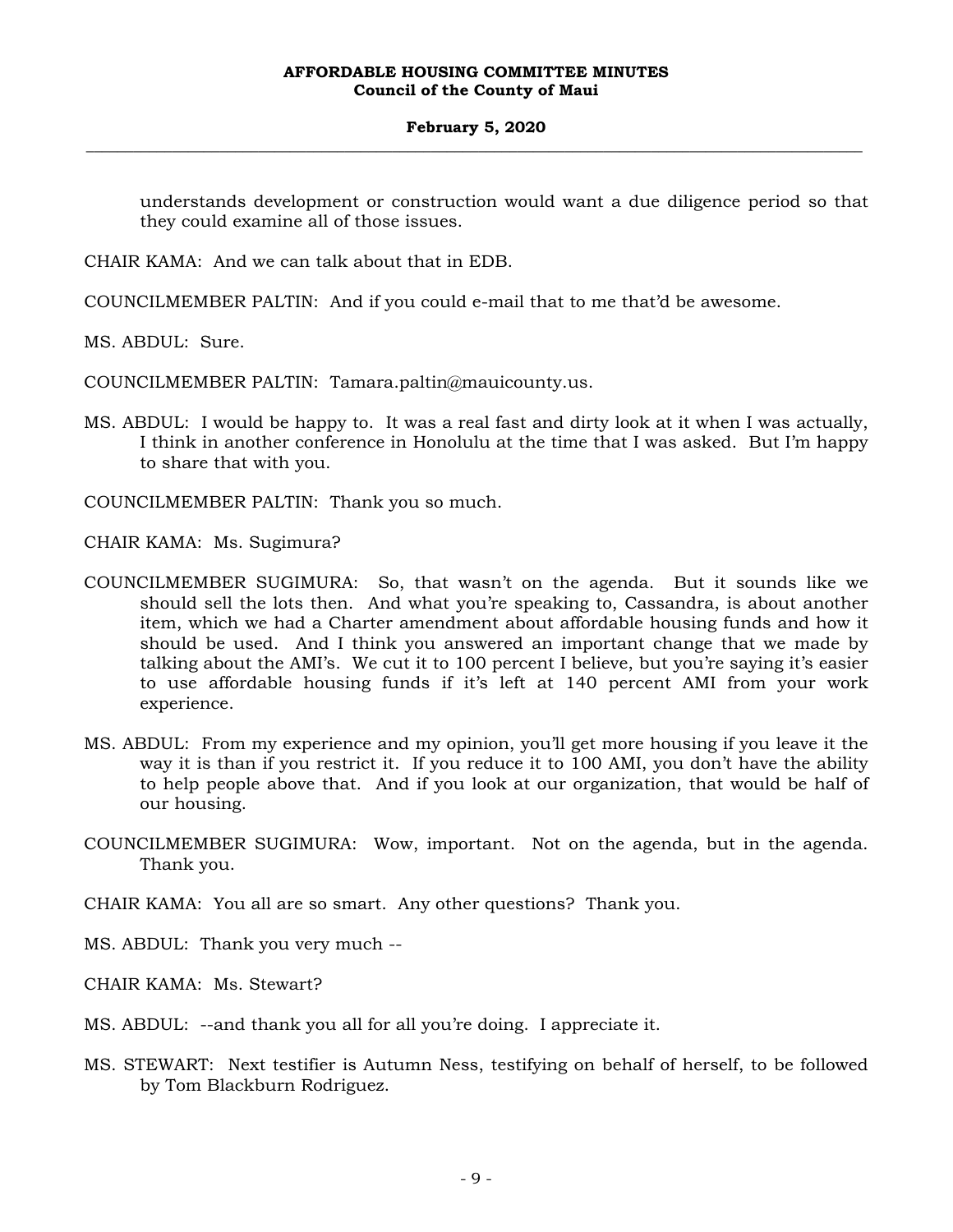understands development or construction would want a due diligence period so that they could examine all of those issues.

CHAIR KAMA: And we can talk about that in EDB.

COUNCILMEMBER PALTIN: And if you could e-mail that to me that'd be awesome.

MS. ABDUL: Sure.

COUNCILMEMBER PALTIN: Tamara.paltin@mauicounty.us.

MS. ABDUL: I would be happy to. It was a real fast and dirty look at it when I was actually, I think in another conference in Honolulu at the time that I was asked. But I'm happy to share that with you.

COUNCILMEMBER PALTIN: Thank you so much.

CHAIR KAMA: Ms. Sugimura?

COUNCILMEMBER SUGIMURA: So, that wasn't on the agenda. But it sounds like we should sell the lots then. And what you're speaking to, Cassandra, is about another item, which we had a Charter amendment about affordable housing funds and how it should be used. And I think you answered an important change that we made by talking about the AMI's. We cut it to 100 percent I believe, but you're saying it's easier to use affordable housing funds if it's left at 140 percent AMI from your work experience.

MS. ABDUL: From my experience and my opinion, you'll get more housing if you leave it the way it is than if you restrict it. If you reduce it to 100 AMI, you don't have the ability to help people above that. And if you look at our organization, that would be half of our housing.

COUNCILMEMBER SUGIMURA: Wow, important. Not on the agenda, but in the agenda. Thank you.

CHAIR KAMA: You all are so smart. Any other questions? Thank you.

MS. ABDUL: Thank you very much --

CHAIR KAMA: Ms. Stewart?

MS. ABDUL: --and thank you all for all you're doing. I appreciate it.

MS. STEWART: Next testifier is Autumn Ness, testifying on behalf of herself, to be followed by Tom Blackburn Rodriguez.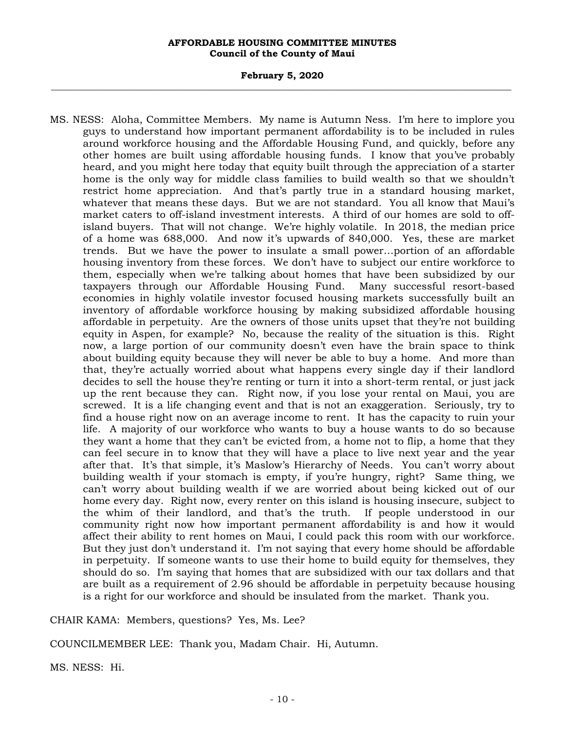MS. NESS: Aloha, Committee Members. My name is Autumn Ness. I'm here to implore you guys to understand how important permanent affordability is to be included in rules around workforce housing and the Affordable Housing Fund, and quickly, before any other homes are built using affordable housing funds. I know that you've probably heard, and you might here today that equity built through the appreciation of a starter home is the only way for middle class families to build wealth so that we shouldn't restrict home appreciation. And that's partly true in a standard housing market, whatever that means these days. But we are not standard. You all know that Maui's market caters to off-island investment interests. A third of our homes are sold to off-island buyers. That will not change. We're highly volatile. In 2018, the median price of a home was 688,000. And now it's upwards of 840,000. Yes, these are market trends. But we have the power to insulate a small power...portion of an affordable housing inventory from these forces. We don't have to subject our entire workforce to them, especially when we're talking about homes that have been subsidized by our taxpayers through our Affordable Housing Fund. Many successful resort-based economies in highly volatile investor focused housing markets successfully built an inventory of affordable workforce housing by making subsidized affordable housing affordable in perpetuity. Are the owners of those units upset that they're not building equity in Aspen, for example? No, because the reality of the situation is this. Right now, a large portion of our community doesn't even have the brain space to think about building equity because they will never be able to buy a home. And more than that, they're actually worried about what happens every single day if their landlord decides to sell the house they're renting or turn it into a short-term rental, or just jack up the rent because they can. Right now, if you lose your rental on Maui, you are screwed. It is a life changing event and that is not an exaggeration. Seriously, try to find a house right now on an average income to rent. It has the capacity to ruin your life. A majority of our workforce who wants to buy a house wants to do so because they want a home that they can't be evicted from, a home not to flip, a home that they can feel secure in to know that they will have a place to live next year and the year after that. It's that simple, it's Maslow's Hierarchy of Needs. You can't worry about building wealth if your stomach is empty, if you're hungry, right? Same thing, we can't worry about building wealth if we are worried about being kicked out of our home every day. Right now, every renter on this island is housing insecure, subject to the whim of their landlord, and that's the truth. If people understood in our community right now how important permanent affordability is and how it would affect their ability to rent homes on Maui, I could pack this room with our workforce. But they just don't understand it. I'm not saying that every home should be affordable in perpetuity. If someone wants to use their home to build equity for themselves, they should do so. I'm saying that homes that are subsidized with our tax dollars and that are built as a requirement of 2.96 should be affordable in perpetuity because housing is a right for our workforce and should be insulated from the market. Thank you.

CHAIR KAMA: Members, questions? Yes, Ms. Lee?

COUNCILMEMBER LEE: Thank you, Madam Chair. Hi, Autumn.

MS. NESS: Hi.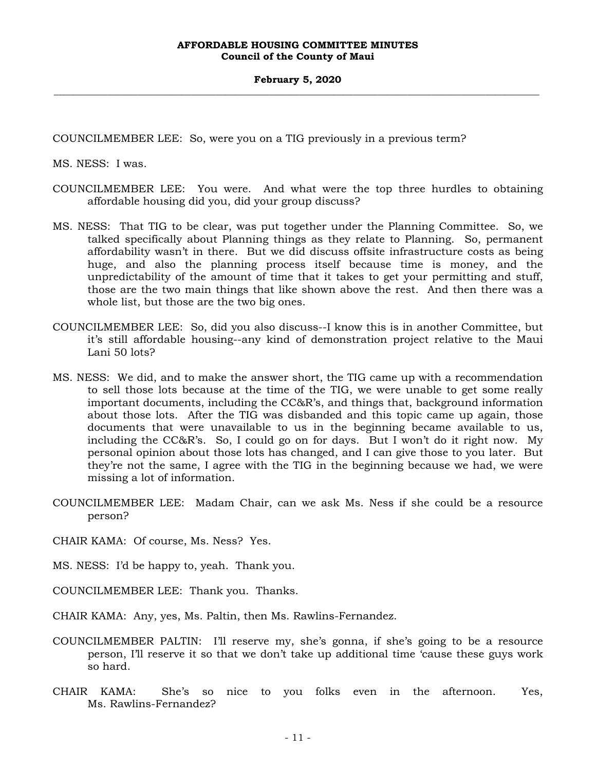COUNCILMEMBER LEE: So, were you on a TIG previously in a previous term?

MS. NESS: I was.

COUNCILMEMBER LEE: You were. And what were the top three hurdles to obtaining affordable housing did you, did your group discuss?

MS. NESS: That TIG to be clear, was put together under the Planning Committee. So, we talked specifically about Planning things as they relate to Planning. So, permanent affordability wasn't in there. But we did discuss offsite infrastructure costs as being huge, and also the planning process itself because time is money, and the unpredictability of the amount of time that it takes to get your permitting and stuff, those are the two main things that like shown above the rest. And then there was a whole list, but those are the two big ones.

COUNCILMEMBER LEE: So, did you also discuss--I know this is in another Committee, but it's still affordable housing--any kind of demonstration project relative to the Maui Lani 50 lots?

MS. NESS: We did, and to make the answer short, the TIG came up with a recommendation to sell those lots because at the time of the TIG, we were unable to get some really important documents, including the CC&R's, and things that, background information about those lots. After the TIG was disbanded and this topic came up again, those documents that were unavailable to us in the beginning became available to us, including the CC&R's. So, I could go on for days. But I won't do it right now. My personal opinion about those lots has changed, and I can give those to you later. But they're not the same, I agree with the TIG in the beginning because we had, we were missing a lot of information.

COUNCILMEMBER LEE: Madam Chair, can we ask Ms. Ness if she could be a resource person?

CHAIR KAMA: Of course, Ms. Ness? Yes.

MS. NESS: I'd be happy to, yeah. Thank you.

COUNCILMEMBER LEE: Thank you. Thanks.

CHAIR KAMA: Any, yes, Ms. Paltin, then Ms. Rawlins-Fernandez.

COUNCILMEMBER PALTIN: I'll reserve my, she's gonna, if she's going to be a resource person, I'll reserve it so that we don't take up additional time 'cause these guys work so hard.

CHAIR KAMA: She's so nice to you folks even in the afternoon. Yes, Ms. Rawlins-Fernandez?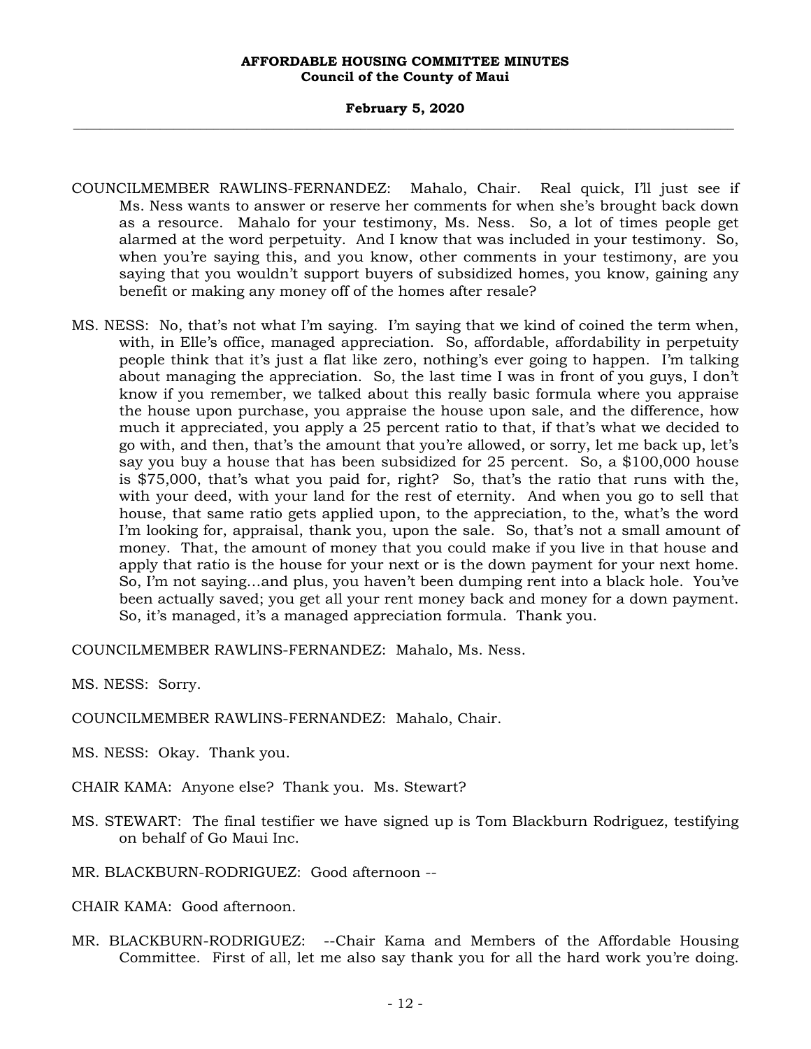COUNCILMEMBER RAWLINS-FERNANDEZ: Mahalo, Chair. Real quick, I'll just see if Ms. Ness wants to answer or reserve her comments for when she's brought back down as a resource. Mahalo for your testimony, Ms. Ness. So, a lot of times people get alarmed at the word perpetuity. And I know that was included in your testimony. So, when you're saying this, and you know, other comments in your testimony, are you saying that you wouldn't support buyers of subsidized homes, you know, gaining any benefit or making any money off of the homes after resale?

MS. NESS: No, that's not what I'm saying. I'm saying that we kind of coined the term when, with, in Elle's office, managed appreciation. So, affordable, affordability in perpetuity people think that it's just a flat like zero, nothing's ever going to happen. I'm talking about managing the appreciation. So, the last time I was in front of you guys, I don't know if you remember, we talked about this really basic formula where you appraise the house upon purchase, you appraise the house upon sale, and the difference, how much it appreciated, you apply a 25 percent ratio to that, if that's what we decided to go with, and then, that's the amount that you're allowed, or sorry, let me back up, let's say you buy a house that has been subsidized for 25 percent. So, a $100,000 house is $75,000, that's what you paid for, right? So, that's the ratio that runs with the, with your deed, with your land for the rest of eternity. And when you go to sell that house, that same ratio gets applied upon, to the appreciation, to the, what's the word I'm looking for, appraisal, thank you, upon the sale. So, that's not a small amount of money. That, the amount of money that you could make if you live in that house and apply that ratio is the house for your next or is the down payment for your next home. So, I'm not saying...and plus, you haven't been dumping rent into a black hole. You've been actually saved; you get all your rent money back and money for a down payment. So, it's managed, it's a managed appreciation formula. Thank you.

COUNCILMEMBER RAWLINS-FERNANDEZ: Mahalo, Ms. Ness.

MS. NESS: Sorry.

COUNCILMEMBER RAWLINS-FERNANDEZ: Mahalo, Chair.

MS. NESS: Okay. Thank you.

CHAIR KAMA: Anyone else? Thank you. Ms. Stewart?

MS. STEWART: The final testifier we have signed up is Tom Blackburn Rodriguez, testifying on behalf of Go Maui Inc.

MR. BLACKBURN-RODRIGUEZ: Good afternoon --

CHAIR KAMA: Good afternoon.

MR. BLACKBURN-RODRIGUEZ: --Chair Kama and Members of the Affordable Housing Committee. First of all, let me also say thank you for all the hard work you're doing.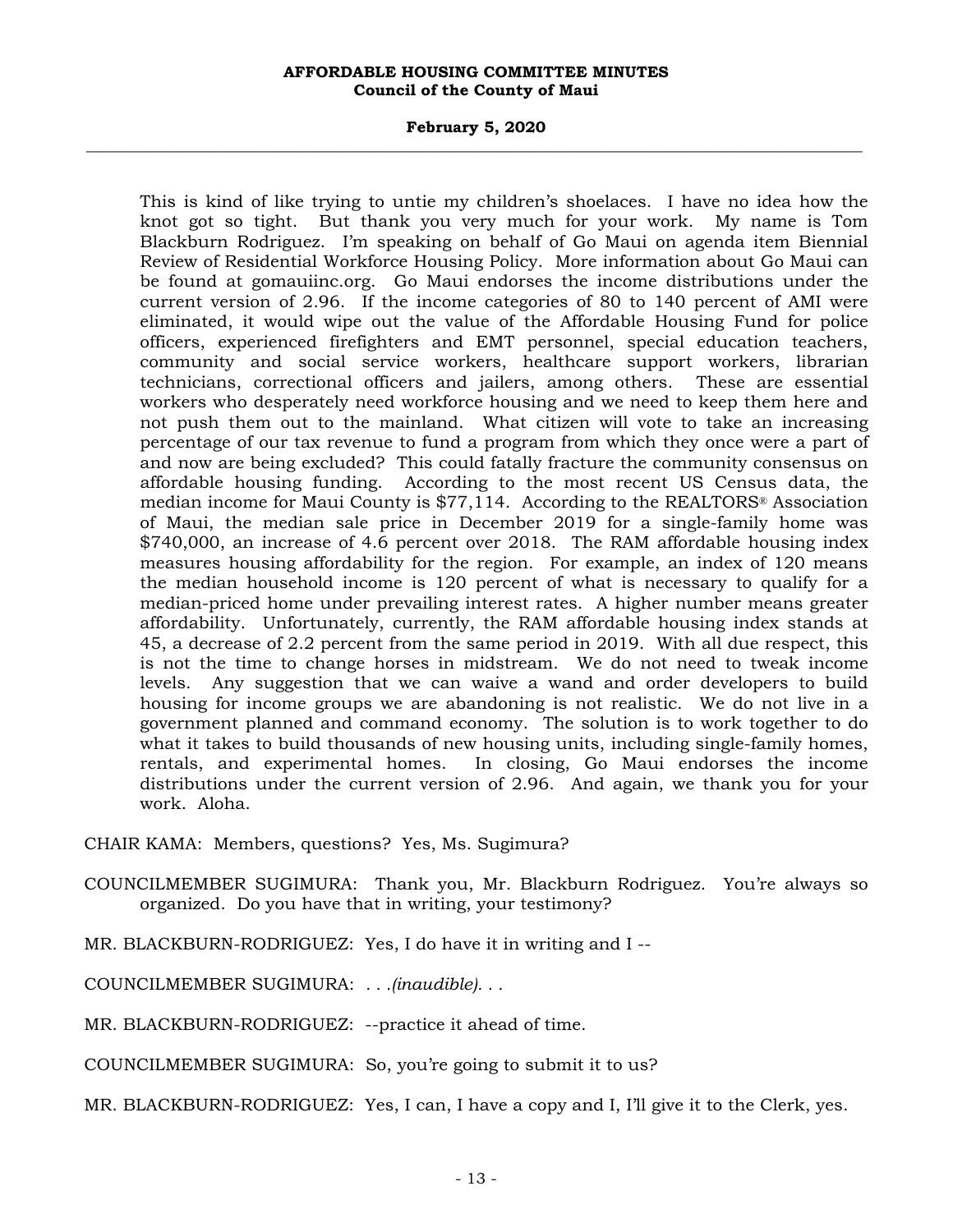This is kind of like trying to untie my children's shoelaces. I have no idea how the knot got so tight. But thank you very much for your work. My name is Tom Blackburn Rodriguez. I'm speaking on behalf of Go Maui on agenda item Biennial Review of Residential Workforce Housing Policy. More information about Go Maui can be found at gomauiinc.org. Go Maui endorses the income distributions under the current version of 2.96. If the income categories of 80 to 140 percent of AMI were eliminated, it would wipe out the value of the Affordable Housing Fund for police officers, experienced firefighters and EMT personnel, special education teachers, community and social service workers, healthcare support workers, librarian technicians, correctional officers and jailers, among others. These are essential workers who desperately need workforce housing and we need to keep them here and not push them out to the mainland. What citizen will vote to take an increasing percentage of our tax revenue to fund a program from which they once were a part of and now are being excluded? This could fatally fracture the community consensus on affordable housing funding. According to the most recent US Census data, the median income for Maui County is $77,114. According to the REALTORS® Association of Maui, the median sale price in December 2019 for a single-family home was $740,000, an increase of 4.6 percent over 2018. The RAM affordable housing index measures housing affordability for the region. For example, an index of 120 means the median household income is 120 percent of what is necessary to qualify for a median-priced home under prevailing interest rates. A higher number means greater affordability. Unfortunately, currently, the RAM affordable housing index stands at 45, a decrease of 2.2 percent from the same period in 2019. With all due respect, this is not the time to change horses in midstream. We do not need to tweak income levels. Any suggestion that we can waive a wand and order developers to build housing for income groups we are abandoning is not realistic. We do not live in a government planned and command economy. The solution is to work together to do what it takes to build thousands of new housing units, including single-family homes, rentals, and experimental homes. In closing, Go Maui endorses the income distributions under the current version of 2.96. And again, we thank you for your work. Aloha.

CHAIR KAMA: Members, questions? Yes, Ms. Sugimura?

COUNCILMEMBER SUGIMURA: Thank you, Mr. Blackburn Rodriguez. You're always so organized. Do you have that in writing, your testimony?

MR. BLACKBURN-RODRIGUEZ: Yes, I do have it in writing and I --

COUNCILMEMBER SUGIMURA: *. . .(inaudible). . .*

MR. BLACKBURN-RODRIGUEZ: --practice it ahead of time.

COUNCILMEMBER SUGIMURA: So, you're going to submit it to us?

MR. BLACKBURN-RODRIGUEZ: Yes, I can, I have a copy and I, I'll give it to the Clerk, yes.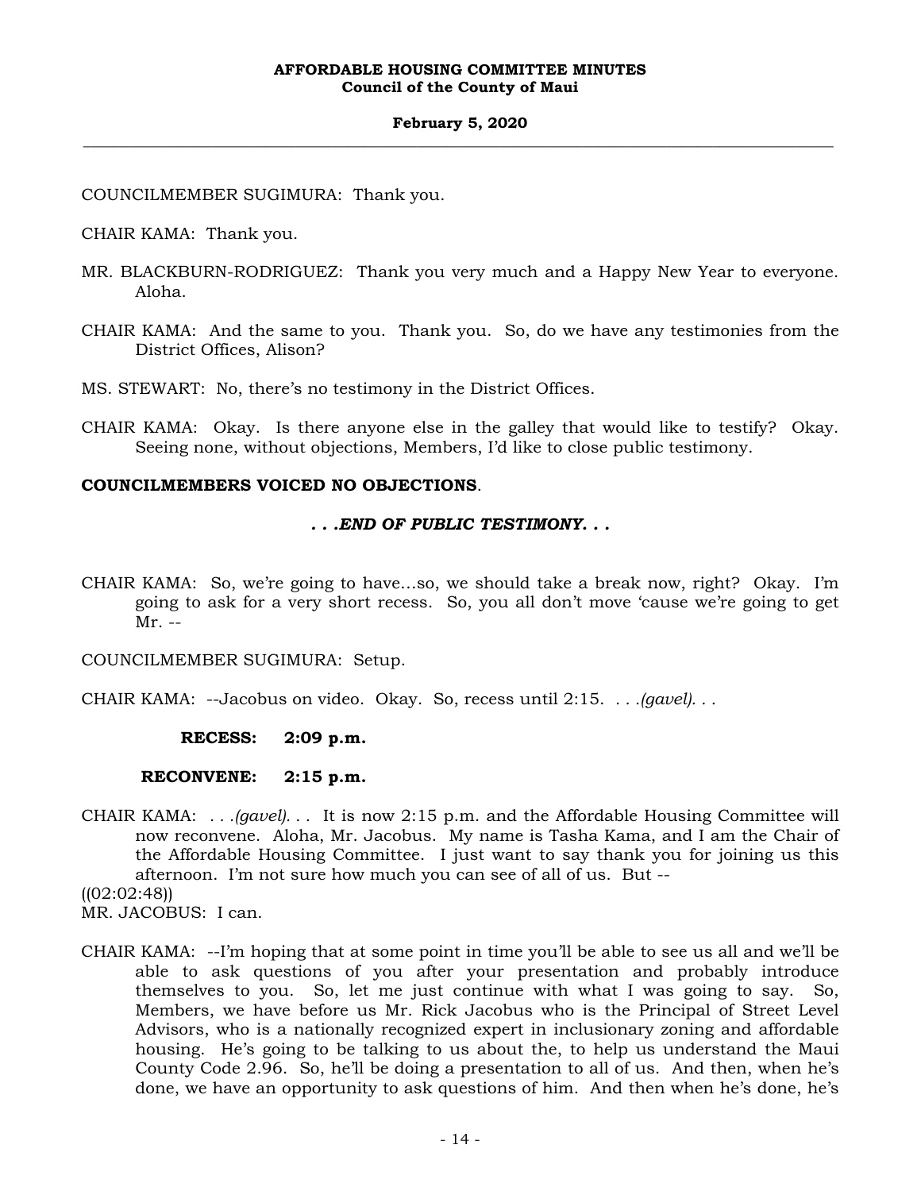COUNCILMEMBER SUGIMURA: Thank you.

CHAIR KAMA: Thank you.

MR. BLACKBURN-RODRIGUEZ: Thank you very much and a Happy New Year to everyone. Aloha.

CHAIR KAMA: And the same to you. Thank you. So, do we have any testimonies from the District Offices, Alison?

MS. STEWART: No, there's no testimony in the District Offices.

CHAIR KAMA: Okay. Is there anyone else in the galley that would like to testify? Okay. Seeing none, without objections, Members, I'd like to close public testimony.

**COUNCILMEMBERS VOICED NO OBJECTIONS**.

***. . .END OF PUBLIC TESTIMONY. . .***

CHAIR KAMA: So, we're going to have...so, we should take a break now, right? Okay. I'm going to ask for a very short recess. So, you all don't move 'cause we're going to get Mr. --

COUNCILMEMBER SUGIMURA: Setup.

CHAIR KAMA: --Jacobus on video. Okay. So, recess until 2:15. *. . .(gavel). . .*

**RECESS: 2:09 p.m.**

**RECONVENE: 2:15 p.m.**

CHAIR KAMA: *. . .(gavel). . .* It is now 2:15 p.m. and the Affordable Housing Committee will now reconvene. Aloha, Mr. Jacobus. My name is Tasha Kama, and I am the Chair of the Affordable Housing Committee. I just want to say thank you for joining us this afternoon. I'm not sure how much you can see of all of us. But --

((02:02:48))

MR. JACOBUS: I can.

CHAIR KAMA: --I'm hoping that at some point in time you'll be able to see us all and we'll be able to ask questions of you after your presentation and probably introduce themselves to you. So, let me just continue with what I was going to say. So, Members, we have before us Mr. Rick Jacobus who is the Principal of Street Level Advisors, who is a nationally recognized expert in inclusionary zoning and affordable housing. He's going to be talking to us about the, to help us understand the Maui County Code 2.96. So, he'll be doing a presentation to all of us. And then, when he's done, we have an opportunity to ask questions of him. And then when he's done, he's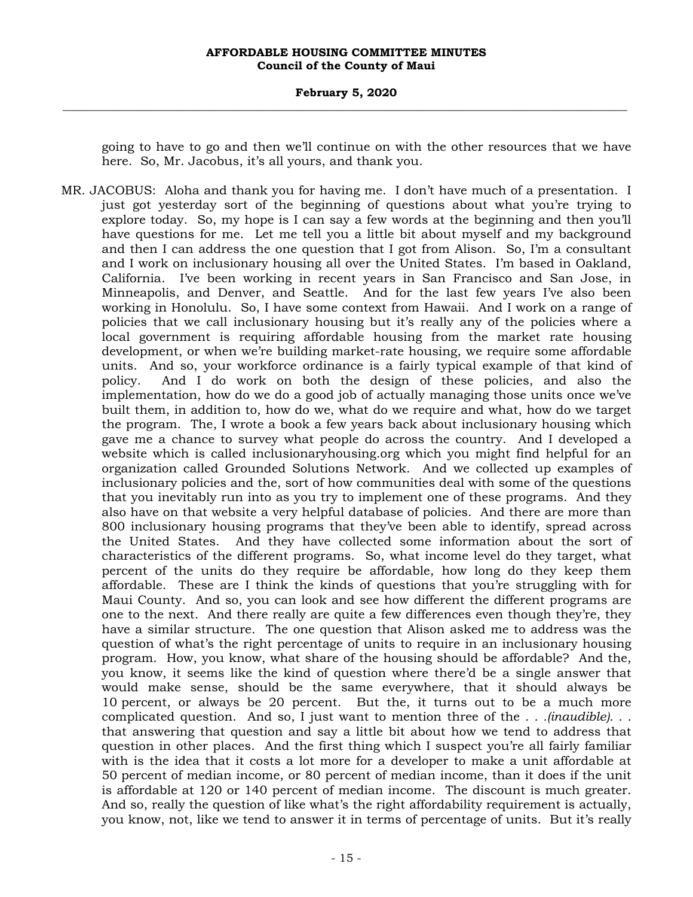going to have to go and then we'll continue on with the other resources that we have here. So, Mr. Jacobus, it's all yours, and thank you.

MR. JACOBUS: Aloha and thank you for having me. I don't have much of a presentation. I just got yesterday sort of the beginning of questions about what you're trying to explore today. So, my hope is I can say a few words at the beginning and then you'll have questions for me. Let me tell you a little bit about myself and my background and then I can address the one question that I got from Alison. So, I'm a consultant and I work on inclusionary housing all over the United States. I'm based in Oakland, California. I've been working in recent years in San Francisco and San Jose, in Minneapolis, and Denver, and Seattle. And for the last few years I've also been working in Honolulu. So, I have some context from Hawaii. And I work on a range of policies that we call inclusionary housing but it's really any of the policies where a local government is requiring affordable housing from the market rate housing development, or when we're building market-rate housing, we require some affordable units. And so, your workforce ordinance is a fairly typical example of that kind of policy. And I do work on both the design of these policies, and also the implementation, how do we do a good job of actually managing those units once we've built them, in addition to, how do we, what do we require and what, how do we target the program. The, I wrote a book a few years back about inclusionary housing which gave me a chance to survey what people do across the country. And I developed a website which is called inclusionaryhousing.org which you might find helpful for an organization called Grounded Solutions Network. And we collected up examples of inclusionary policies and the, sort of how communities deal with some of the questions that you inevitably run into as you try to implement one of these programs. And they also have on that website a very helpful database of policies. And there are more than 800 inclusionary housing programs that they've been able to identify, spread across the United States. And they have collected some information about the sort of characteristics of the different programs. So, what income level do they target, what percent of the units do they require be affordable, how long do they keep them affordable. These are I think the kinds of questions that you're struggling with for Maui County. And so, you can look and see how different the different programs are one to the next. And there really are quite a few differences even though they're, they have a similar structure. The one question that Alison asked me to address was the question of what's the right percentage of units to require in an inclusionary housing program. How, you know, what share of the housing should be affordable? And the, you know, it seems like the kind of question where there'd be a single answer that would make sense, should be the same everywhere, that it should always be 10 percent, or always be 20 percent. But the, it turns out to be a much more complicated question. And so, I just want to mention three of the *. . .(inaudible). . .* that answering that question and say a little bit about how we tend to address that question in other places. And the first thing which I suspect you're all fairly familiar with is the idea that it costs a lot more for a developer to make a unit affordable at 50 percent of median income, or 80 percent of median income, than it does if the unit is affordable at 120 or 140 percent of median income. The discount is much greater. And so, really the question of like what's the right affordability requirement is actually, you know, not, like we tend to answer it in terms of percentage of units. But it's really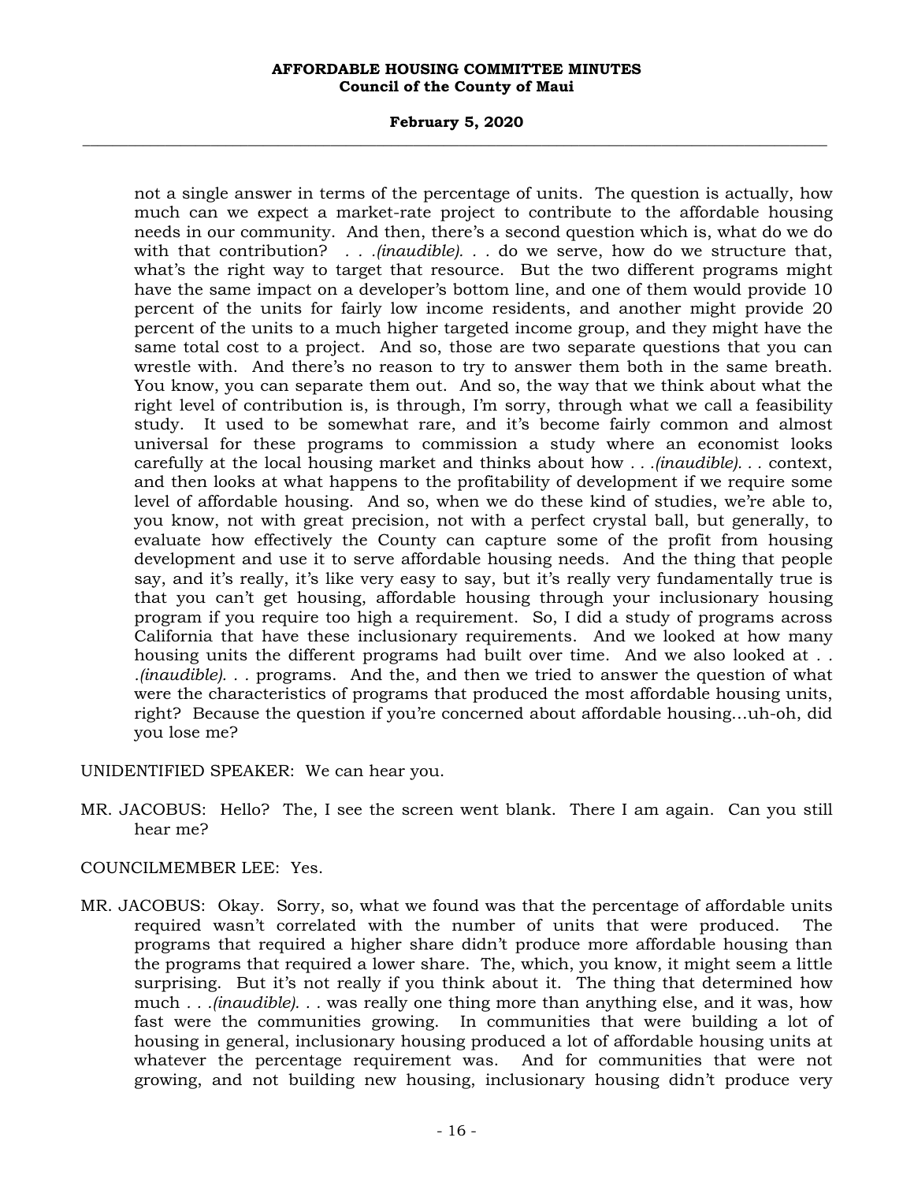not a single answer in terms of the percentage of units. The question is actually, how much can we expect a market-rate project to contribute to the affordable housing needs in our community. And then, there's a second question which is, what do we do with that contribution? . . .*(inaudible)*. . . do we serve, how do we structure that, what's the right way to target that resource. But the two different programs might have the same impact on a developer's bottom line, and one of them would provide 10 percent of the units for fairly low income residents, and another might provide 20 percent of the units to a much higher targeted income group, and they might have the same total cost to a project. And so, those are two separate questions that you can wrestle with. And there's no reason to try to answer them both in the same breath. You know, you can separate them out. And so, the way that we think about what the right level of contribution is, is through, I'm sorry, through what we call a feasibility study. It used to be somewhat rare, and it's become fairly common and almost universal for these programs to commission a study where an economist looks carefully at the local housing market and thinks about how . . .*(inaudible)*. . . context, and then looks at what happens to the profitability of development if we require some level of affordable housing. And so, when we do these kind of studies, we're able to, you know, not with great precision, not with a perfect crystal ball, but generally, to evaluate how effectively the County can capture some of the profit from housing development and use it to serve affordable housing needs. And the thing that people say, and it's really, it's like very easy to say, but it's really very fundamentally true is that you can't get housing, affordable housing through your inclusionary housing program if you require too high a requirement. So, I did a study of programs across California that have these inclusionary requirements. And we looked at how many housing units the different programs had built over time. And we also looked at . . .*(inaudible)*. . . programs. And the, and then we tried to answer the question of what were the characteristics of programs that produced the most affordable housing units, right? Because the question if you're concerned about affordable housing…uh-oh, did you lose me?

UNIDENTIFIED SPEAKER: We can hear you.

MR. JACOBUS: Hello? The, I see the screen went blank. There I am again. Can you still hear me?

COUNCILMEMBER LEE: Yes.

MR. JACOBUS: Okay. Sorry, so, what we found was that the percentage of affordable units required wasn't correlated with the number of units that were produced. The programs that required a higher share didn't produce more affordable housing than the programs that required a lower share. The, which, you know, it might seem a little surprising. But it's not really if you think about it. The thing that determined how much . . .*(inaudible)*. . . was really one thing more than anything else, and it was, how fast were the communities growing. In communities that were building a lot of housing in general, inclusionary housing produced a lot of affordable housing units at whatever the percentage requirement was. And for communities that were not growing, and not building new housing, inclusionary housing didn't produce very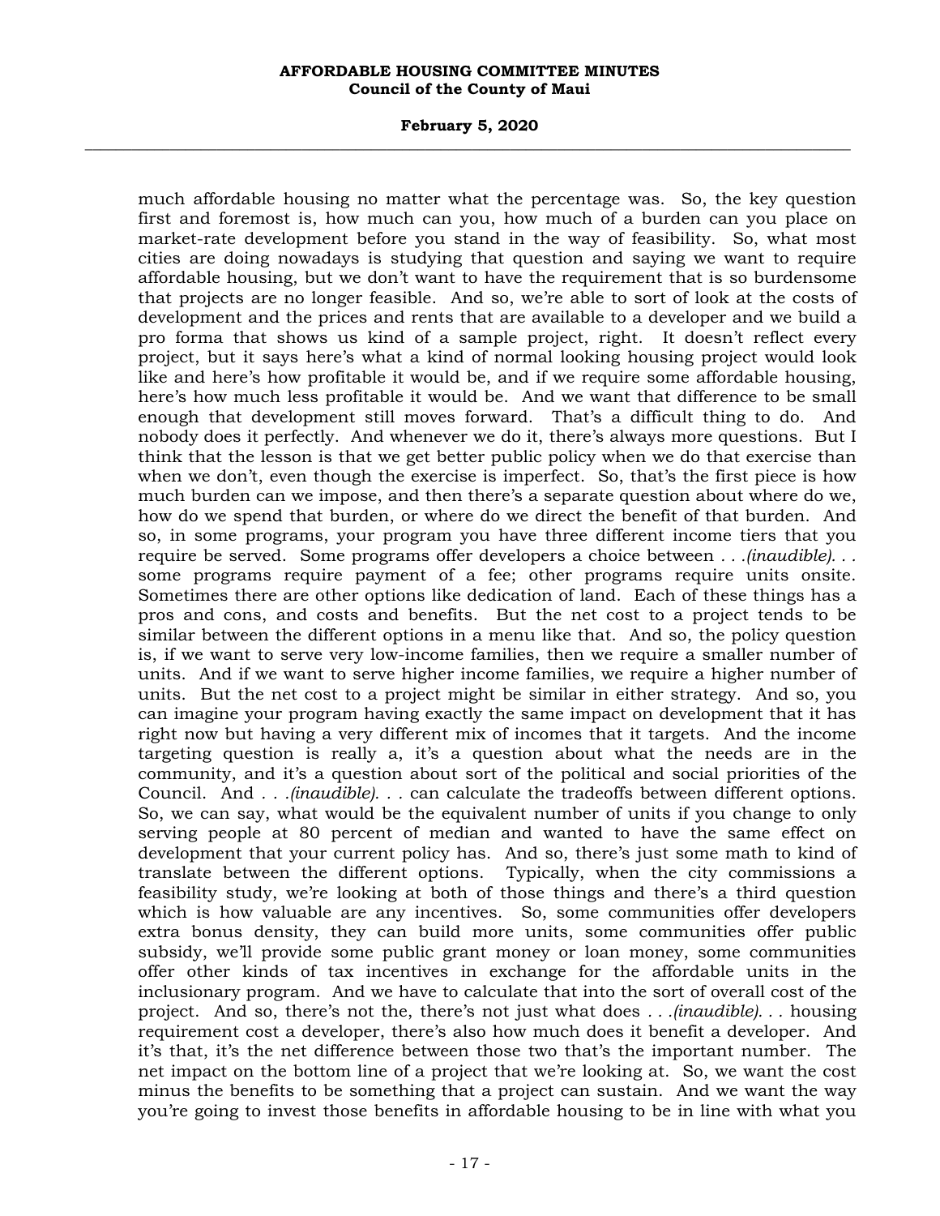much affordable housing no matter what the percentage was. So, the key question first and foremost is, how much can you, how much of a burden can you place on market-rate development before you stand in the way of feasibility. So, what most cities are doing nowadays is studying that question and saying we want to require affordable housing, but we don't want to have the requirement that is so burdensome that projects are no longer feasible. And so, we're able to sort of look at the costs of development and the prices and rents that are available to a developer and we build a pro forma that shows us kind of a sample project, right. It doesn't reflect every project, but it says here's what a kind of normal looking housing project would look like and here's how profitable it would be, and if we require some affordable housing, here's how much less profitable it would be. And we want that difference to be small enough that development still moves forward. That's a difficult thing to do. And nobody does it perfectly. And whenever we do it, there's always more questions. But I think that the lesson is that we get better public policy when we do that exercise than when we don't, even though the exercise is imperfect. So, that's the first piece is how much burden can we impose, and then there's a separate question about where do we, how do we spend that burden, or where do we direct the benefit of that burden. And so, in some programs, your program you have three different income tiers that you require be served. Some programs offer developers a choice between . . .*(inaudible)*. . . some programs require payment of a fee; other programs require units onsite. Sometimes there are other options like dedication of land. Each of these things has a pros and cons, and costs and benefits. But the net cost to a project tends to be similar between the different options in a menu like that. And so, the policy question is, if we want to serve very low-income families, then we require a smaller number of units. And if we want to serve higher income families, we require a higher number of units. But the net cost to a project might be similar in either strategy. And so, you can imagine your program having exactly the same impact on development that it has right now but having a very different mix of incomes that it targets. And the income targeting question is really a, it's a question about what the needs are in the community, and it's a question about sort of the political and social priorities of the Council. And . . .*(inaudible)*. . . can calculate the tradeoffs between different options. So, we can say, what would be the equivalent number of units if you change to only serving people at 80 percent of median and wanted to have the same effect on development that your current policy has. And so, there's just some math to kind of translate between the different options. Typically, when the city commissions a feasibility study, we're looking at both of those things and there's a third question which is how valuable are any incentives. So, some communities offer developers extra bonus density, they can build more units, some communities offer public subsidy, we'll provide some public grant money or loan money, some communities offer other kinds of tax incentives in exchange for the affordable units in the inclusionary program. And we have to calculate that into the sort of overall cost of the project. And so, there's not the, there's not just what does . . .*(inaudible)*. . . housing requirement cost a developer, there's also how much does it benefit a developer. And it's that, it's the net difference between those two that's the important number. The net impact on the bottom line of a project that we're looking at. So, we want the cost minus the benefits to be something that a project can sustain. And we want the way you're going to invest those benefits in affordable housing to be in line with what you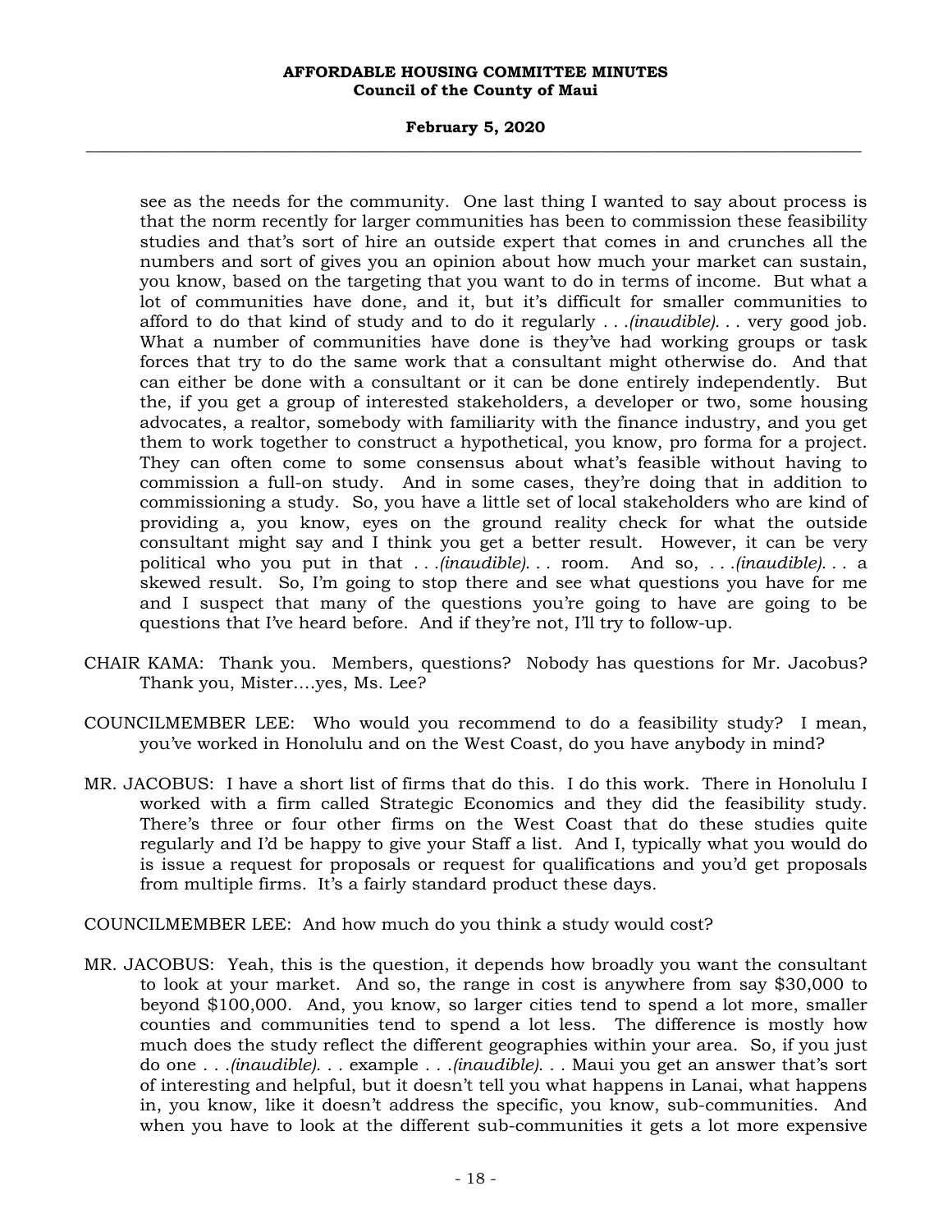see as the needs for the community. One last thing I wanted to say about process is that the norm recently for larger communities has been to commission these feasibility studies and that's sort of hire an outside expert that comes in and crunches all the numbers and sort of gives you an opinion about how much your market can sustain, you know, based on the targeting that you want to do in terms of income. But what a lot of communities have done, and it, but it's difficult for smaller communities to afford to do that kind of study and to do it regularly . . .*(inaudible)*. . . very good job. What a number of communities have done is they've had working groups or task forces that try to do the same work that a consultant might otherwise do. And that can either be done with a consultant or it can be done entirely independently. But the, if you get a group of interested stakeholders, a developer or two, some housing advocates, a realtor, somebody with familiarity with the finance industry, and you get them to work together to construct a hypothetical, you know, pro forma for a project. They can often come to some consensus about what's feasible without having to commission a full-on study. And in some cases, they're doing that in addition to commissioning a study. So, you have a little set of local stakeholders who are kind of providing a, you know, eyes on the ground reality check for what the outside consultant might say and I think you get a better result. However, it can be very political who you put in that . . .*(inaudible)*. . . room. And so, . . .*(inaudible)*. . . a skewed result. So, I'm going to stop there and see what questions you have for me and I suspect that many of the questions you're going to have are going to be questions that I've heard before. And if they're not, I'll try to follow-up.

CHAIR KAMA: Thank you. Members, questions? Nobody has questions for Mr. Jacobus? Thank you, Mister….yes, Ms. Lee?

COUNCILMEMBER LEE: Who would you recommend to do a feasibility study? I mean, you've worked in Honolulu and on the West Coast, do you have anybody in mind?

MR. JACOBUS: I have a short list of firms that do this. I do this work. There in Honolulu I worked with a firm called Strategic Economics and they did the feasibility study. There's three or four other firms on the West Coast that do these studies quite regularly and I'd be happy to give your Staff a list. And I, typically what you would do is issue a request for proposals or request for qualifications and you'd get proposals from multiple firms. It's a fairly standard product these days.

COUNCILMEMBER LEE: And how much do you think a study would cost?

MR. JACOBUS: Yeah, this is the question, it depends how broadly you want the consultant to look at your market. And so, the range in cost is anywhere from say $30,000 to beyond $100,000. And, you know, so larger cities tend to spend a lot more, smaller counties and communities tend to spend a lot less. The difference is mostly how much does the study reflect the different geographies within your area. So, if you just do one . . .*(inaudible)*. . . example . . .*(inaudible)*. . . Maui you get an answer that's sort of interesting and helpful, but it doesn't tell you what happens in Lanai, what happens in, you know, like it doesn't address the specific, you know, sub-communities. And when you have to look at the different sub-communities it gets a lot more expensive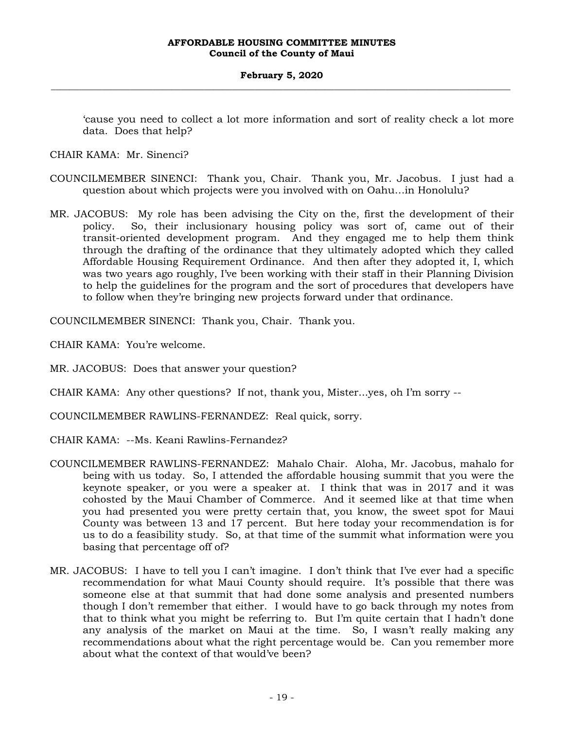'cause you need to collect a lot more information and sort of reality check a lot more data. Does that help?

CHAIR KAMA: Mr. Sinenci?

COUNCILMEMBER SINENCI: Thank you, Chair. Thank you, Mr. Jacobus. I just had a question about which projects were you involved with on Oahu…in Honolulu?

MR. JACOBUS: My role has been advising the City on the, first the development of their policy. So, their inclusionary housing policy was sort of, came out of their transit-oriented development program. And they engaged me to help them think through the drafting of the ordinance that they ultimately adopted which they called Affordable Housing Requirement Ordinance. And then after they adopted it, I, which was two years ago roughly, I've been working with their staff in their Planning Division to help the guidelines for the program and the sort of procedures that developers have to follow when they're bringing new projects forward under that ordinance.

COUNCILMEMBER SINENCI: Thank you, Chair. Thank you.

CHAIR KAMA: You're welcome.

MR. JACOBUS: Does that answer your question?

CHAIR KAMA: Any other questions? If not, thank you, Mister…yes, oh I'm sorry --

COUNCILMEMBER RAWLINS-FERNANDEZ: Real quick, sorry.

CHAIR KAMA: --Ms. Keani Rawlins-Fernandez?

COUNCILMEMBER RAWLINS-FERNANDEZ: Mahalo Chair. Aloha, Mr. Jacobus, mahalo for being with us today. So, I attended the affordable housing summit that you were the keynote speaker, or you were a speaker at. I think that was in 2017 and it was cohosted by the Maui Chamber of Commerce. And it seemed like at that time when you had presented you were pretty certain that, you know, the sweet spot for Maui County was between 13 and 17 percent. But here today your recommendation is for us to do a feasibility study. So, at that time of the summit what information were you basing that percentage off of?

MR. JACOBUS: I have to tell you I can't imagine. I don't think that I've ever had a specific recommendation for what Maui County should require. It's possible that there was someone else at that summit that had done some analysis and presented numbers though I don't remember that either. I would have to go back through my notes from that to think what you might be referring to. But I'm quite certain that I hadn't done any analysis of the market on Maui at the time. So, I wasn't really making any recommendations about what the right percentage would be. Can you remember more about what the context of that would've been?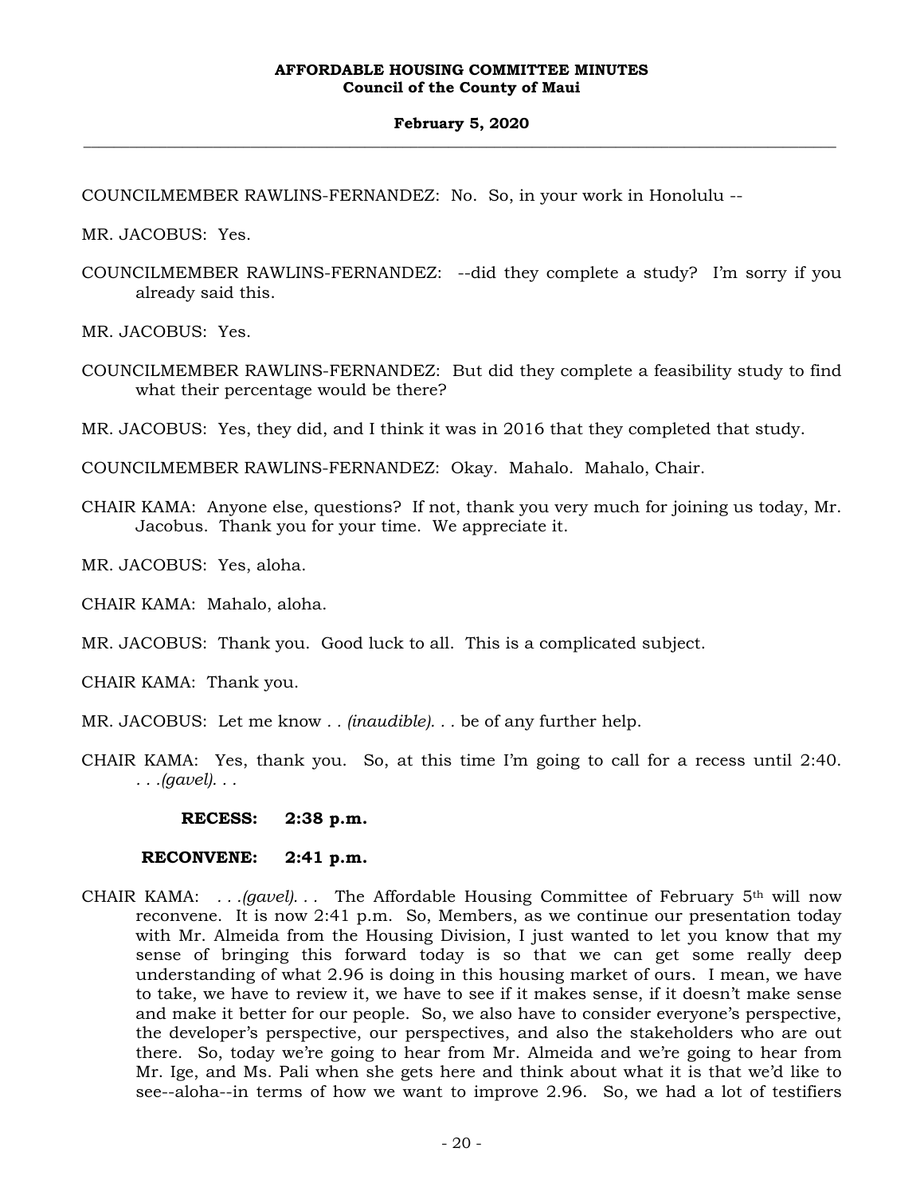COUNCILMEMBER RAWLINS-FERNANDEZ: No. So, in your work in Honolulu --

MR. JACOBUS: Yes.

COUNCILMEMBER RAWLINS-FERNANDEZ: --did they complete a study? I'm sorry if you already said this.

MR. JACOBUS: Yes.

COUNCILMEMBER RAWLINS-FERNANDEZ: But did they complete a feasibility study to find what their percentage would be there?

MR. JACOBUS: Yes, they did, and I think it was in 2016 that they completed that study.

COUNCILMEMBER RAWLINS-FERNANDEZ: Okay. Mahalo. Mahalo, Chair.

CHAIR KAMA: Anyone else, questions? If not, thank you very much for joining us today, Mr. Jacobus. Thank you for your time. We appreciate it.

MR. JACOBUS: Yes, aloha.

CHAIR KAMA: Mahalo, aloha.

MR. JACOBUS: Thank you. Good luck to all. This is a complicated subject.

CHAIR KAMA: Thank you.

MR. JACOBUS: Let me know . . *(inaudible)*. . . be of any further help.

CHAIR KAMA: Yes, thank you. So, at this time I'm going to call for a recess until 2:40. . . .*(gavel)*. . .

**RECESS: 2:38 p.m.**

**RECONVENE: 2:41 p.m.**

CHAIR KAMA: . . .*(gavel)*. . . The Affordable Housing Committee of February 5th will now reconvene. It is now 2:41 p.m. So, Members, as we continue our presentation today with Mr. Almeida from the Housing Division, I just wanted to let you know that my sense of bringing this forward today is so that we can get some really deep understanding of what 2.96 is doing in this housing market of ours. I mean, we have to take, we have to review it, we have to see if it makes sense, if it doesn't make sense and make it better for our people. So, we also have to consider everyone's perspective, the developer's perspective, our perspectives, and also the stakeholders who are out there. So, today we're going to hear from Mr. Almeida and we're going to hear from Mr. Ige, and Ms. Pali when she gets here and think about what it is that we'd like to see--aloha--in terms of how we want to improve 2.96. So, we had a lot of testifiers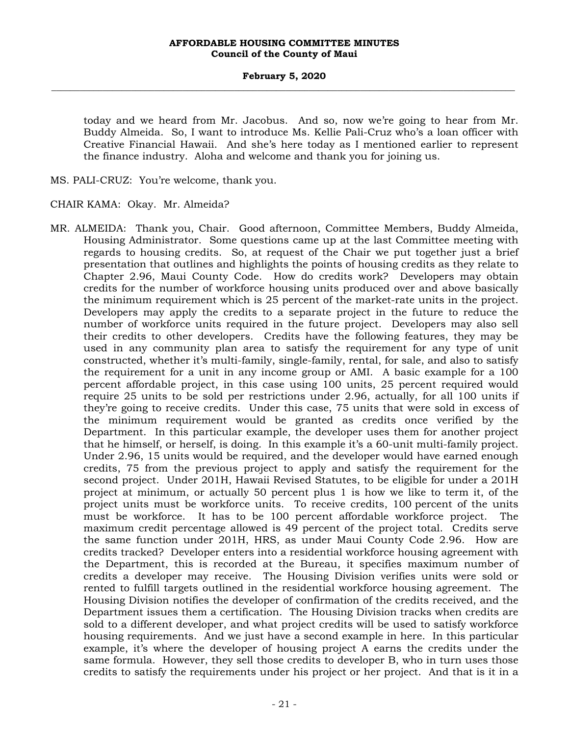today and we heard from Mr. Jacobus. And so, now we're going to hear from Mr. Buddy Almeida. So, I want to introduce Ms. Kellie Pali-Cruz who's a loan officer with Creative Financial Hawaii. And she's here today as I mentioned earlier to represent the finance industry. Aloha and welcome and thank you for joining us.

MS. PALI-CRUZ: You're welcome, thank you.

CHAIR KAMA: Okay. Mr. Almeida?

MR. ALMEIDA: Thank you, Chair. Good afternoon, Committee Members, Buddy Almeida, Housing Administrator. Some questions came up at the last Committee meeting with regards to housing credits. So, at request of the Chair we put together just a brief presentation that outlines and highlights the points of housing credits as they relate to Chapter 2.96, Maui County Code. How do credits work? Developers may obtain credits for the number of workforce housing units produced over and above basically the minimum requirement which is 25 percent of the market-rate units in the project. Developers may apply the credits to a separate project in the future to reduce the number of workforce units required in the future project. Developers may also sell their credits to other developers. Credits have the following features, they may be used in any community plan area to satisfy the requirement for any type of unit constructed, whether it's multi-family, single-family, rental, for sale, and also to satisfy the requirement for a unit in any income group or AMI. A basic example for a 100 percent affordable project, in this case using 100 units, 25 percent required would require 25 units to be sold per restrictions under 2.96, actually, for all 100 units if they're going to receive credits. Under this case, 75 units that were sold in excess of the minimum requirement would be granted as credits once verified by the Department. In this particular example, the developer uses them for another project that he himself, or herself, is doing. In this example it's a 60-unit multi-family project. Under 2.96, 15 units would be required, and the developer would have earned enough credits, 75 from the previous project to apply and satisfy the requirement for the second project. Under 201H, Hawaii Revised Statutes, to be eligible for under a 201H project at minimum, or actually 50 percent plus 1 is how we like to term it, of the project units must be workforce units. To receive credits, 100 percent of the units must be workforce. It has to be 100 percent affordable workforce project. The maximum credit percentage allowed is 49 percent of the project total. Credits serve the same function under 201H, HRS, as under Maui County Code 2.96. How are credits tracked? Developer enters into a residential workforce housing agreement with the Department, this is recorded at the Bureau, it specifies maximum number of credits a developer may receive. The Housing Division verifies units were sold or rented to fulfill targets outlined in the residential workforce housing agreement. The Housing Division notifies the developer of confirmation of the credits received, and the Department issues them a certification. The Housing Division tracks when credits are sold to a different developer, and what project credits will be used to satisfy workforce housing requirements. And we just have a second example in here. In this particular example, it's where the developer of housing project A earns the credits under the same formula. However, they sell those credits to developer B, who in turn uses those credits to satisfy the requirements under his project or her project. And that is it in a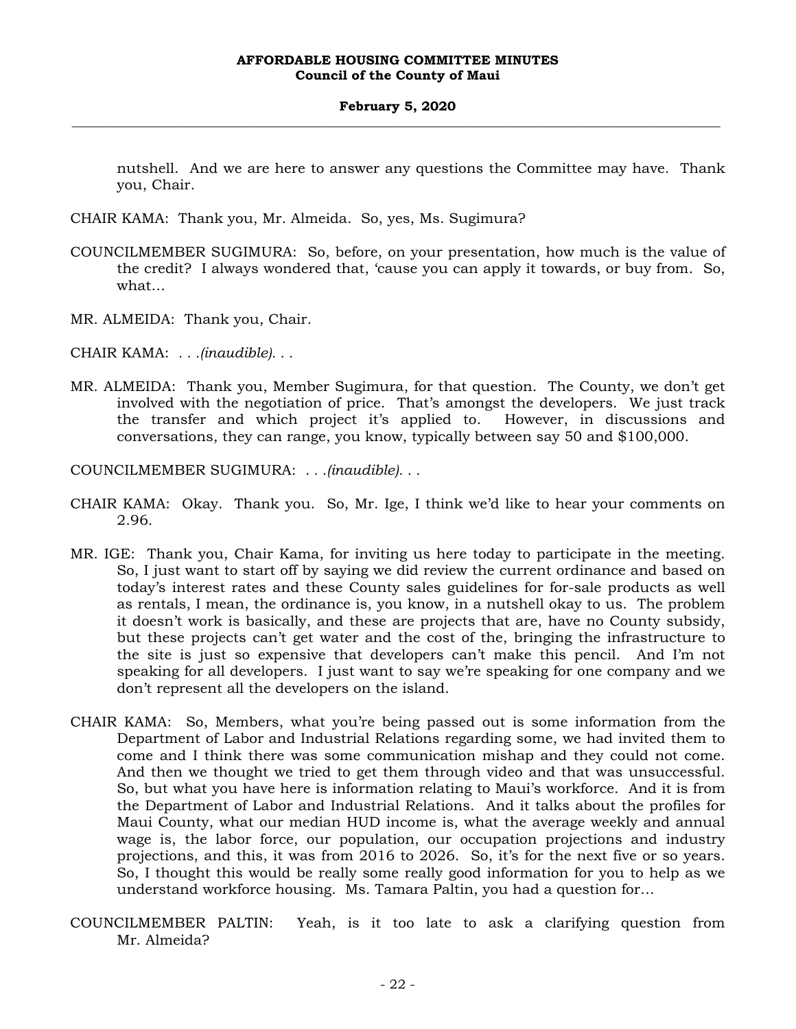nutshell. And we are here to answer any questions the Committee may have. Thank you, Chair.

CHAIR KAMA: Thank you, Mr. Almeida. So, yes, Ms. Sugimura?

COUNCILMEMBER SUGIMURA: So, before, on your presentation, how much is the value of the credit? I always wondered that, 'cause you can apply it towards, or buy from. So, what…

MR. ALMEIDA: Thank you, Chair.

CHAIR KAMA: *. . .(inaudible). . .*

MR. ALMEIDA: Thank you, Member Sugimura, for that question. The County, we don't get involved with the negotiation of price. That's amongst the developers. We just track the transfer and which project it's applied to. However, in discussions and conversations, they can range, you know, typically between say 50 and $100,000.

COUNCILMEMBER SUGIMURA: *. . .(inaudible). . .*

CHAIR KAMA: Okay. Thank you. So, Mr. Ige, I think we'd like to hear your comments on 2.96.

MR. IGE: Thank you, Chair Kama, for inviting us here today to participate in the meeting. So, I just want to start off by saying we did review the current ordinance and based on today's interest rates and these County sales guidelines for for-sale products as well as rentals, I mean, the ordinance is, you know, in a nutshell okay to us. The problem it doesn't work is basically, and these are projects that are, have no County subsidy, but these projects can't get water and the cost of the, bringing the infrastructure to the site is just so expensive that developers can't make this pencil. And I'm not speaking for all developers. I just want to say we're speaking for one company and we don't represent all the developers on the island.

CHAIR KAMA: So, Members, what you're being passed out is some information from the Department of Labor and Industrial Relations regarding some, we had invited them to come and I think there was some communication mishap and they could not come. And then we thought we tried to get them through video and that was unsuccessful. So, but what you have here is information relating to Maui's workforce. And it is from the Department of Labor and Industrial Relations. And it talks about the profiles for Maui County, what our median HUD income is, what the average weekly and annual wage is, the labor force, our population, our occupation projections and industry projections, and this, it was from 2016 to 2026. So, it's for the next five or so years. So, I thought this would be really some really good information for you to help as we understand workforce housing. Ms. Tamara Paltin, you had a question for…

COUNCILMEMBER PALTIN: Yeah, is it too late to ask a clarifying question from Mr. Almeida?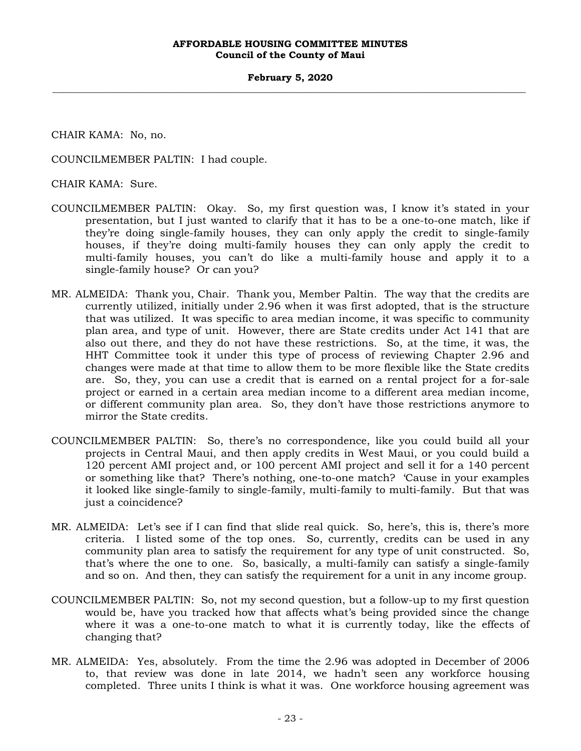CHAIR KAMA: No, no.

COUNCILMEMBER PALTIN: I had couple.

CHAIR KAMA: Sure.

COUNCILMEMBER PALTIN: Okay. So, my first question was, I know it's stated in your presentation, but I just wanted to clarify that it has to be a one-to-one match, like if they're doing single-family houses, they can only apply the credit to single-family houses, if they're doing multi-family houses they can only apply the credit to multi-family houses, you can't do like a multi-family house and apply it to a single-family house? Or can you?

MR. ALMEIDA: Thank you, Chair. Thank you, Member Paltin. The way that the credits are currently utilized, initially under 2.96 when it was first adopted, that is the structure that was utilized. It was specific to area median income, it was specific to community plan area, and type of unit. However, there are State credits under Act 141 that are also out there, and they do not have these restrictions. So, at the time, it was, the HHT Committee took it under this type of process of reviewing Chapter 2.96 and changes were made at that time to allow them to be more flexible like the State credits are. So, they, you can use a credit that is earned on a rental project for a for-sale project or earned in a certain area median income to a different area median income, or different community plan area. So, they don't have those restrictions anymore to mirror the State credits.

COUNCILMEMBER PALTIN: So, there's no correspondence, like you could build all your projects in Central Maui, and then apply credits in West Maui, or you could build a 120 percent AMI project and, or 100 percent AMI project and sell it for a 140 percent or something like that? There's nothing, one-to-one match? 'Cause in your examples it looked like single-family to single-family, multi-family to multi-family. But that was just a coincidence?

MR. ALMEIDA: Let's see if I can find that slide real quick. So, here's, this is, there's more criteria. I listed some of the top ones. So, currently, credits can be used in any community plan area to satisfy the requirement for any type of unit constructed. So, that's where the one to one. So, basically, a multi-family can satisfy a single-family and so on. And then, they can satisfy the requirement for a unit in any income group.

COUNCILMEMBER PALTIN: So, not my second question, but a follow-up to my first question would be, have you tracked how that affects what's being provided since the change where it was a one-to-one match to what it is currently today, like the effects of changing that?

MR. ALMEIDA: Yes, absolutely. From the time the 2.96 was adopted in December of 2006 to, that review was done in late 2014, we hadn't seen any workforce housing completed. Three units I think is what it was. One workforce housing agreement was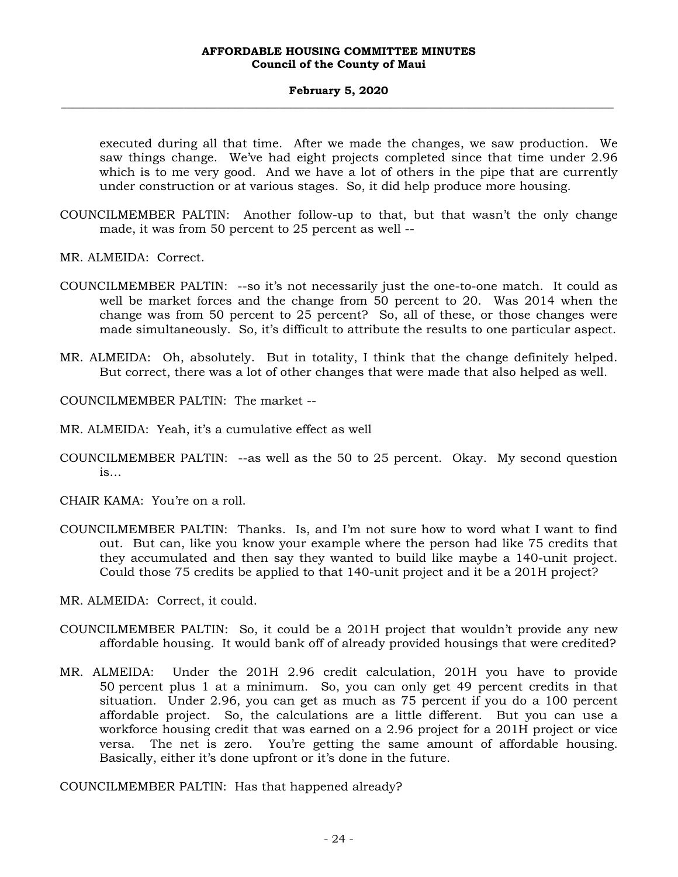executed during all that time. After we made the changes, we saw production. We saw things change. We've had eight projects completed since that time under 2.96 which is to me very good. And we have a lot of others in the pipe that are currently under construction or at various stages. So, it did help produce more housing.

COUNCILMEMBER PALTIN: Another follow-up to that, but that wasn't the only change made, it was from 50 percent to 25 percent as well --

MR. ALMEIDA: Correct.

COUNCILMEMBER PALTIN: --so it's not necessarily just the one-to-one match. It could as well be market forces and the change from 50 percent to 20. Was 2014 when the change was from 50 percent to 25 percent? So, all of these, or those changes were made simultaneously. So, it's difficult to attribute the results to one particular aspect.

MR. ALMEIDA: Oh, absolutely. But in totality, I think that the change definitely helped. But correct, there was a lot of other changes that were made that also helped as well.

COUNCILMEMBER PALTIN: The market --

MR. ALMEIDA: Yeah, it's a cumulative effect as well

COUNCILMEMBER PALTIN: --as well as the 50 to 25 percent. Okay. My second question is...

CHAIR KAMA: You're on a roll.

COUNCILMEMBER PALTIN: Thanks. Is, and I'm not sure how to word what I want to find out. But can, like you know your example where the person had like 75 credits that they accumulated and then say they wanted to build like maybe a 140-unit project. Could those 75 credits be applied to that 140-unit project and it be a 201H project?

MR. ALMEIDA: Correct, it could.

COUNCILMEMBER PALTIN: So, it could be a 201H project that wouldn't provide any new affordable housing. It would bank off of already provided housings that were credited?

MR. ALMEIDA: Under the 201H 2.96 credit calculation, 201H you have to provide 50 percent plus 1 at a minimum. So, you can only get 49 percent credits in that situation. Under 2.96, you can get as much as 75 percent if you do a 100 percent affordable project. So, the calculations are a little different. But you can use a workforce housing credit that was earned on a 2.96 project for a 201H project or vice versa. The net is zero. You're getting the same amount of affordable housing. Basically, either it's done upfront or it's done in the future.

COUNCILMEMBER PALTIN: Has that happened already?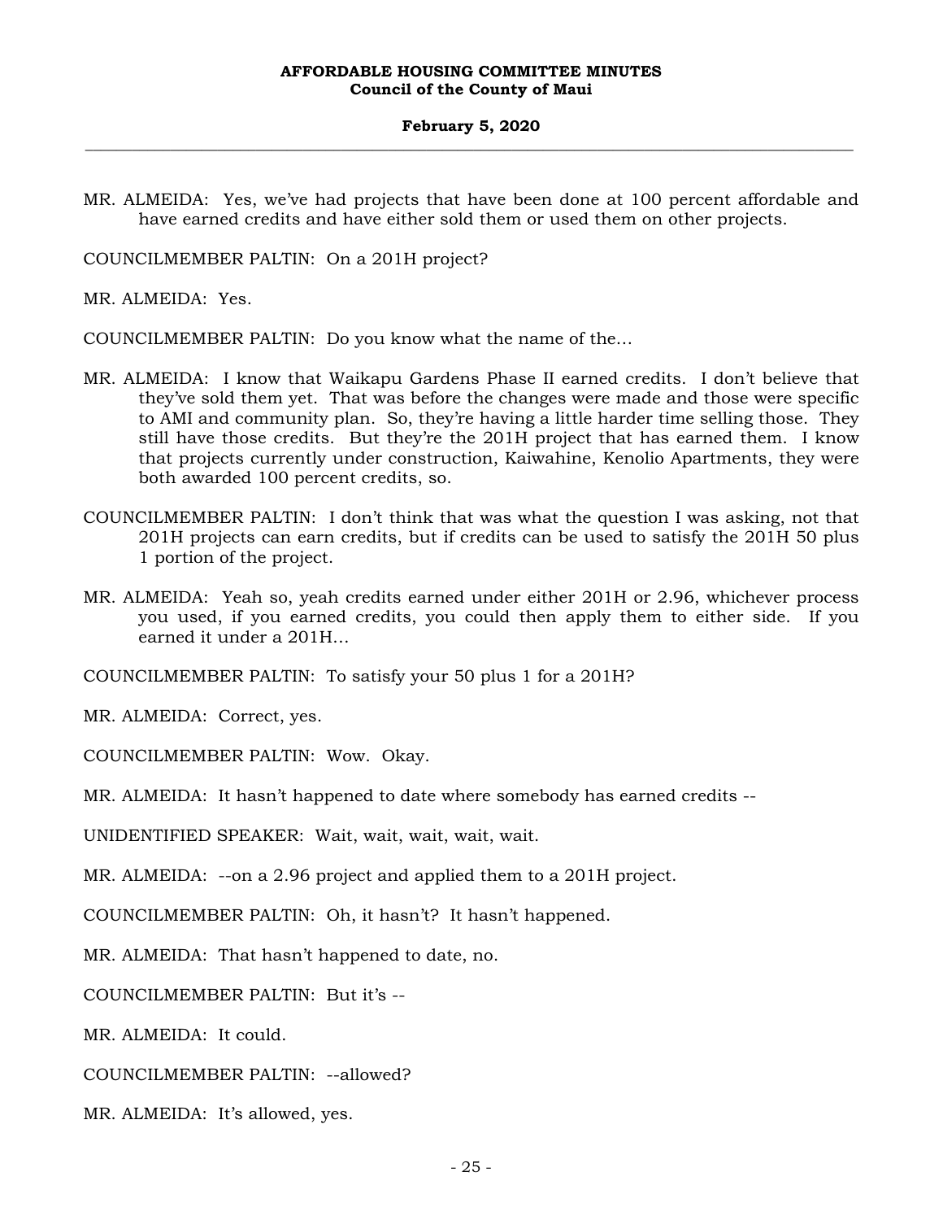MR. ALMEIDA: Yes, we've had projects that have been done at 100 percent affordable and have earned credits and have either sold them or used them on other projects.

COUNCILMEMBER PALTIN: On a 201H project?

MR. ALMEIDA: Yes.

COUNCILMEMBER PALTIN: Do you know what the name of the...

MR. ALMEIDA: I know that Waikapu Gardens Phase II earned credits. I don't believe that they've sold them yet. That was before the changes were made and those were specific to AMI and community plan. So, they're having a little harder time selling those. They still have those credits. But they're the 201H project that has earned them. I know that projects currently under construction, Kaiwahine, Kenolio Apartments, they were both awarded 100 percent credits, so.

COUNCILMEMBER PALTIN: I don't think that was what the question I was asking, not that 201H projects can earn credits, but if credits can be used to satisfy the 201H 50 plus 1 portion of the project.

MR. ALMEIDA: Yeah so, yeah credits earned under either 201H or 2.96, whichever process you used, if you earned credits, you could then apply them to either side. If you earned it under a 201H...

COUNCILMEMBER PALTIN: To satisfy your 50 plus 1 for a 201H?

MR. ALMEIDA: Correct, yes.

COUNCILMEMBER PALTIN: Wow. Okay.

MR. ALMEIDA: It hasn't happened to date where somebody has earned credits --

UNIDENTIFIED SPEAKER: Wait, wait, wait, wait, wait.

MR. ALMEIDA: --on a 2.96 project and applied them to a 201H project.

COUNCILMEMBER PALTIN: Oh, it hasn't? It hasn't happened.

MR. ALMEIDA: That hasn't happened to date, no.

COUNCILMEMBER PALTIN: But it's --

MR. ALMEIDA: It could.

COUNCILMEMBER PALTIN: --allowed?

MR. ALMEIDA: It's allowed, yes.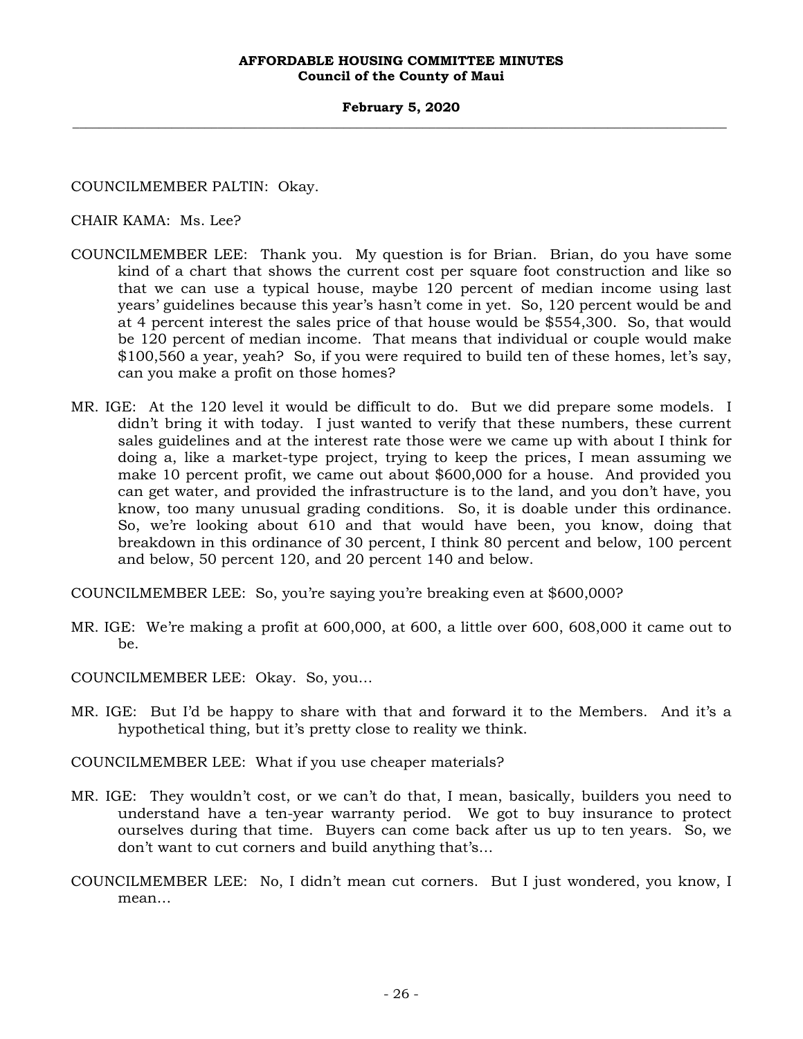COUNCILMEMBER PALTIN: Okay.

CHAIR KAMA: Ms. Lee?

COUNCILMEMBER LEE: Thank you. My question is for Brian. Brian, do you have some kind of a chart that shows the current cost per square foot construction and like so that we can use a typical house, maybe 120 percent of median income using last years' guidelines because this year's hasn't come in yet. So, 120 percent would be and at 4 percent interest the sales price of that house would be $554,300. So, that would be 120 percent of median income. That means that individual or couple would make $100,560 a year, yeah? So, if you were required to build ten of these homes, let's say, can you make a profit on those homes?

MR. IGE: At the 120 level it would be difficult to do. But we did prepare some models. I didn't bring it with today. I just wanted to verify that these numbers, these current sales guidelines and at the interest rate those were we came up with about I think for doing a, like a market-type project, trying to keep the prices, I mean assuming we make 10 percent profit, we came out about $600,000 for a house. And provided you can get water, and provided the infrastructure is to the land, and you don't have, you know, too many unusual grading conditions. So, it is doable under this ordinance. So, we're looking about 610 and that would have been, you know, doing that breakdown in this ordinance of 30 percent, I think 80 percent and below, 100 percent and below, 50 percent 120, and 20 percent 140 and below.

COUNCILMEMBER LEE: So, you're saying you're breaking even at $600,000?

MR. IGE: We're making a profit at 600,000, at 600, a little over 600, 608,000 it came out to be.

COUNCILMEMBER LEE: Okay. So, you...

MR. IGE: But I'd be happy to share with that and forward it to the Members. And it's a hypothetical thing, but it's pretty close to reality we think.

COUNCILMEMBER LEE: What if you use cheaper materials?

MR. IGE: They wouldn't cost, or we can't do that, I mean, basically, builders you need to understand have a ten-year warranty period. We got to buy insurance to protect ourselves during that time. Buyers can come back after us up to ten years. So, we don't want to cut corners and build anything that's...

COUNCILMEMBER LEE: No, I didn't mean cut corners. But I just wondered, you know, I mean...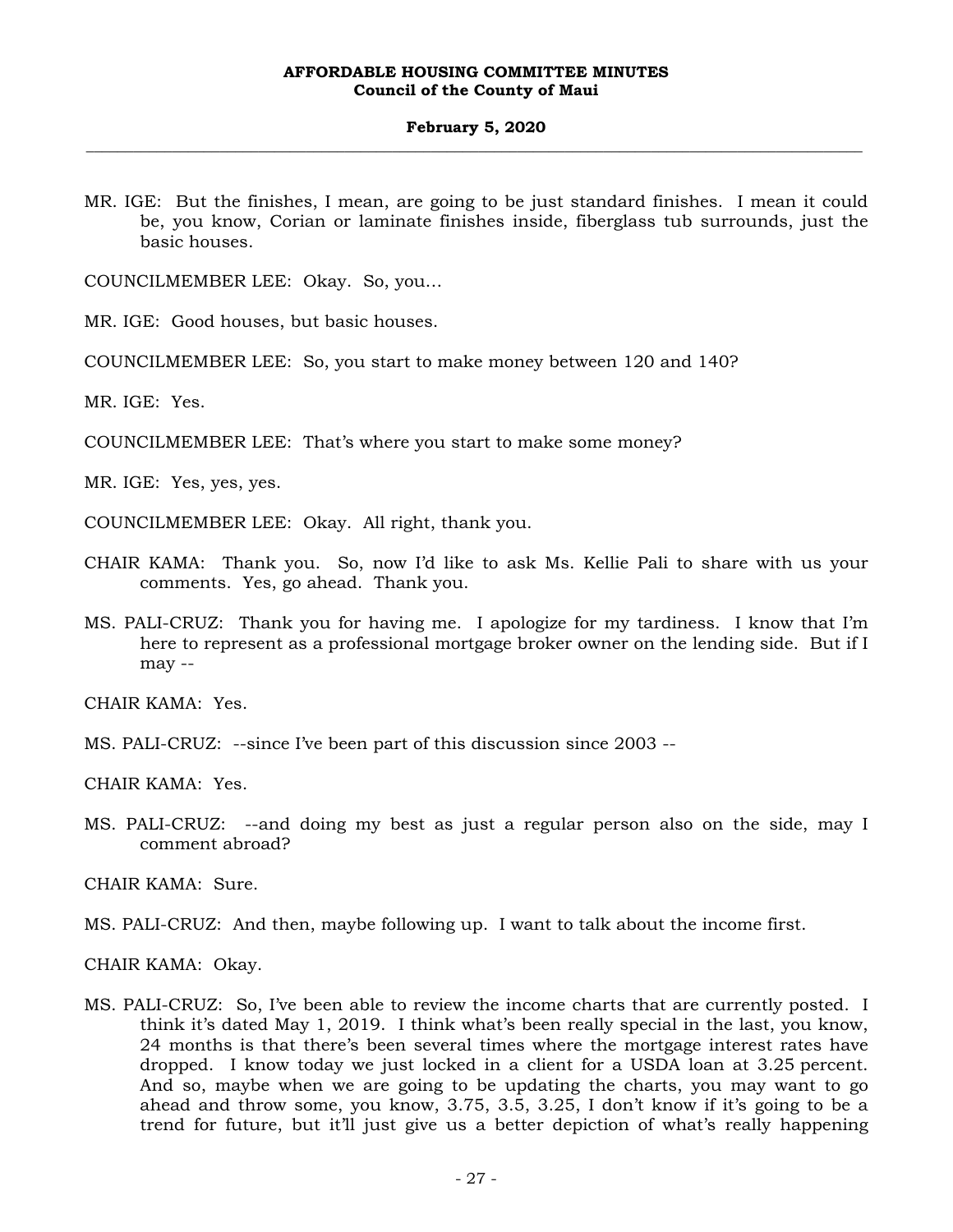MR. IGE: But the finishes, I mean, are going to be just standard finishes. I mean it could be, you know, Corian or laminate finishes inside, fiberglass tub surrounds, just the basic houses.

COUNCILMEMBER LEE: Okay. So, you...

MR. IGE: Good houses, but basic houses.

COUNCILMEMBER LEE: So, you start to make money between 120 and 140?

MR. IGE: Yes.

COUNCILMEMBER LEE: That's where you start to make some money?

MR. IGE: Yes, yes, yes.

COUNCILMEMBER LEE: Okay. All right, thank you.

CHAIR KAMA: Thank you. So, now I'd like to ask Ms. Kellie Pali to share with us your comments. Yes, go ahead. Thank you.

MS. PALI-CRUZ: Thank you for having me. I apologize for my tardiness. I know that I'm here to represent as a professional mortgage broker owner on the lending side. But if I may --

CHAIR KAMA: Yes.

MS. PALI-CRUZ: --since I've been part of this discussion since 2003 --

CHAIR KAMA: Yes.

MS. PALI-CRUZ: --and doing my best as just a regular person also on the side, may I comment abroad?

CHAIR KAMA: Sure.

MS. PALI-CRUZ: And then, maybe following up. I want to talk about the income first.

CHAIR KAMA: Okay.

MS. PALI-CRUZ: So, I've been able to review the income charts that are currently posted. I think it's dated May 1, 2019. I think what's been really special in the last, you know, 24 months is that there's been several times where the mortgage interest rates have dropped. I know today we just locked in a client for a USDA loan at 3.25 percent. And so, maybe when we are going to be updating the charts, you may want to go ahead and throw some, you know, 3.75, 3.5, 3.25, I don't know if it's going to be a trend for future, but it'll just give us a better depiction of what's really happening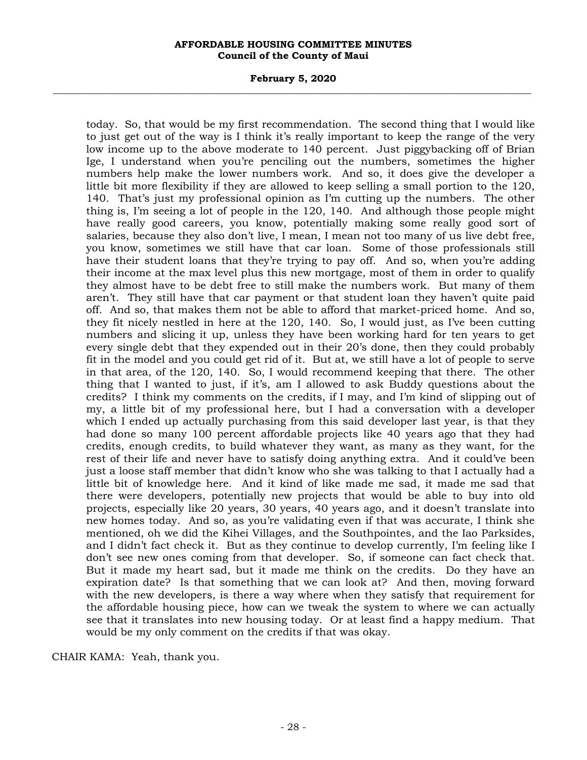today. So, that would be my first recommendation. The second thing that I would like to just get out of the way is I think it's really important to keep the range of the very low income up to the above moderate to 140 percent. Just piggybacking off of Brian Ige, I understand when you're penciling out the numbers, sometimes the higher numbers help make the lower numbers work. And so, it does give the developer a little bit more flexibility if they are allowed to keep selling a small portion to the 120, 140. That's just my professional opinion as I'm cutting up the numbers. The other thing is, I'm seeing a lot of people in the 120, 140. And although those people might have really good careers, you know, potentially making some really good sort of salaries, because they also don't live, I mean, I mean not too many of us live debt free, you know, sometimes we still have that car loan. Some of those professionals still have their student loans that they're trying to pay off. And so, when you're adding their income at the max level plus this new mortgage, most of them in order to qualify they almost have to be debt free to still make the numbers work. But many of them aren't. They still have that car payment or that student loan they haven't quite paid off. And so, that makes them not be able to afford that market-priced home. And so, they fit nicely nestled in here at the 120, 140. So, I would just, as I've been cutting numbers and slicing it up, unless they have been working hard for ten years to get every single debt that they expended out in their 20's done, then they could probably fit in the model and you could get rid of it. But at, we still have a lot of people to serve in that area, of the 120, 140. So, I would recommend keeping that there. The other thing that I wanted to just, if it's, am I allowed to ask Buddy questions about the credits? I think my comments on the credits, if I may, and I'm kind of slipping out of my, a little bit of my professional here, but I had a conversation with a developer which I ended up actually purchasing from this said developer last year, is that they had done so many 100 percent affordable projects like 40 years ago that they had credits, enough credits, to build whatever they want, as many as they want, for the rest of their life and never have to satisfy doing anything extra. And it could've been just a loose staff member that didn't know who she was talking to that I actually had a little bit of knowledge here. And it kind of like made me sad, it made me sad that there were developers, potentially new projects that would be able to buy into old projects, especially like 20 years, 30 years, 40 years ago, and it doesn't translate into new homes today. And so, as you're validating even if that was accurate, I think she mentioned, oh we did the Kihei Villages, and the Southpointes, and the Iao Parksides, and I didn't fact check it. But as they continue to develop currently, I'm feeling like I don't see new ones coming from that developer. So, if someone can fact check that. But it made my heart sad, but it made me think on the credits. Do they have an expiration date? Is that something that we can look at? And then, moving forward with the new developers, is there a way where when they satisfy that requirement for the affordable housing piece, how can we tweak the system to where we can actually see that it translates into new housing today. Or at least find a happy medium. That would be my only comment on the credits if that was okay.

CHAIR KAMA: Yeah, thank you.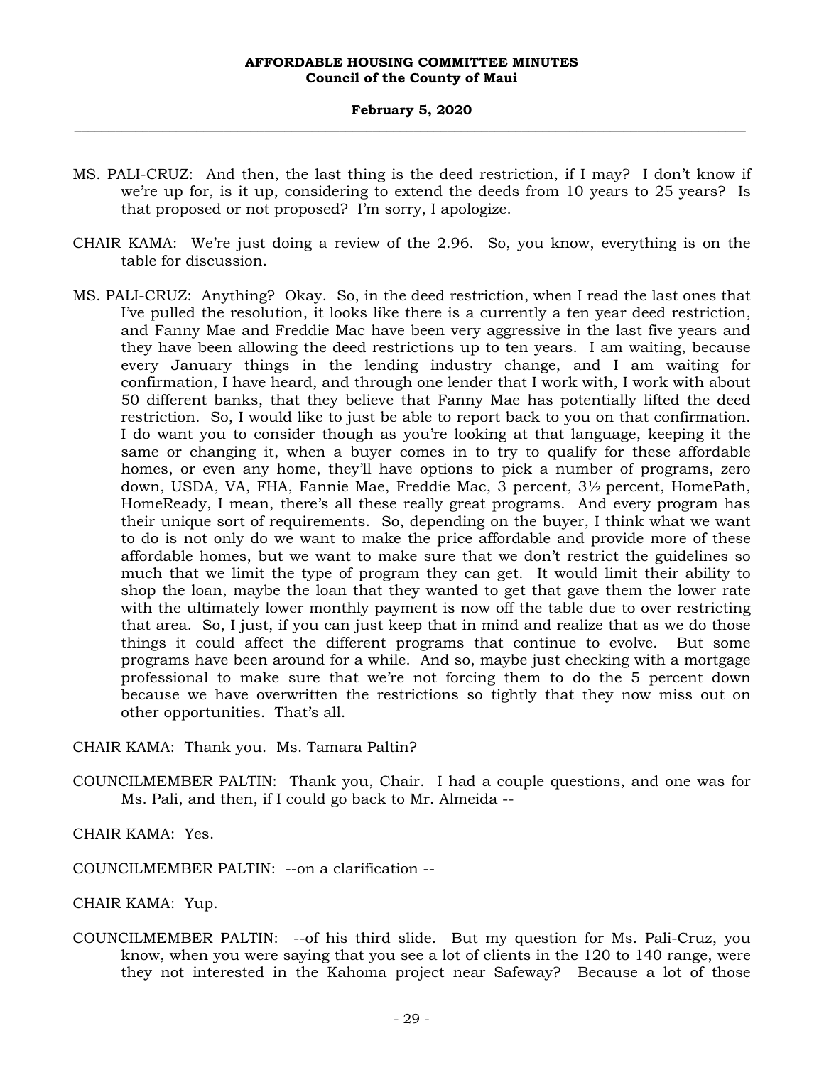MS. PALI-CRUZ: And then, the last thing is the deed restriction, if I may? I don't know if we're up for, is it up, considering to extend the deeds from 10 years to 25 years? Is that proposed or not proposed? I'm sorry, I apologize.

CHAIR KAMA: We're just doing a review of the 2.96. So, you know, everything is on the table for discussion.

MS. PALI-CRUZ: Anything? Okay. So, in the deed restriction, when I read the last ones that I've pulled the resolution, it looks like there is a currently a ten year deed restriction, and Fanny Mae and Freddie Mac have been very aggressive in the last five years and they have been allowing the deed restrictions up to ten years. I am waiting, because every January things in the lending industry change, and I am waiting for confirmation, I have heard, and through one lender that I work with, I work with about 50 different banks, that they believe that Fanny Mae has potentially lifted the deed restriction. So, I would like to just be able to report back to you on that confirmation. I do want you to consider though as you're looking at that language, keeping it the same or changing it, when a buyer comes in to try to qualify for these affordable homes, or even any home, they'll have options to pick a number of programs, zero down, USDA, VA, FHA, Fannie Mae, Freddie Mac, 3 percent, 3½ percent, HomePath, HomeReady, I mean, there's all these really great programs. And every program has their unique sort of requirements. So, depending on the buyer, I think what we want to do is not only do we want to make the price affordable and provide more of these affordable homes, but we want to make sure that we don't restrict the guidelines so much that we limit the type of program they can get. It would limit their ability to shop the loan, maybe the loan that they wanted to get that gave them the lower rate with the ultimately lower monthly payment is now off the table due to over restricting that area. So, I just, if you can just keep that in mind and realize that as we do those things it could affect the different programs that continue to evolve. But some programs have been around for a while. And so, maybe just checking with a mortgage professional to make sure that we're not forcing them to do the 5 percent down because we have overwritten the restrictions so tightly that they now miss out on other opportunities. That's all.

CHAIR KAMA: Thank you. Ms. Tamara Paltin?

COUNCILMEMBER PALTIN: Thank you, Chair. I had a couple questions, and one was for Ms. Pali, and then, if I could go back to Mr. Almeida --

CHAIR KAMA: Yes.

COUNCILMEMBER PALTIN: --on a clarification --

CHAIR KAMA: Yup.

COUNCILMEMBER PALTIN: --of his third slide. But my question for Ms. Pali-Cruz, you know, when you were saying that you see a lot of clients in the 120 to 140 range, were they not interested in the Kahoma project near Safeway? Because a lot of those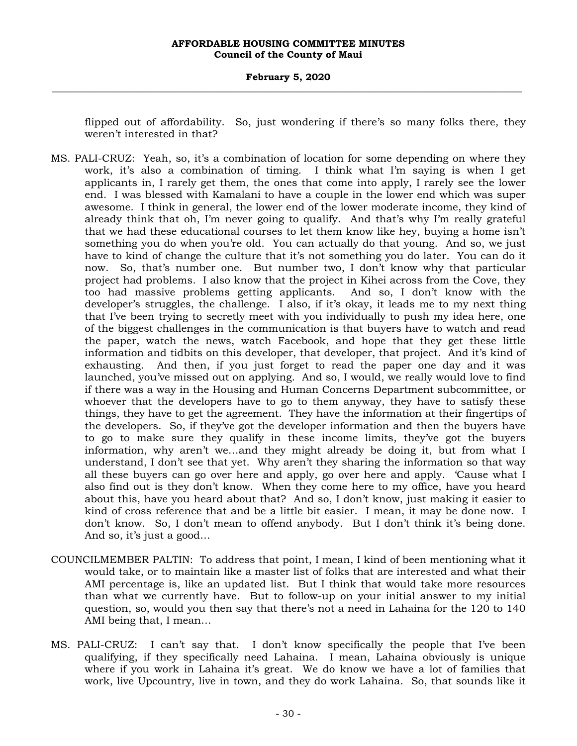flipped out of affordability. So, just wondering if there's so many folks there, they weren't interested in that?

MS. PALI-CRUZ: Yeah, so, it's a combination of location for some depending on where they work, it's also a combination of timing. I think what I'm saying is when I get applicants in, I rarely get them, the ones that come into apply, I rarely see the lower end. I was blessed with Kamalani to have a couple in the lower end which was super awesome. I think in general, the lower end of the lower moderate income, they kind of already think that oh, I'm never going to qualify. And that's why I'm really grateful that we had these educational courses to let them know like hey, buying a home isn't something you do when you're old. You can actually do that young. And so, we just have to kind of change the culture that it's not something you do later. You can do it now. So, that's number one. But number two, I don't know why that particular project had problems. I also know that the project in Kihei across from the Cove, they too had massive problems getting applicants. And so, I don't know with the developer's struggles, the challenge. I also, if it's okay, it leads me to my next thing that I've been trying to secretly meet with you individually to push my idea here, one of the biggest challenges in the communication is that buyers have to watch and read the paper, watch the news, watch Facebook, and hope that they get these little information and tidbits on this developer, that developer, that project. And it's kind of exhausting. And then, if you just forget to read the paper one day and it was launched, you've missed out on applying. And so, I would, we really would love to find if there was a way in the Housing and Human Concerns Department subcommittee, or whoever that the developers have to go to them anyway, they have to satisfy these things, they have to get the agreement. They have the information at their fingertips of the developers. So, if they've got the developer information and then the buyers have to go to make sure they qualify in these income limits, they've got the buyers information, why aren't we...and they might already be doing it, but from what I understand, I don't see that yet. Why aren't they sharing the information so that way all these buyers can go over here and apply, go over here and apply. 'Cause what I also find out is they don't know. When they come here to my office, have you heard about this, have you heard about that? And so, I don't know, just making it easier to kind of cross reference that and be a little bit easier. I mean, it may be done now. I don't know. So, I don't mean to offend anybody. But I don't think it's being done. And so, it's just a good...

COUNCILMEMBER PALTIN: To address that point, I mean, I kind of been mentioning what it would take, or to maintain like a master list of folks that are interested and what their AMI percentage is, like an updated list. But I think that would take more resources than what we currently have. But to follow-up on your initial answer to my initial question, so, would you then say that there's not a need in Lahaina for the 120 to 140 AMI being that, I mean...

MS. PALI-CRUZ: I can't say that. I don't know specifically the people that I've been qualifying, if they specifically need Lahaina. I mean, Lahaina obviously is unique where if you work in Lahaina it's great. We do know we have a lot of families that work, live Upcountry, live in town, and they do work Lahaina. So, that sounds like it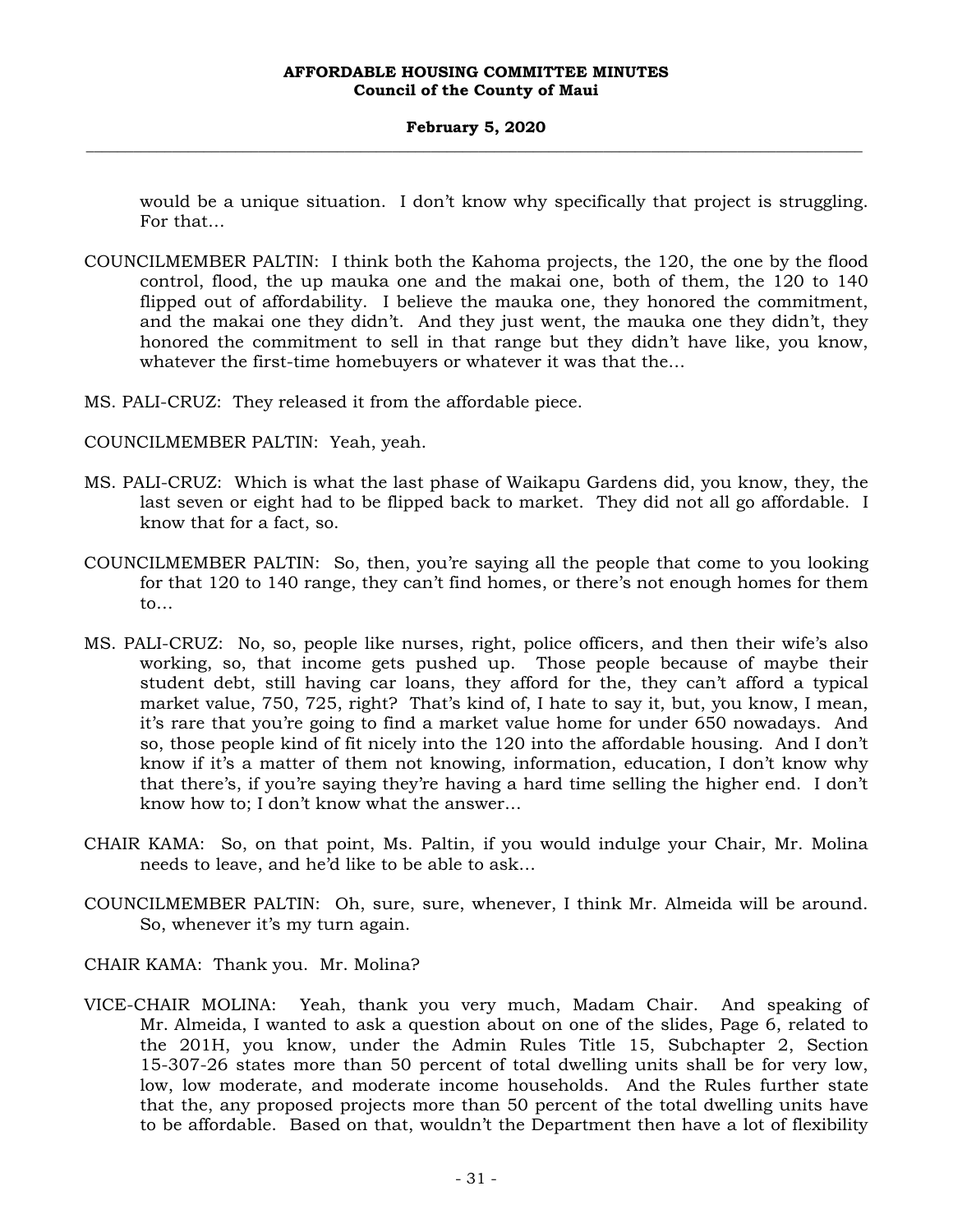would be a unique situation. I don't know why specifically that project is struggling. For that…

COUNCILMEMBER PALTIN: I think both the Kahoma projects, the 120, the one by the flood control, flood, the up mauka one and the makai one, both of them, the 120 to 140 flipped out of affordability. I believe the mauka one, they honored the commitment, and the makai one they didn't. And they just went, the mauka one they didn't, they honored the commitment to sell in that range but they didn't have like, you know, whatever the first-time homebuyers or whatever it was that the…

MS. PALI-CRUZ: They released it from the affordable piece.

COUNCILMEMBER PALTIN: Yeah, yeah.

MS. PALI-CRUZ: Which is what the last phase of Waikapu Gardens did, you know, they, the last seven or eight had to be flipped back to market. They did not all go affordable. I know that for a fact, so.

COUNCILMEMBER PALTIN: So, then, you're saying all the people that come to you looking for that 120 to 140 range, they can't find homes, or there's not enough homes for them to…

MS. PALI-CRUZ: No, so, people like nurses, right, police officers, and then their wife's also working, so, that income gets pushed up. Those people because of maybe their student debt, still having car loans, they afford for the, they can't afford a typical market value, 750, 725, right? That's kind of, I hate to say it, but, you know, I mean, it's rare that you're going to find a market value home for under 650 nowadays. And so, those people kind of fit nicely into the 120 into the affordable housing. And I don't know if it's a matter of them not knowing, information, education, I don't know why that there's, if you're saying they're having a hard time selling the higher end. I don't know how to; I don't know what the answer…

CHAIR KAMA: So, on that point, Ms. Paltin, if you would indulge your Chair, Mr. Molina needs to leave, and he'd like to be able to ask…

COUNCILMEMBER PALTIN: Oh, sure, sure, whenever, I think Mr. Almeida will be around. So, whenever it's my turn again.

CHAIR KAMA: Thank you. Mr. Molina?

VICE-CHAIR MOLINA: Yeah, thank you very much, Madam Chair. And speaking of Mr. Almeida, I wanted to ask a question about on one of the slides, Page 6, related to the 201H, you know, under the Admin Rules Title 15, Subchapter 2, Section 15-307-26 states more than 50 percent of total dwelling units shall be for very low, low, low moderate, and moderate income households. And the Rules further state that the, any proposed projects more than 50 percent of the total dwelling units have to be affordable. Based on that, wouldn't the Department then have a lot of flexibility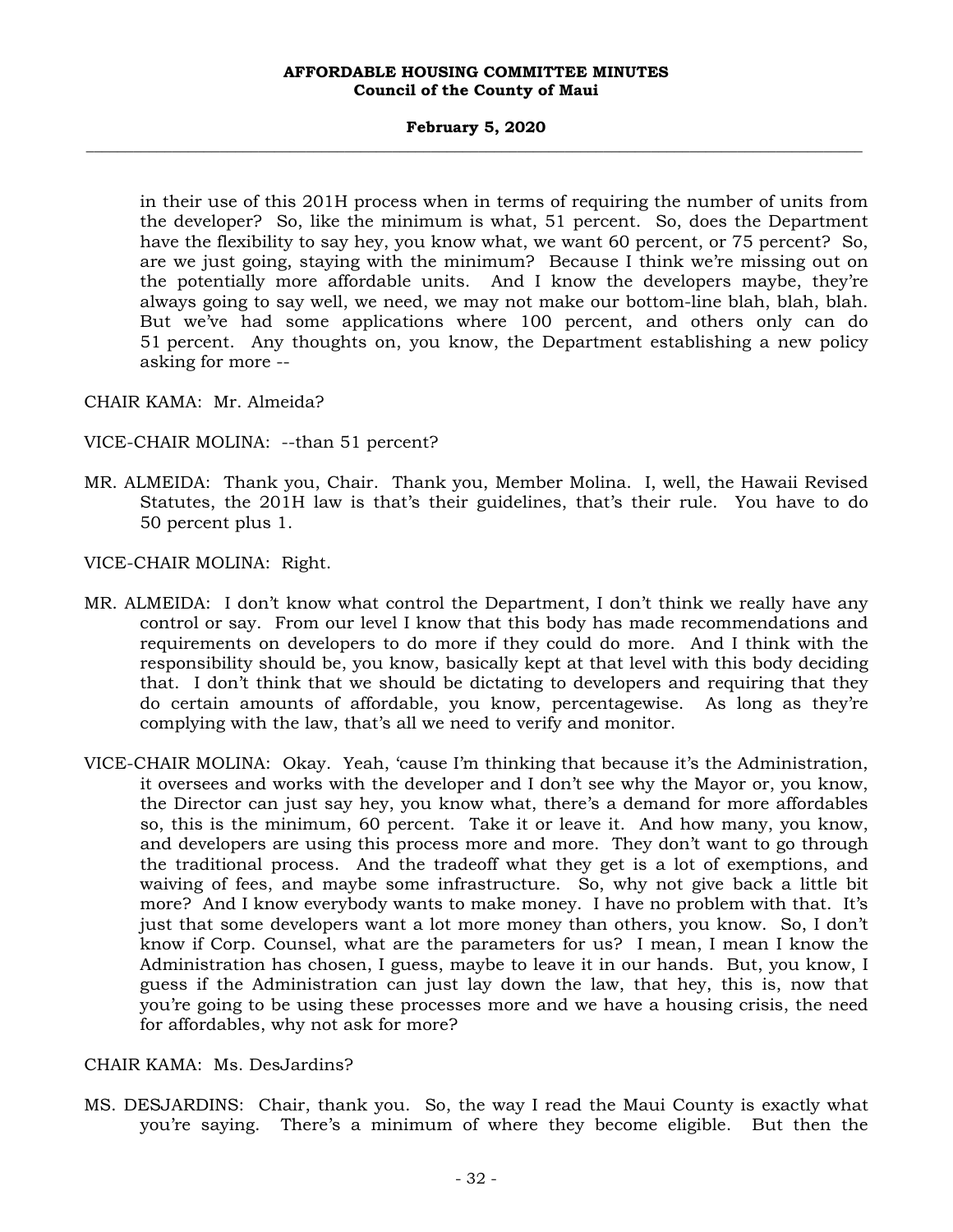in their use of this 201H process when in terms of requiring the number of units from the developer? So, like the minimum is what, 51 percent. So, does the Department have the flexibility to say hey, you know what, we want 60 percent, or 75 percent? So, are we just going, staying with the minimum? Because I think we're missing out on the potentially more affordable units. And I know the developers maybe, they're always going to say well, we need, we may not make our bottom-line blah, blah, blah. But we've had some applications where 100 percent, and others only can do 51 percent. Any thoughts on, you know, the Department establishing a new policy asking for more --

CHAIR KAMA: Mr. Almeida?

VICE-CHAIR MOLINA: --than 51 percent?

MR. ALMEIDA: Thank you, Chair. Thank you, Member Molina. I, well, the Hawaii Revised Statutes, the 201H law is that's their guidelines, that's their rule. You have to do 50 percent plus 1.

VICE-CHAIR MOLINA: Right.

MR. ALMEIDA: I don't know what control the Department, I don't think we really have any control or say. From our level I know that this body has made recommendations and requirements on developers to do more if they could do more. And I think with the responsibility should be, you know, basically kept at that level with this body deciding that. I don't think that we should be dictating to developers and requiring that they do certain amounts of affordable, you know, percentagewise. As long as they're complying with the law, that's all we need to verify and monitor.

VICE-CHAIR MOLINA: Okay. Yeah, 'cause I'm thinking that because it's the Administration, it oversees and works with the developer and I don't see why the Mayor or, you know, the Director can just say hey, you know what, there's a demand for more affordables so, this is the minimum, 60 percent. Take it or leave it. And how many, you know, and developers are using this process more and more. They don't want to go through the traditional process. And the tradeoff what they get is a lot of exemptions, and waiving of fees, and maybe some infrastructure. So, why not give back a little bit more? And I know everybody wants to make money. I have no problem with that. It's just that some developers want a lot more money than others, you know. So, I don't know if Corp. Counsel, what are the parameters for us? I mean, I mean I know the Administration has chosen, I guess, maybe to leave it in our hands. But, you know, I guess if the Administration can just lay down the law, that hey, this is, now that you're going to be using these processes more and we have a housing crisis, the need for affordables, why not ask for more?

CHAIR KAMA: Ms. DesJardins?

MS. DESJARDINS: Chair, thank you. So, the way I read the Maui County is exactly what you're saying. There's a minimum of where they become eligible. But then the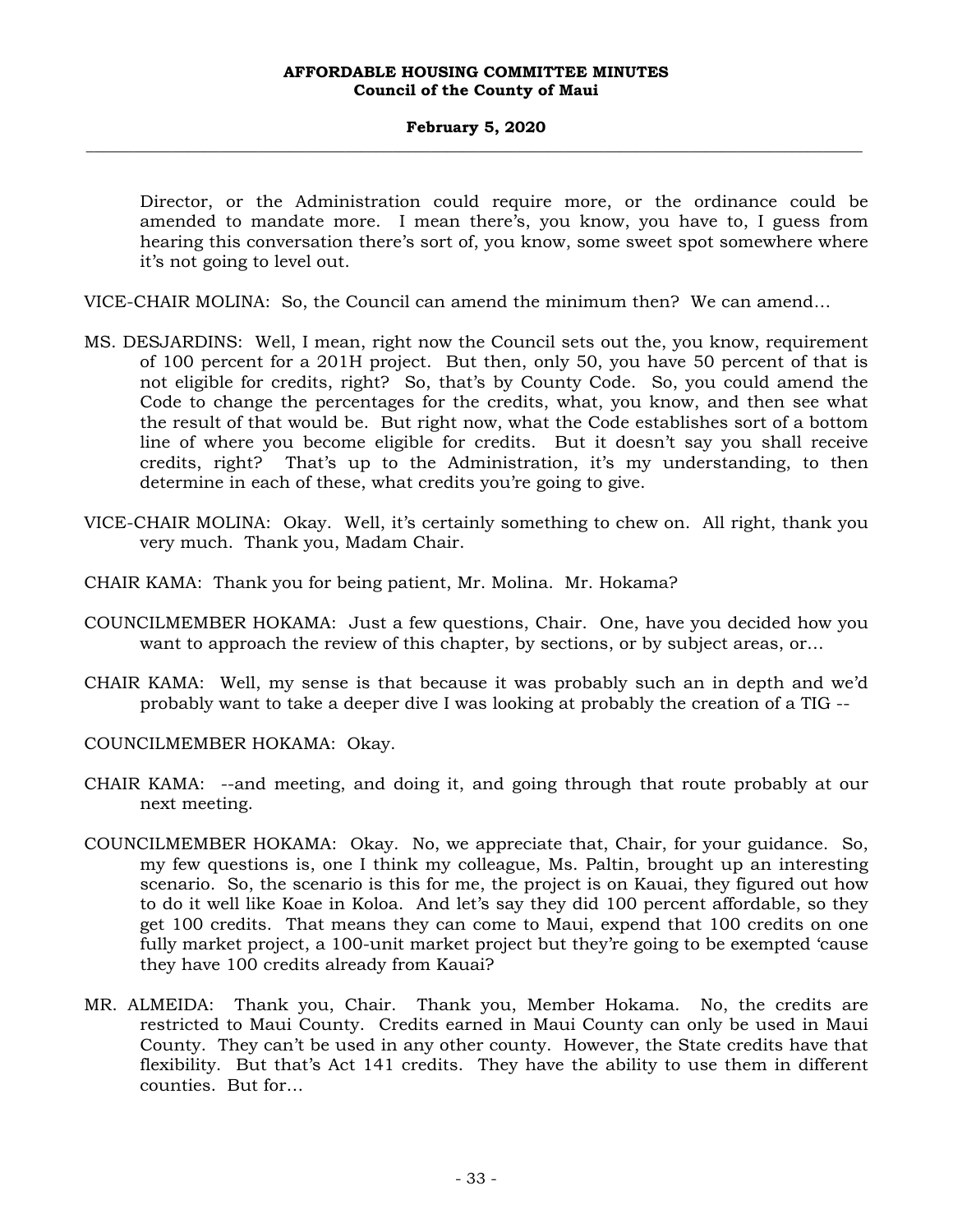Director, or the Administration could require more, or the ordinance could be amended to mandate more. I mean there's, you know, you have to, I guess from hearing this conversation there's sort of, you know, some sweet spot somewhere where it's not going to level out.

VICE-CHAIR MOLINA: So, the Council can amend the minimum then? We can amend...

MS. DESJARDINS: Well, I mean, right now the Council sets out the, you know, requirement of 100 percent for a 201H project. But then, only 50, you have 50 percent of that is not eligible for credits, right? So, that's by County Code. So, you could amend the Code to change the percentages for the credits, what, you know, and then see what the result of that would be. But right now, what the Code establishes sort of a bottom line of where you become eligible for credits. But it doesn't say you shall receive credits, right? That's up to the Administration, it's my understanding, to then determine in each of these, what credits you're going to give.

VICE-CHAIR MOLINA: Okay. Well, it's certainly something to chew on. All right, thank you very much. Thank you, Madam Chair.

CHAIR KAMA: Thank you for being patient, Mr. Molina. Mr. Hokama?

COUNCILMEMBER HOKAMA: Just a few questions, Chair. One, have you decided how you want to approach the review of this chapter, by sections, or by subject areas, or...

CHAIR KAMA: Well, my sense is that because it was probably such an in depth and we'd probably want to take a deeper dive I was looking at probably the creation of a TIG --

COUNCILMEMBER HOKAMA: Okay.

CHAIR KAMA: --and meeting, and doing it, and going through that route probably at our next meeting.

COUNCILMEMBER HOKAMA: Okay. No, we appreciate that, Chair, for your guidance. So, my few questions is, one I think my colleague, Ms. Paltin, brought up an interesting scenario. So, the scenario is this for me, the project is on Kauai, they figured out how to do it well like Koae in Koloa. And let's say they did 100 percent affordable, so they get 100 credits. That means they can come to Maui, expend that 100 credits on one fully market project, a 100-unit market project but they're going to be exempted 'cause they have 100 credits already from Kauai?

MR. ALMEIDA: Thank you, Chair. Thank you, Member Hokama. No, the credits are restricted to Maui County. Credits earned in Maui County can only be used in Maui County. They can't be used in any other county. However, the State credits have that flexibility. But that's Act 141 credits. They have the ability to use them in different counties. But for...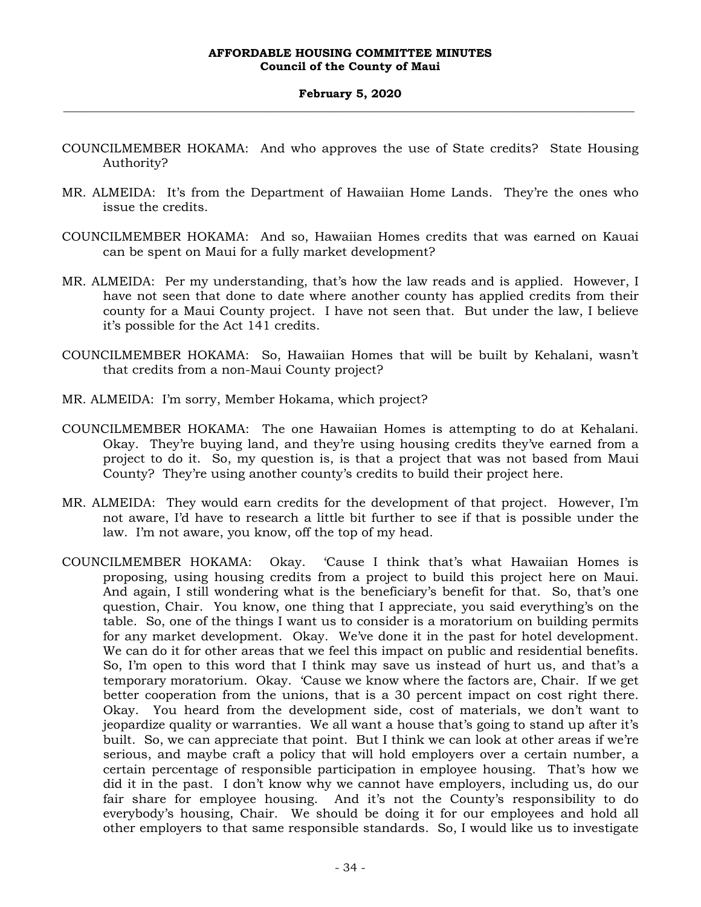COUNCILMEMBER HOKAMA: And who approves the use of State credits? State Housing Authority?

MR. ALMEIDA: It's from the Department of Hawaiian Home Lands. They're the ones who issue the credits.

COUNCILMEMBER HOKAMA: And so, Hawaiian Homes credits that was earned on Kauai can be spent on Maui for a fully market development?

MR. ALMEIDA: Per my understanding, that's how the law reads and is applied. However, I have not seen that done to date where another county has applied credits from their county for a Maui County project. I have not seen that. But under the law, I believe it's possible for the Act 141 credits.

COUNCILMEMBER HOKAMA: So, Hawaiian Homes that will be built by Kehalani, wasn't that credits from a non-Maui County project?

MR. ALMEIDA: I'm sorry, Member Hokama, which project?

COUNCILMEMBER HOKAMA: The one Hawaiian Homes is attempting to do at Kehalani. Okay. They're buying land, and they're using housing credits they've earned from a project to do it. So, my question is, is that a project that was not based from Maui County? They're using another county's credits to build their project here.

MR. ALMEIDA: They would earn credits for the development of that project. However, I'm not aware, I'd have to research a little bit further to see if that is possible under the law. I'm not aware, you know, off the top of my head.

COUNCILMEMBER HOKAMA: Okay. 'Cause I think that's what Hawaiian Homes is proposing, using housing credits from a project to build this project here on Maui. And again, I still wondering what is the beneficiary's benefit for that. So, that's one question, Chair. You know, one thing that I appreciate, you said everything's on the table. So, one of the things I want us to consider is a moratorium on building permits for any market development. Okay. We've done it in the past for hotel development. We can do it for other areas that we feel this impact on public and residential benefits. So, I'm open to this word that I think may save us instead of hurt us, and that's a temporary moratorium. Okay. 'Cause we know where the factors are, Chair. If we get better cooperation from the unions, that is a 30 percent impact on cost right there. Okay. You heard from the development side, cost of materials, we don't want to jeopardize quality or warranties. We all want a house that's going to stand up after it's built. So, we can appreciate that point. But I think we can look at other areas if we're serious, and maybe craft a policy that will hold employers over a certain number, a certain percentage of responsible participation in employee housing. That's how we did it in the past. I don't know why we cannot have employers, including us, do our fair share for employee housing. And it's not the County's responsibility to do everybody's housing, Chair. We should be doing it for our employees and hold all other employers to that same responsible standards. So, I would like us to investigate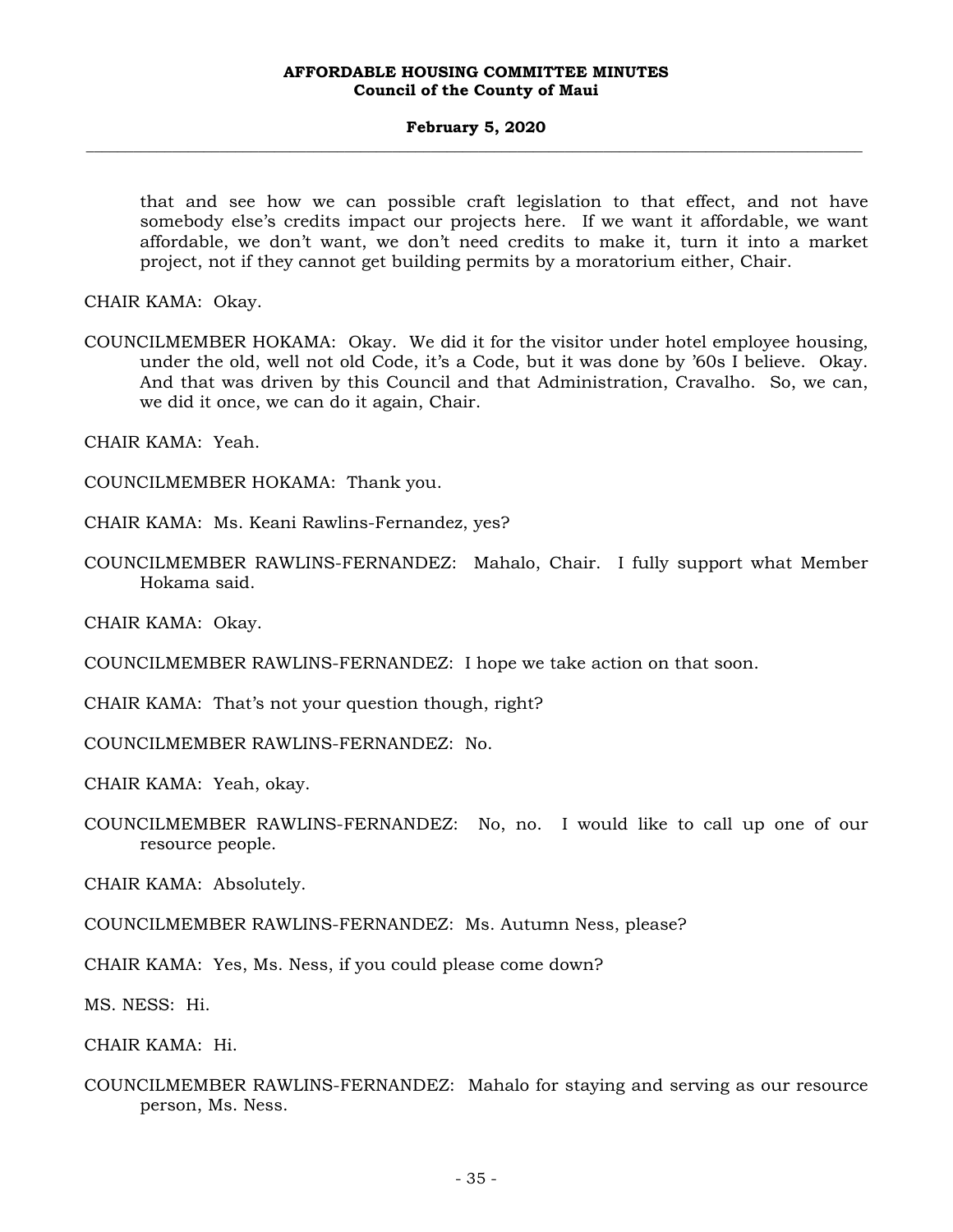that and see how we can possible craft legislation to that effect, and not have somebody else's credits impact our projects here. If we want it affordable, we want affordable, we don't want, we don't need credits to make it, turn it into a market project, not if they cannot get building permits by a moratorium either, Chair.

CHAIR KAMA: Okay.

COUNCILMEMBER HOKAMA: Okay. We did it for the visitor under hotel employee housing, under the old, well not old Code, it's a Code, but it was done by '60s I believe. Okay. And that was driven by this Council and that Administration, Cravalho. So, we can, we did it once, we can do it again, Chair.

CHAIR KAMA: Yeah.

COUNCILMEMBER HOKAMA: Thank you.

CHAIR KAMA: Ms. Keani Rawlins-Fernandez, yes?

COUNCILMEMBER RAWLINS-FERNANDEZ: Mahalo, Chair. I fully support what Member Hokama said.

CHAIR KAMA: Okay.

COUNCILMEMBER RAWLINS-FERNANDEZ: I hope we take action on that soon.

CHAIR KAMA: That's not your question though, right?

COUNCILMEMBER RAWLINS-FERNANDEZ: No.

CHAIR KAMA: Yeah, okay.

COUNCILMEMBER RAWLINS-FERNANDEZ: No, no. I would like to call up one of our resource people.

CHAIR KAMA: Absolutely.

COUNCILMEMBER RAWLINS-FERNANDEZ: Ms. Autumn Ness, please?

CHAIR KAMA: Yes, Ms. Ness, if you could please come down?

MS. NESS: Hi.

CHAIR KAMA: Hi.

COUNCILMEMBER RAWLINS-FERNANDEZ: Mahalo for staying and serving as our resource person, Ms. Ness.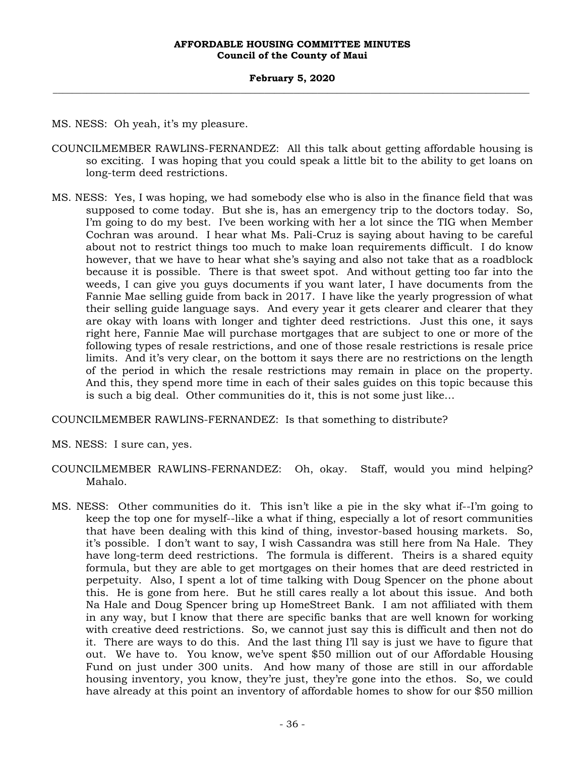MS. NESS: Oh yeah, it's my pleasure.

COUNCILMEMBER RAWLINS-FERNANDEZ: All this talk about getting affordable housing is so exciting. I was hoping that you could speak a little bit to the ability to get loans on long-term deed restrictions.

MS. NESS: Yes, I was hoping, we had somebody else who is also in the finance field that was supposed to come today. But she is, has an emergency trip to the doctors today. So, I'm going to do my best. I've been working with her a lot since the TIG when Member Cochran was around. I hear what Ms. Pali-Cruz is saying about having to be careful about not to restrict things too much to make loan requirements difficult. I do know however, that we have to hear what she's saying and also not take that as a roadblock because it is possible. There is that sweet spot. And without getting too far into the weeds, I can give you guys documents if you want later, I have documents from the Fannie Mae selling guide from back in 2017. I have like the yearly progression of what their selling guide language says. And every year it gets clearer and clearer that they are okay with loans with longer and tighter deed restrictions. Just this one, it says right here, Fannie Mae will purchase mortgages that are subject to one or more of the following types of resale restrictions, and one of those resale restrictions is resale price limits. And it's very clear, on the bottom it says there are no restrictions on the length of the period in which the resale restrictions may remain in place on the property. And this, they spend more time in each of their sales guides on this topic because this is such a big deal. Other communities do it, this is not some just like...

COUNCILMEMBER RAWLINS-FERNANDEZ: Is that something to distribute?

MS. NESS: I sure can, yes.

COUNCILMEMBER RAWLINS-FERNANDEZ: Oh, okay. Staff, would you mind helping? Mahalo.

MS. NESS: Other communities do it. This isn't like a pie in the sky what if--I'm going to keep the top one for myself--like a what if thing, especially a lot of resort communities that have been dealing with this kind of thing, investor-based housing markets. So, it's possible. I don't want to say, I wish Cassandra was still here from Na Hale. They have long-term deed restrictions. The formula is different. Theirs is a shared equity formula, but they are able to get mortgages on their homes that are deed restricted in perpetuity. Also, I spent a lot of time talking with Doug Spencer on the phone about this. He is gone from here. But he still cares really a lot about this issue. And both Na Hale and Doug Spencer bring up HomeStreet Bank. I am not affiliated with them in any way, but I know that there are specific banks that are well known for working with creative deed restrictions. So, we cannot just say this is difficult and then not do it. There are ways to do this. And the last thing I'll say is just we have to figure that out. We have to. You know, we've spent $50 million out of our Affordable Housing Fund on just under 300 units. And how many of those are still in our affordable housing inventory, you know, they're just, they're gone into the ethos. So, we could have already at this point an inventory of affordable homes to show for our $50 million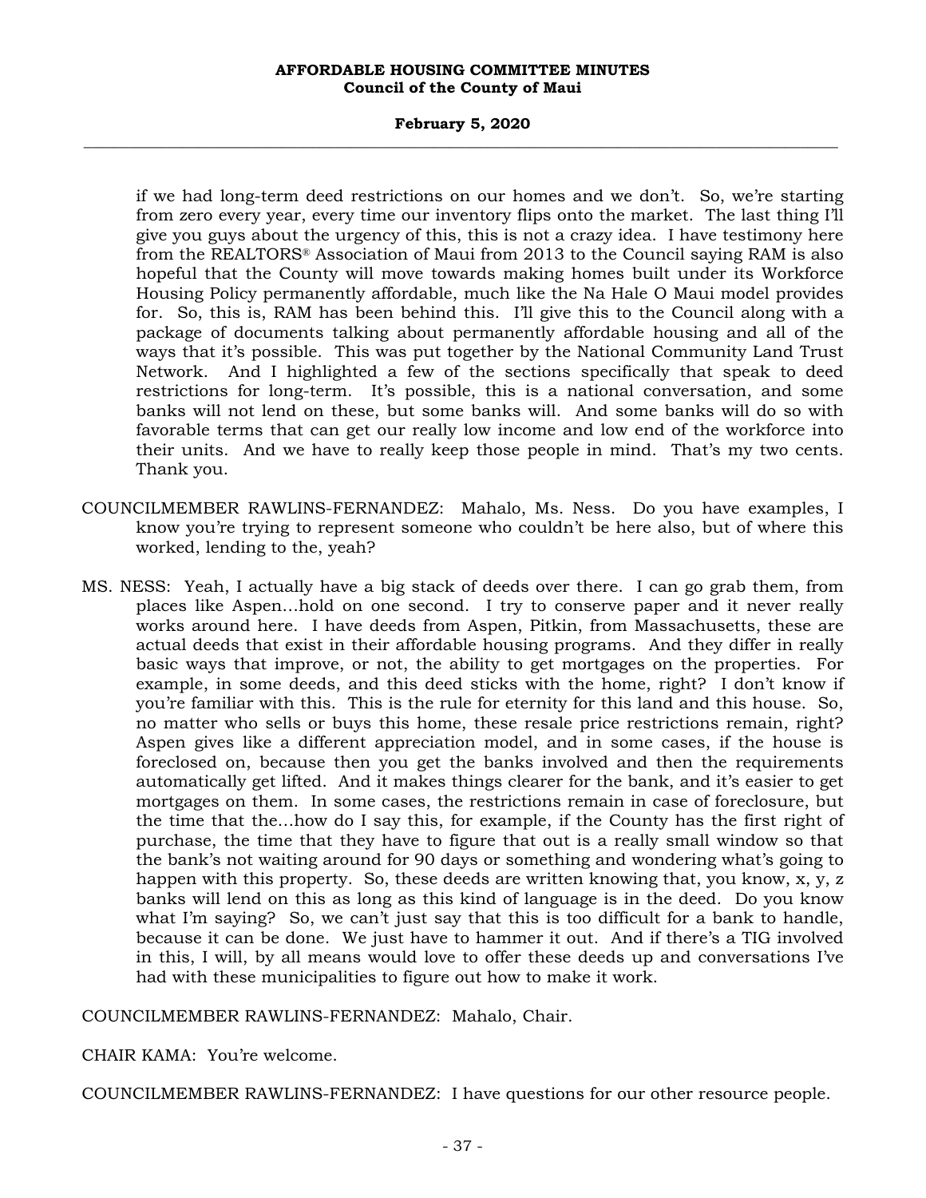if we had long-term deed restrictions on our homes and we don't. So, we're starting from zero every year, every time our inventory flips onto the market. The last thing I'll give you guys about the urgency of this, this is not a crazy idea. I have testimony here from the REALTORS® Association of Maui from 2013 to the Council saying RAM is also hopeful that the County will move towards making homes built under its Workforce Housing Policy permanently affordable, much like the Na Hale O Maui model provides for. So, this is, RAM has been behind this. I'll give this to the Council along with a package of documents talking about permanently affordable housing and all of the ways that it's possible. This was put together by the National Community Land Trust Network. And I highlighted a few of the sections specifically that speak to deed restrictions for long-term. It's possible, this is a national conversation, and some banks will not lend on these, but some banks will. And some banks will do so with favorable terms that can get our really low income and low end of the workforce into their units. And we have to really keep those people in mind. That's my two cents. Thank you.

COUNCILMEMBER RAWLINS-FERNANDEZ: Mahalo, Ms. Ness. Do you have examples, I know you're trying to represent someone who couldn't be here also, but of where this worked, lending to the, yeah?

MS. NESS: Yeah, I actually have a big stack of deeds over there. I can go grab them, from places like Aspen...hold on one second. I try to conserve paper and it never really works around here. I have deeds from Aspen, Pitkin, from Massachusetts, these are actual deeds that exist in their affordable housing programs. And they differ in really basic ways that improve, or not, the ability to get mortgages on the properties. For example, in some deeds, and this deed sticks with the home, right? I don't know if you're familiar with this. This is the rule for eternity for this land and this house. So, no matter who sells or buys this home, these resale price restrictions remain, right? Aspen gives like a different appreciation model, and in some cases, if the house is foreclosed on, because then you get the banks involved and then the requirements automatically get lifted. And it makes things clearer for the bank, and it's easier to get mortgages on them. In some cases, the restrictions remain in case of foreclosure, but the time that the...how do I say this, for example, if the County has the first right of purchase, the time that they have to figure that out is a really small window so that the bank's not waiting around for 90 days or something and wondering what's going to happen with this property. So, these deeds are written knowing that, you know, x, y, z banks will lend on this as long as this kind of language is in the deed. Do you know what I'm saying? So, we can't just say that this is too difficult for a bank to handle, because it can be done. We just have to hammer it out. And if there's a TIG involved in this, I will, by all means would love to offer these deeds up and conversations I've had with these municipalities to figure out how to make it work.

COUNCILMEMBER RAWLINS-FERNANDEZ: Mahalo, Chair.

CHAIR KAMA: You're welcome.

COUNCILMEMBER RAWLINS-FERNANDEZ: I have questions for our other resource people.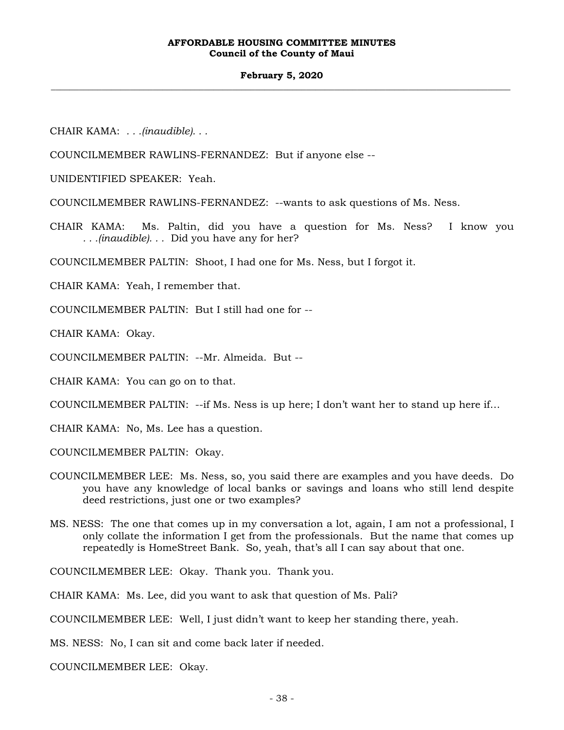CHAIR KAMA: . . .*(inaudible)*. . .

COUNCILMEMBER RAWLINS-FERNANDEZ: But if anyone else --

UNIDENTIFIED SPEAKER: Yeah.

COUNCILMEMBER RAWLINS-FERNANDEZ: --wants to ask questions of Ms. Ness.

CHAIR KAMA: Ms. Paltin, did you have a question for Ms. Ness? I know you . . .*(inaudible)*. . . Did you have any for her?

COUNCILMEMBER PALTIN: Shoot, I had one for Ms. Ness, but I forgot it.

CHAIR KAMA: Yeah, I remember that.

COUNCILMEMBER PALTIN: But I still had one for --

CHAIR KAMA: Okay.

COUNCILMEMBER PALTIN: --Mr. Almeida. But --

CHAIR KAMA: You can go on to that.

COUNCILMEMBER PALTIN: --if Ms. Ness is up here; I don't want her to stand up here if...

CHAIR KAMA: No, Ms. Lee has a question.

COUNCILMEMBER PALTIN: Okay.

COUNCILMEMBER LEE: Ms. Ness, so, you said there are examples and you have deeds. Do you have any knowledge of local banks or savings and loans who still lend despite deed restrictions, just one or two examples?

MS. NESS: The one that comes up in my conversation a lot, again, I am not a professional, I only collate the information I get from the professionals. But the name that comes up repeatedly is HomeStreet Bank. So, yeah, that's all I can say about that one.

COUNCILMEMBER LEE: Okay. Thank you. Thank you.

CHAIR KAMA: Ms. Lee, did you want to ask that question of Ms. Pali?

COUNCILMEMBER LEE: Well, I just didn't want to keep her standing there, yeah.

MS. NESS: No, I can sit and come back later if needed.

COUNCILMEMBER LEE: Okay.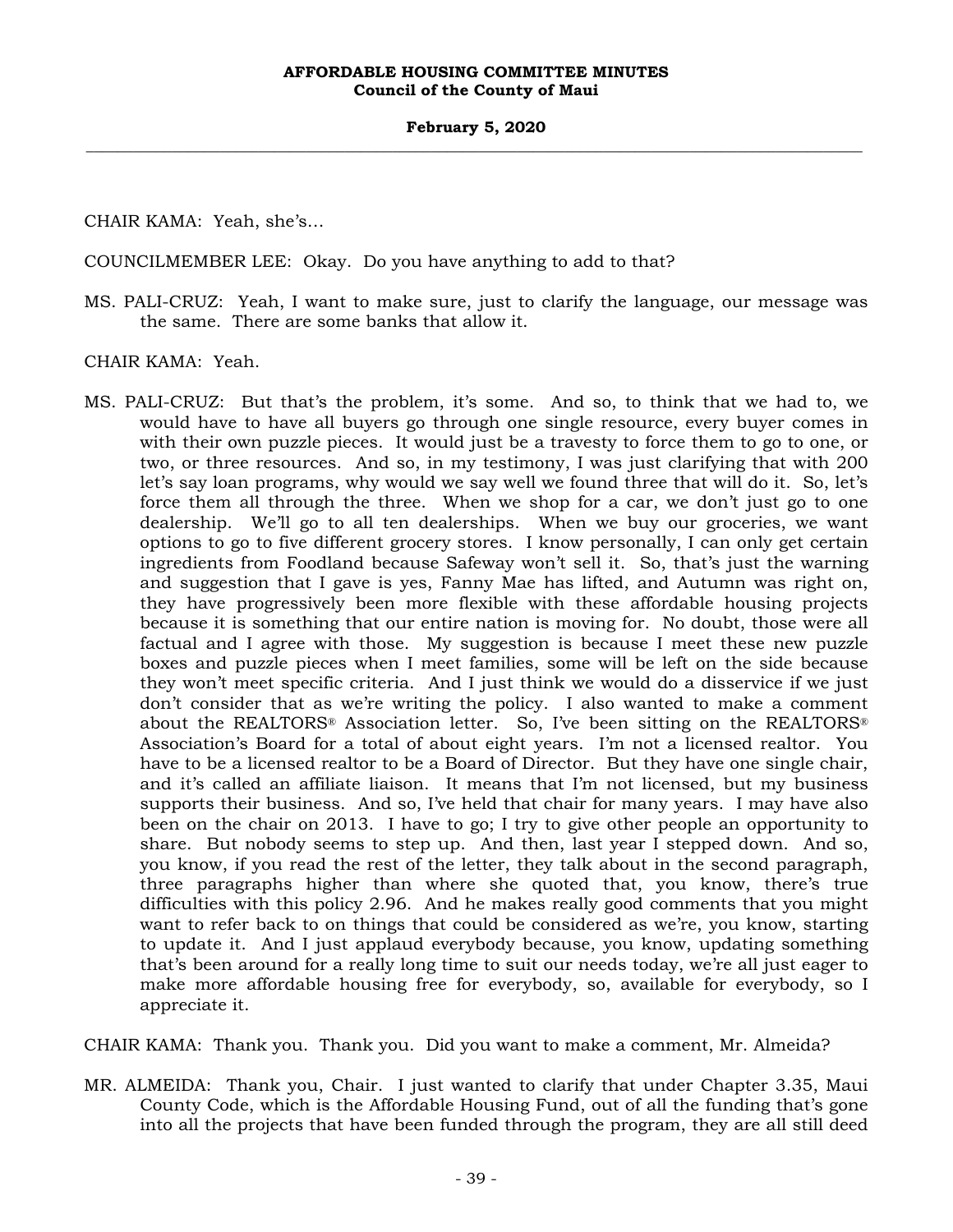CHAIR KAMA: Yeah, she's...

COUNCILMEMBER LEE: Okay. Do you have anything to add to that?

MS. PALI-CRUZ: Yeah, I want to make sure, just to clarify the language, our message was the same. There are some banks that allow it.

CHAIR KAMA: Yeah.

MS. PALI-CRUZ: But that's the problem, it's some. And so, to think that we had to, we would have to have all buyers go through one single resource, every buyer comes in with their own puzzle pieces. It would just be a travesty to force them to go to one, or two, or three resources. And so, in my testimony, I was just clarifying that with 200 let's say loan programs, why would we say well we found three that will do it. So, let's force them all through the three. When we shop for a car, we don't just go to one dealership. We'll go to all ten dealerships. When we buy our groceries, we want options to go to five different grocery stores. I know personally, I can only get certain ingredients from Foodland because Safeway won't sell it. So, that's just the warning and suggestion that I gave is yes, Fanny Mae has lifted, and Autumn was right on, they have progressively been more flexible with these affordable housing projects because it is something that our entire nation is moving for. No doubt, those were all factual and I agree with those. My suggestion is because I meet these new puzzle boxes and puzzle pieces when I meet families, some will be left on the side because they won't meet specific criteria. And I just think we would do a disservice if we just don't consider that as we're writing the policy. I also wanted to make a comment about the REALTORS® Association letter. So, I've been sitting on the REALTORS® Association's Board for a total of about eight years. I'm not a licensed realtor. You have to be a licensed realtor to be a Board of Director. But they have one single chair, and it's called an affiliate liaison. It means that I'm not licensed, but my business supports their business. And so, I've held that chair for many years. I may have also been on the chair on 2013. I have to go; I try to give other people an opportunity to share. But nobody seems to step up. And then, last year I stepped down. And so, you know, if you read the rest of the letter, they talk about in the second paragraph, three paragraphs higher than where she quoted that, you know, there's true difficulties with this policy 2.96. And he makes really good comments that you might want to refer back to on things that could be considered as we're, you know, starting to update it. And I just applaud everybody because, you know, updating something that's been around for a really long time to suit our needs today, we're all just eager to make more affordable housing free for everybody, so, available for everybody, so I appreciate it.

CHAIR KAMA: Thank you. Thank you. Did you want to make a comment, Mr. Almeida?

MR. ALMEIDA: Thank you, Chair. I just wanted to clarify that under Chapter 3.35, Maui County Code, which is the Affordable Housing Fund, out of all the funding that's gone into all the projects that have been funded through the program, they are all still deed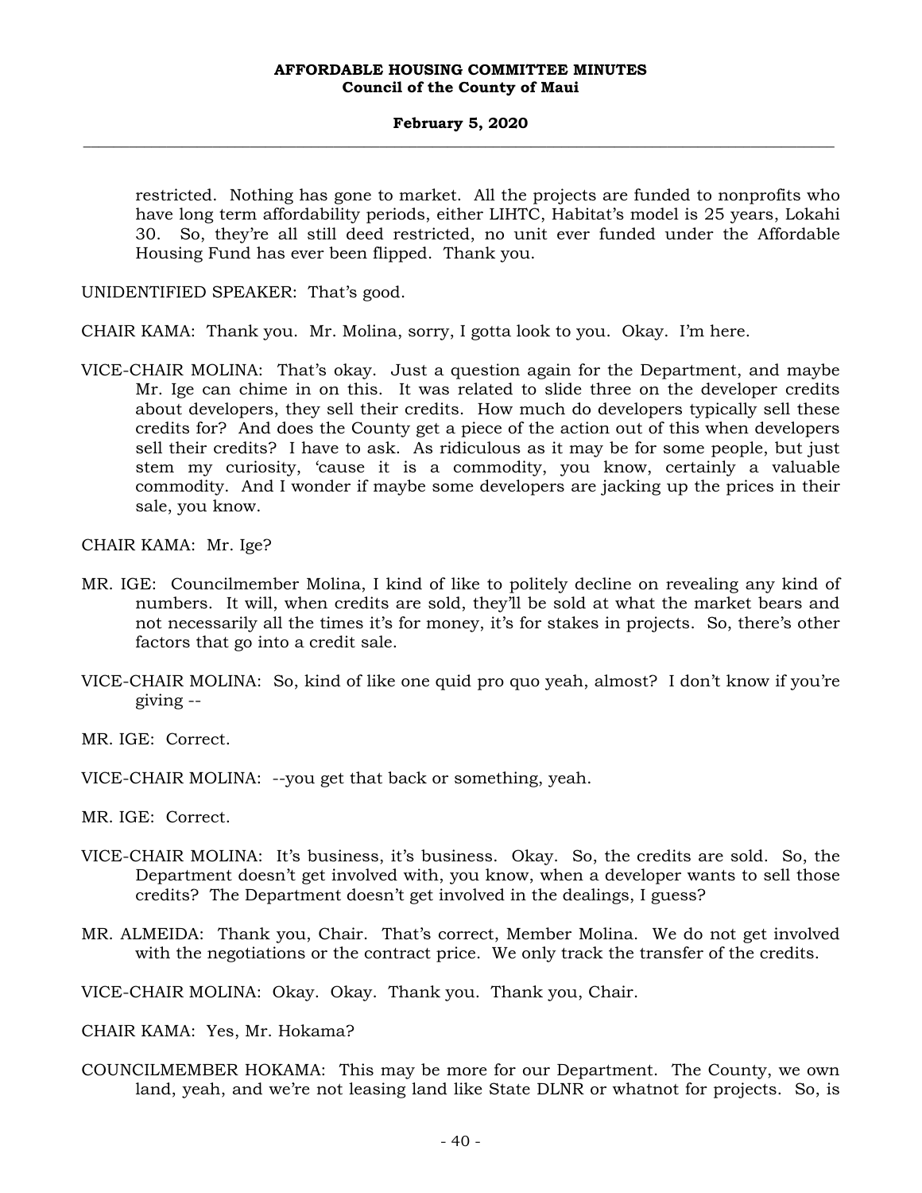restricted. Nothing has gone to market. All the projects are funded to nonprofits who have long term affordability periods, either LIHTC, Habitat's model is 25 years, Lokahi 30. So, they're all still deed restricted, no unit ever funded under the Affordable Housing Fund has ever been flipped. Thank you.

UNIDENTIFIED SPEAKER: That's good.

CHAIR KAMA: Thank you. Mr. Molina, sorry, I gotta look to you. Okay. I'm here.

VICE-CHAIR MOLINA: That's okay. Just a question again for the Department, and maybe Mr. Ige can chime in on this. It was related to slide three on the developer credits about developers, they sell their credits. How much do developers typically sell these credits for? And does the County get a piece of the action out of this when developers sell their credits? I have to ask. As ridiculous as it may be for some people, but just stem my curiosity, 'cause it is a commodity, you know, certainly a valuable commodity. And I wonder if maybe some developers are jacking up the prices in their sale, you know.

CHAIR KAMA: Mr. Ige?

MR. IGE: Councilmember Molina, I kind of like to politely decline on revealing any kind of numbers. It will, when credits are sold, they'll be sold at what the market bears and not necessarily all the times it's for money, it's for stakes in projects. So, there's other factors that go into a credit sale.

VICE-CHAIR MOLINA: So, kind of like one quid pro quo yeah, almost? I don't know if you're giving --

MR. IGE: Correct.

VICE-CHAIR MOLINA: --you get that back or something, yeah.

MR. IGE: Correct.

VICE-CHAIR MOLINA: It's business, it's business. Okay. So, the credits are sold. So, the Department doesn't get involved with, you know, when a developer wants to sell those credits? The Department doesn't get involved in the dealings, I guess?

MR. ALMEIDA: Thank you, Chair. That's correct, Member Molina. We do not get involved with the negotiations or the contract price. We only track the transfer of the credits.

VICE-CHAIR MOLINA: Okay. Okay. Thank you. Thank you, Chair.

CHAIR KAMA: Yes, Mr. Hokama?

COUNCILMEMBER HOKAMA: This may be more for our Department. The County, we own land, yeah, and we're not leasing land like State DLNR or whatnot for projects. So, is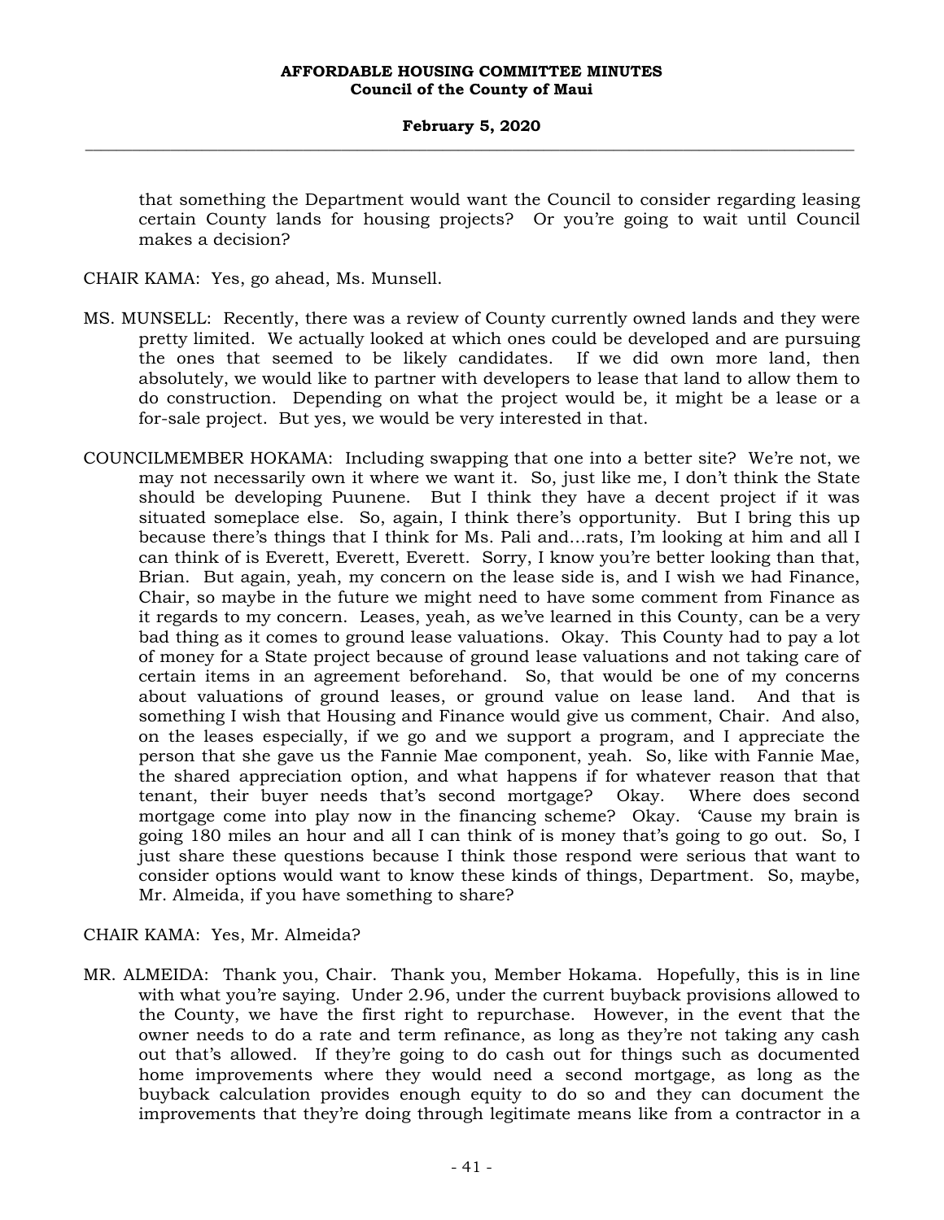that something the Department would want the Council to consider regarding leasing certain County lands for housing projects? Or you're going to wait until Council makes a decision?

CHAIR KAMA: Yes, go ahead, Ms. Munsell.

MS. MUNSELL: Recently, there was a review of County currently owned lands and they were pretty limited. We actually looked at which ones could be developed and are pursuing the ones that seemed to be likely candidates. If we did own more land, then absolutely, we would like to partner with developers to lease that land to allow them to do construction. Depending on what the project would be, it might be a lease or a for-sale project. But yes, we would be very interested in that.

COUNCILMEMBER HOKAMA: Including swapping that one into a better site? We're not, we may not necessarily own it where we want it. So, just like me, I don't think the State should be developing Puunene. But I think they have a decent project if it was situated someplace else. So, again, I think there's opportunity. But I bring this up because there's things that I think for Ms. Pali and…rats, I'm looking at him and all I can think of is Everett, Everett, Everett. Sorry, I know you're better looking than that, Brian. But again, yeah, my concern on the lease side is, and I wish we had Finance, Chair, so maybe in the future we might need to have some comment from Finance as it regards to my concern. Leases, yeah, as we've learned in this County, can be a very bad thing as it comes to ground lease valuations. Okay. This County had to pay a lot of money for a State project because of ground lease valuations and not taking care of certain items in an agreement beforehand. So, that would be one of my concerns about valuations of ground leases, or ground value on lease land. And that is something I wish that Housing and Finance would give us comment, Chair. And also, on the leases especially, if we go and we support a program, and I appreciate the person that she gave us the Fannie Mae component, yeah. So, like with Fannie Mae, the shared appreciation option, and what happens if for whatever reason that that tenant, their buyer needs that's second mortgage? Okay. Where does second mortgage come into play now in the financing scheme? Okay. 'Cause my brain is going 180 miles an hour and all I can think of is money that's going to go out. So, I just share these questions because I think those respond were serious that want to consider options would want to know these kinds of things, Department. So, maybe, Mr. Almeida, if you have something to share?

CHAIR KAMA: Yes, Mr. Almeida?

MR. ALMEIDA: Thank you, Chair. Thank you, Member Hokama. Hopefully, this is in line with what you're saying. Under 2.96, under the current buyback provisions allowed to the County, we have the first right to repurchase. However, in the event that the owner needs to do a rate and term refinance, as long as they're not taking any cash out that's allowed. If they're going to do cash out for things such as documented home improvements where they would need a second mortgage, as long as the buyback calculation provides enough equity to do so and they can document the improvements that they're doing through legitimate means like from a contractor in a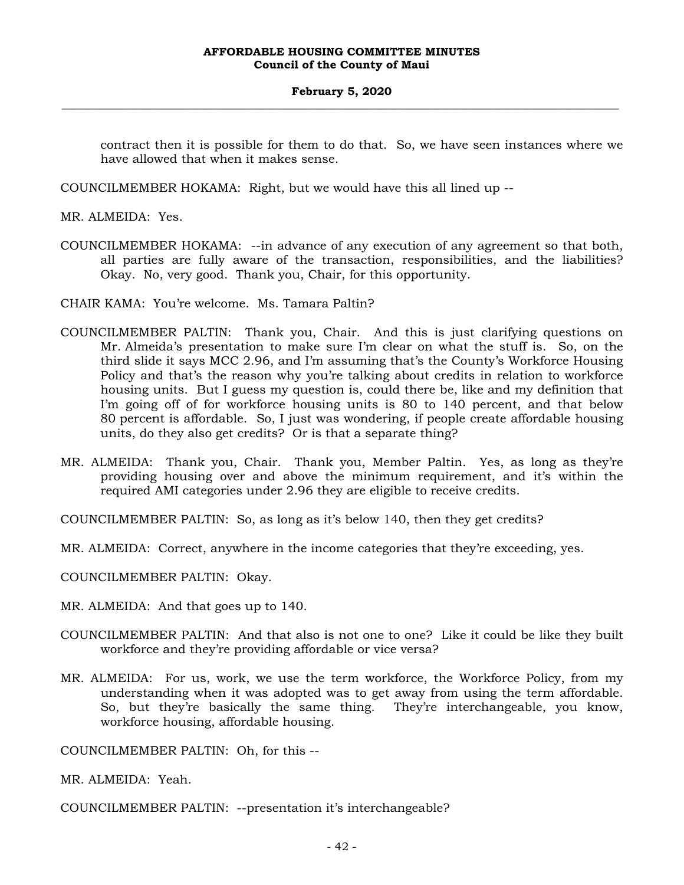contract then it is possible for them to do that. So, we have seen instances where we have allowed that when it makes sense.

COUNCILMEMBER HOKAMA: Right, but we would have this all lined up --

MR. ALMEIDA: Yes.

COUNCILMEMBER HOKAMA: --in advance of any execution of any agreement so that both, all parties are fully aware of the transaction, responsibilities, and the liabilities? Okay. No, very good. Thank you, Chair, for this opportunity.

CHAIR KAMA: You're welcome. Ms. Tamara Paltin?

COUNCILMEMBER PALTIN: Thank you, Chair. And this is just clarifying questions on Mr. Almeida's presentation to make sure I'm clear on what the stuff is. So, on the third slide it says MCC 2.96, and I'm assuming that's the County's Workforce Housing Policy and that's the reason why you're talking about credits in relation to workforce housing units. But I guess my question is, could there be, like and my definition that I'm going off of for workforce housing units is 80 to 140 percent, and that below 80 percent is affordable. So, I just was wondering, if people create affordable housing units, do they also get credits? Or is that a separate thing?

MR. ALMEIDA: Thank you, Chair. Thank you, Member Paltin. Yes, as long as they're providing housing over and above the minimum requirement, and it's within the required AMI categories under 2.96 they are eligible to receive credits.

COUNCILMEMBER PALTIN: So, as long as it's below 140, then they get credits?

MR. ALMEIDA: Correct, anywhere in the income categories that they're exceeding, yes.

COUNCILMEMBER PALTIN: Okay.

MR. ALMEIDA: And that goes up to 140.

COUNCILMEMBER PALTIN: And that also is not one to one? Like it could be like they built workforce and they're providing affordable or vice versa?

MR. ALMEIDA: For us, work, we use the term workforce, the Workforce Policy, from my understanding when it was adopted was to get away from using the term affordable. So, but they're basically the same thing. They're interchangeable, you know, workforce housing, affordable housing.

COUNCILMEMBER PALTIN: Oh, for this --

MR. ALMEIDA: Yeah.

COUNCILMEMBER PALTIN: --presentation it's interchangeable?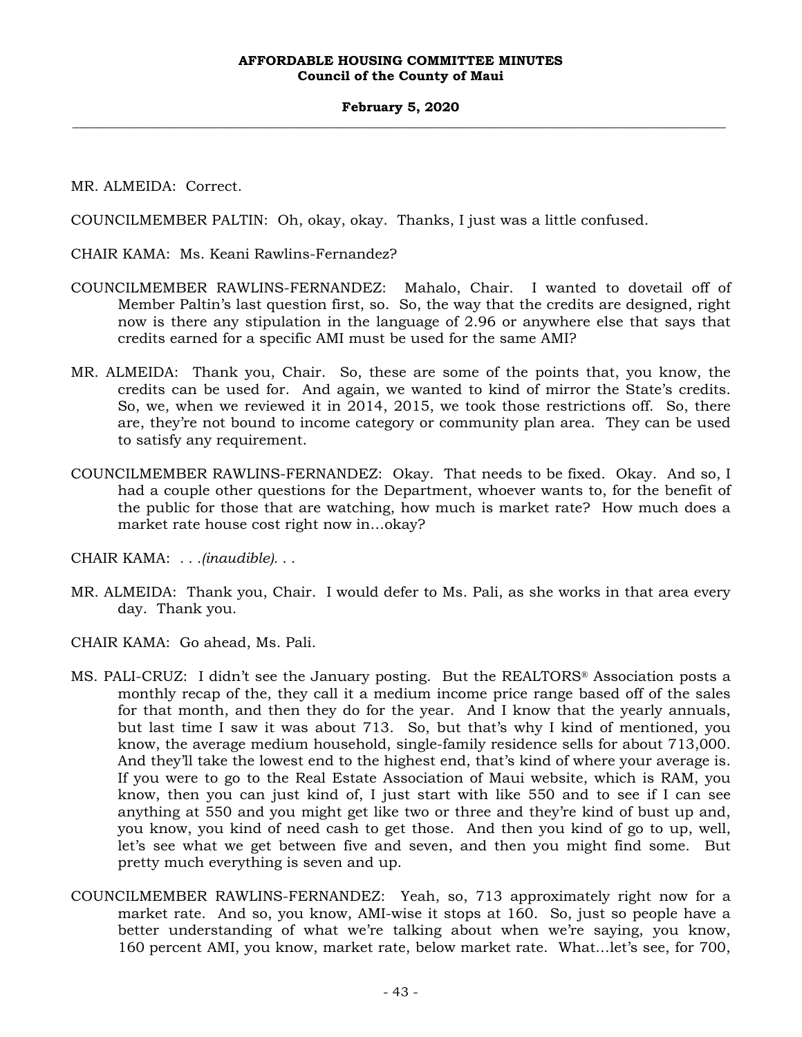MR. ALMEIDA: Correct.

COUNCILMEMBER PALTIN: Oh, okay, okay. Thanks, I just was a little confused.

CHAIR KAMA: Ms. Keani Rawlins-Fernandez?

COUNCILMEMBER RAWLINS-FERNANDEZ: Mahalo, Chair. I wanted to dovetail off of Member Paltin's last question first, so. So, the way that the credits are designed, right now is there any stipulation in the language of 2.96 or anywhere else that says that credits earned for a specific AMI must be used for the same AMI?

MR. ALMEIDA: Thank you, Chair. So, these are some of the points that, you know, the credits can be used for. And again, we wanted to kind of mirror the State's credits. So, we, when we reviewed it in 2014, 2015, we took those restrictions off. So, there are, they're not bound to income category or community plan area. They can be used to satisfy any requirement.

COUNCILMEMBER RAWLINS-FERNANDEZ: Okay. That needs to be fixed. Okay. And so, I had a couple other questions for the Department, whoever wants to, for the benefit of the public for those that are watching, how much is market rate? How much does a market rate house cost right now in...okay?

CHAIR KAMA: *. . .(inaudible). . .*

MR. ALMEIDA: Thank you, Chair. I would defer to Ms. Pali, as she works in that area every day. Thank you.

CHAIR KAMA: Go ahead, Ms. Pali.

MS. PALI-CRUZ: I didn't see the January posting. But the REALTORS® Association posts a monthly recap of the, they call it a medium income price range based off of the sales for that month, and then they do for the year. And I know that the yearly annuals, but last time I saw it was about 713. So, but that's why I kind of mentioned, you know, the average medium household, single-family residence sells for about 713,000. And they'll take the lowest end to the highest end, that's kind of where your average is. If you were to go to the Real Estate Association of Maui website, which is RAM, you know, then you can just kind of, I just start with like 550 and to see if I can see anything at 550 and you might get like two or three and they're kind of bust up and, you know, you kind of need cash to get those. And then you kind of go to up, well, let's see what we get between five and seven, and then you might find some. But pretty much everything is seven and up.

COUNCILMEMBER RAWLINS-FERNANDEZ: Yeah, so, 713 approximately right now for a market rate. And so, you know, AMI-wise it stops at 160. So, just so people have a better understanding of what we're talking about when we're saying, you know, 160 percent AMI, you know, market rate, below market rate. What...let's see, for 700,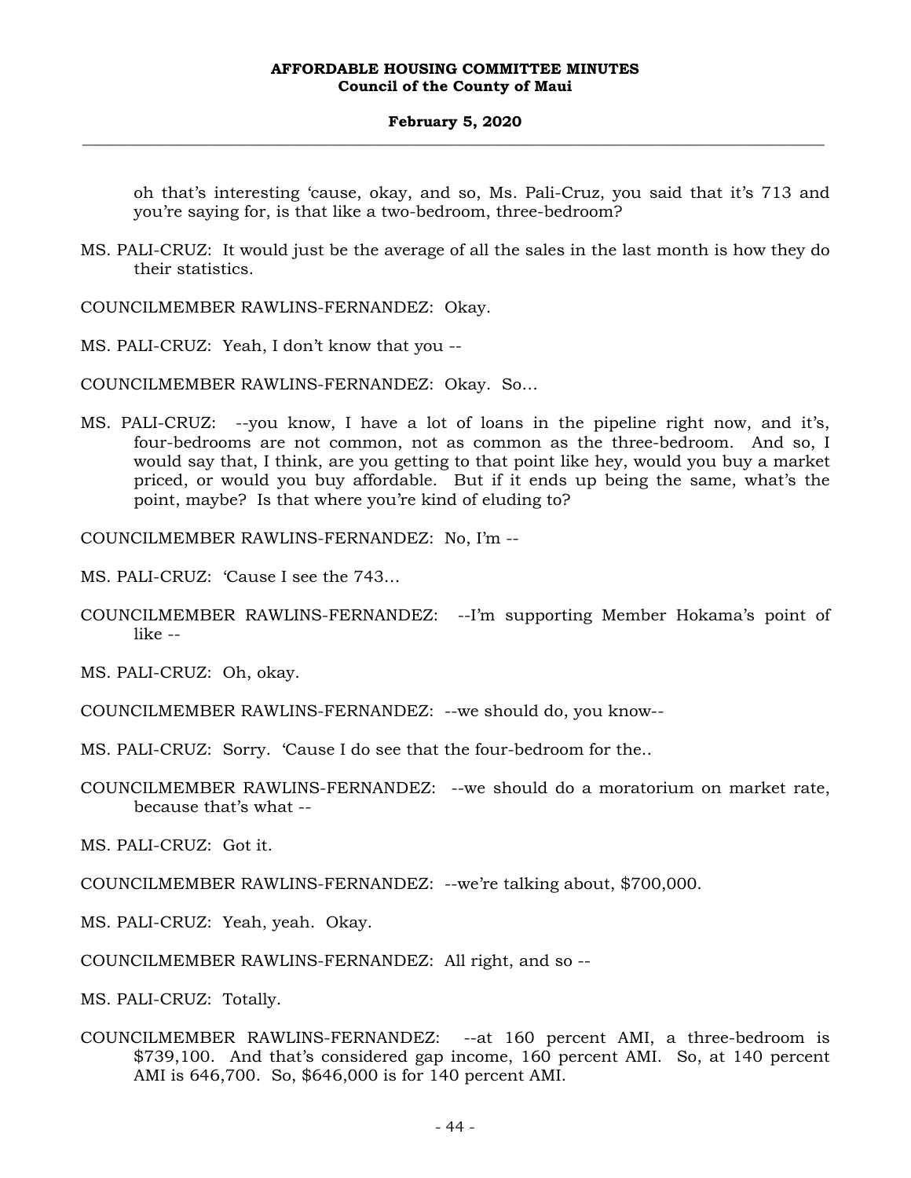oh that's interesting 'cause, okay, and so, Ms. Pali-Cruz, you said that it's 713 and you're saying for, is that like a two-bedroom, three-bedroom?

MS. PALI-CRUZ: It would just be the average of all the sales in the last month is how they do their statistics.

COUNCILMEMBER RAWLINS-FERNANDEZ: Okay.

MS. PALI-CRUZ: Yeah, I don't know that you --

COUNCILMEMBER RAWLINS-FERNANDEZ: Okay. So...

MS. PALI-CRUZ: --you know, I have a lot of loans in the pipeline right now, and it's, four-bedrooms are not common, not as common as the three-bedroom. And so, I would say that, I think, are you getting to that point like hey, would you buy a market priced, or would you buy affordable. But if it ends up being the same, what's the point, maybe? Is that where you're kind of eluding to?

COUNCILMEMBER RAWLINS-FERNANDEZ: No, I'm --

MS. PALI-CRUZ: 'Cause I see the 743...

COUNCILMEMBER RAWLINS-FERNANDEZ: --I'm supporting Member Hokama's point of like --

MS. PALI-CRUZ: Oh, okay.

COUNCILMEMBER RAWLINS-FERNANDEZ: --we should do, you know--

MS. PALI-CRUZ: Sorry. 'Cause I do see that the four-bedroom for the..

COUNCILMEMBER RAWLINS-FERNANDEZ: --we should do a moratorium on market rate, because that's what --

MS. PALI-CRUZ: Got it.

COUNCILMEMBER RAWLINS-FERNANDEZ: --we're talking about, $700,000.

MS. PALI-CRUZ: Yeah, yeah. Okay.

COUNCILMEMBER RAWLINS-FERNANDEZ: All right, and so --

MS. PALI-CRUZ: Totally.

COUNCILMEMBER RAWLINS-FERNANDEZ: --at 160 percent AMI, a three-bedroom is $739,100. And that's considered gap income, 160 percent AMI. So, at 140 percent AMI is 646,700. So, $646,000 is for 140 percent AMI.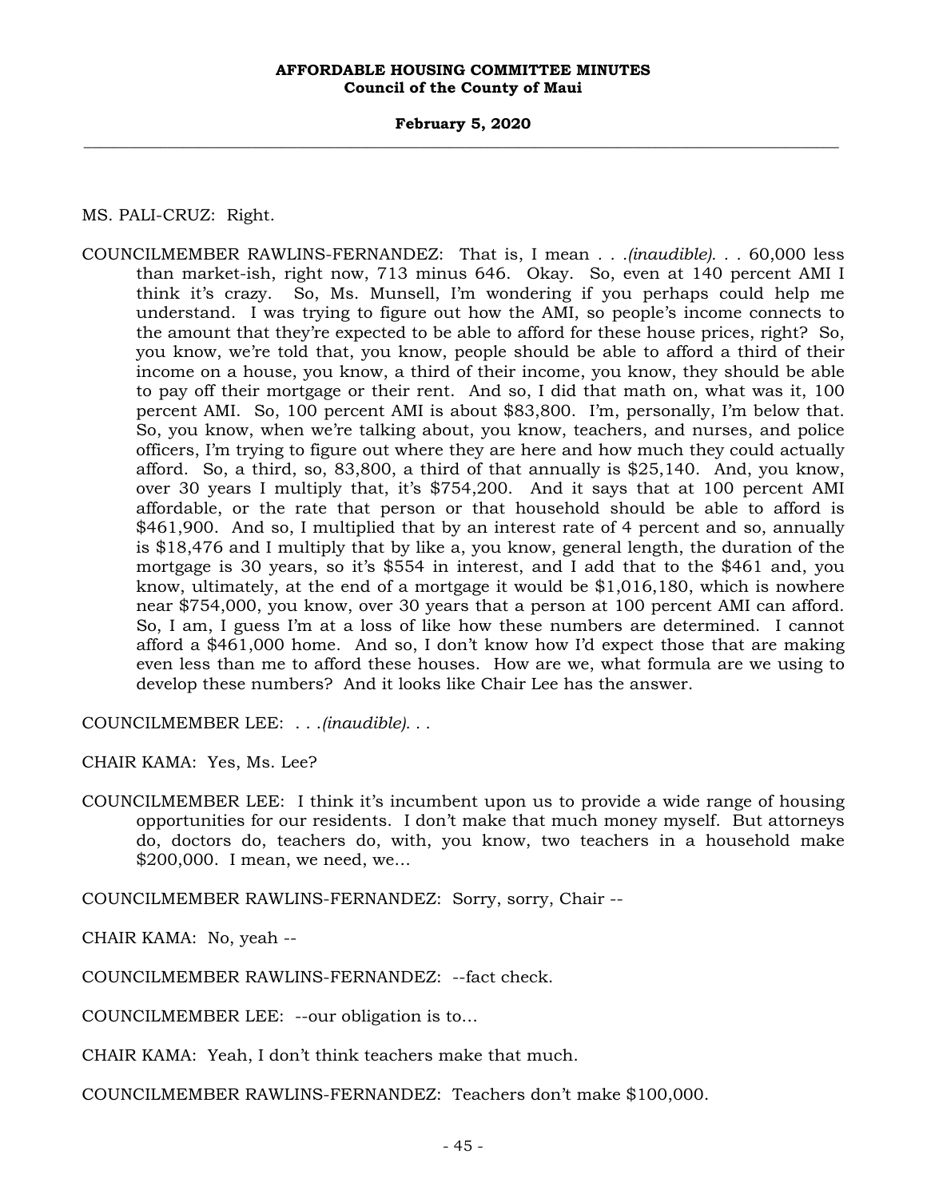MS. PALI-CRUZ: Right.

COUNCILMEMBER RAWLINS-FERNANDEZ: That is, I mean *. . .(inaudible). . .* 60,000 less than market-ish, right now, 713 minus 646. Okay. So, even at 140 percent AMI I think it's crazy. So, Ms. Munsell, I'm wondering if you perhaps could help me understand. I was trying to figure out how the AMI, so people's income connects to the amount that they're expected to be able to afford for these house prices, right? So, you know, we're told that, you know, people should be able to afford a third of their income on a house, you know, a third of their income, you know, they should be able to pay off their mortgage or their rent. And so, I did that math on, what was it, 100 percent AMI. So, 100 percent AMI is about $83,800. I'm, personally, I'm below that. So, you know, when we're talking about, you know, teachers, and nurses, and police officers, I'm trying to figure out where they are here and how much they could actually afford. So, a third, so, 83,800, a third of that annually is $25,140. And, you know, over 30 years I multiply that, it's $754,200. And it says that at 100 percent AMI affordable, or the rate that person or that household should be able to afford is $461,900. And so, I multiplied that by an interest rate of 4 percent and so, annually is $18,476 and I multiply that by like a, you know, general length, the duration of the mortgage is 30 years, so it's $554 in interest, and I add that to the $461 and, you know, ultimately, at the end of a mortgage it would be $1,016,180, which is nowhere near $754,000, you know, over 30 years that a person at 100 percent AMI can afford. So, I am, I guess I'm at a loss of like how these numbers are determined. I cannot afford a $461,000 home. And so, I don't know how I'd expect those that are making even less than me to afford these houses. How are we, what formula are we using to develop these numbers? And it looks like Chair Lee has the answer.

COUNCILMEMBER LEE: *. . .(inaudible). . .*

CHAIR KAMA: Yes, Ms. Lee?

COUNCILMEMBER LEE: I think it's incumbent upon us to provide a wide range of housing opportunities for our residents. I don't make that much money myself. But attorneys do, doctors do, teachers do, with, you know, two teachers in a household make $200,000. I mean, we need, we...

COUNCILMEMBER RAWLINS-FERNANDEZ: Sorry, sorry, Chair --

CHAIR KAMA: No, yeah --

COUNCILMEMBER RAWLINS-FERNANDEZ: --fact check.

COUNCILMEMBER LEE: --our obligation is to...

CHAIR KAMA: Yeah, I don't think teachers make that much.

COUNCILMEMBER RAWLINS-FERNANDEZ: Teachers don't make $100,000.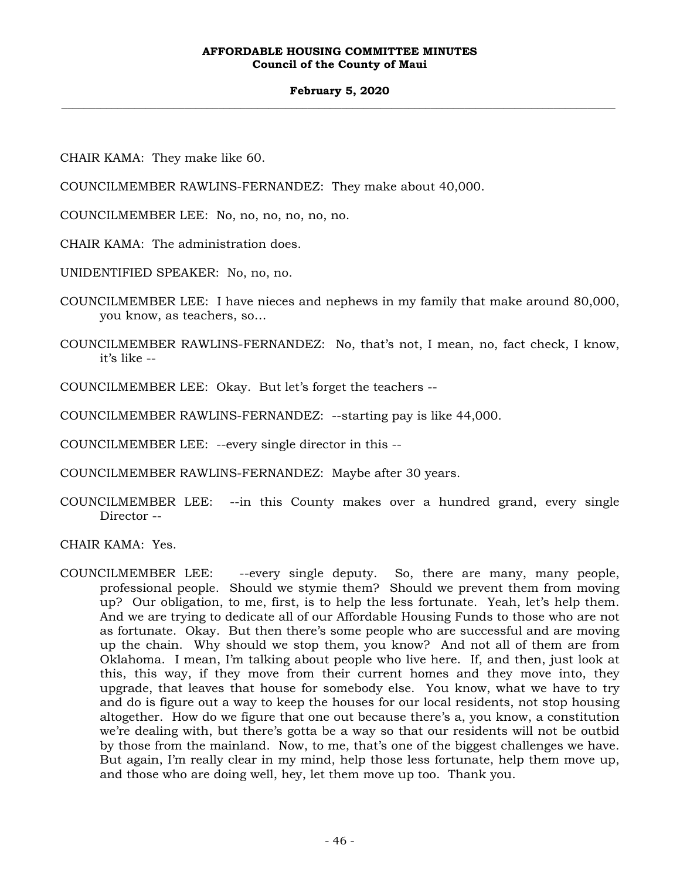CHAIR KAMA: They make like 60.

COUNCILMEMBER RAWLINS-FERNANDEZ: They make about 40,000.

COUNCILMEMBER LEE: No, no, no, no, no, no.

CHAIR KAMA: The administration does.

UNIDENTIFIED SPEAKER: No, no, no.

COUNCILMEMBER LEE: I have nieces and nephews in my family that make around 80,000, you know, as teachers, so...

COUNCILMEMBER RAWLINS-FERNANDEZ: No, that's not, I mean, no, fact check, I know, it's like --

COUNCILMEMBER LEE: Okay. But let's forget the teachers --

COUNCILMEMBER RAWLINS-FERNANDEZ: --starting pay is like 44,000.

COUNCILMEMBER LEE: --every single director in this --

COUNCILMEMBER RAWLINS-FERNANDEZ: Maybe after 30 years.

COUNCILMEMBER LEE: --in this County makes over a hundred grand, every single Director --

CHAIR KAMA: Yes.

COUNCILMEMBER LEE: --every single deputy. So, there are many, many people, professional people. Should we stymie them? Should we prevent them from moving up? Our obligation, to me, first, is to help the less fortunate. Yeah, let's help them. And we are trying to dedicate all of our Affordable Housing Funds to those who are not as fortunate. Okay. But then there's some people who are successful and are moving up the chain. Why should we stop them, you know? And not all of them are from Oklahoma. I mean, I'm talking about people who live here. If, and then, just look at this, this way, if they move from their current homes and they move into, they upgrade, that leaves that house for somebody else. You know, what we have to try and do is figure out a way to keep the houses for our local residents, not stop housing altogether. How do we figure that one out because there's a, you know, a constitution we're dealing with, but there's gotta be a way so that our residents will not be outbid by those from the mainland. Now, to me, that's one of the biggest challenges we have. But again, I'm really clear in my mind, help those less fortunate, help them move up, and those who are doing well, hey, let them move up too. Thank you.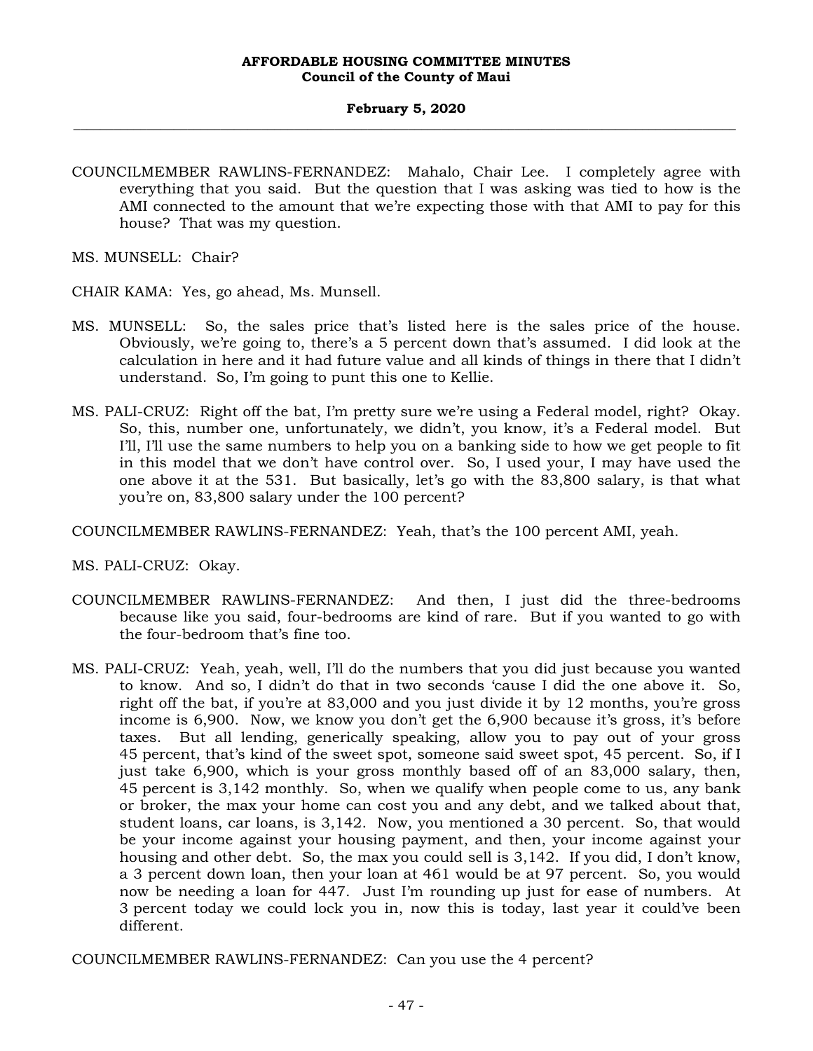COUNCILMEMBER RAWLINS-FERNANDEZ: Mahalo, Chair Lee. I completely agree with everything that you said. But the question that I was asking was tied to how is the AMI connected to the amount that we're expecting those with that AMI to pay for this house? That was my question.

MS. MUNSELL: Chair?

CHAIR KAMA: Yes, go ahead, Ms. Munsell.

MS. MUNSELL: So, the sales price that's listed here is the sales price of the house. Obviously, we're going to, there's a 5 percent down that's assumed. I did look at the calculation in here and it had future value and all kinds of things in there that I didn't understand. So, I'm going to punt this one to Kellie.

MS. PALI-CRUZ: Right off the bat, I'm pretty sure we're using a Federal model, right? Okay. So, this, number one, unfortunately, we didn't, you know, it's a Federal model. But I'll, I'll use the same numbers to help you on a banking side to how we get people to fit in this model that we don't have control over. So, I used your, I may have used the one above it at the 531. But basically, let's go with the 83,800 salary, is that what you're on, 83,800 salary under the 100 percent?

COUNCILMEMBER RAWLINS-FERNANDEZ: Yeah, that's the 100 percent AMI, yeah.

MS. PALI-CRUZ: Okay.

COUNCILMEMBER RAWLINS-FERNANDEZ: And then, I just did the three-bedrooms because like you said, four-bedrooms are kind of rare. But if you wanted to go with the four-bedroom that's fine too.

MS. PALI-CRUZ: Yeah, yeah, well, I'll do the numbers that you did just because you wanted to know. And so, I didn't do that in two seconds 'cause I did the one above it. So, right off the bat, if you're at 83,000 and you just divide it by 12 months, you're gross income is 6,900. Now, we know you don't get the 6,900 because it's gross, it's before taxes. But all lending, generically speaking, allow you to pay out of your gross 45 percent, that's kind of the sweet spot, someone said sweet spot, 45 percent. So, if I just take 6,900, which is your gross monthly based off of an 83,000 salary, then, 45 percent is 3,142 monthly. So, when we qualify when people come to us, any bank or broker, the max your home can cost you and any debt, and we talked about that, student loans, car loans, is 3,142. Now, you mentioned a 30 percent. So, that would be your income against your housing payment, and then, your income against your housing and other debt. So, the max you could sell is 3,142. If you did, I don't know, a 3 percent down loan, then your loan at 461 would be at 97 percent. So, you would now be needing a loan for 447. Just I'm rounding up just for ease of numbers. At 3 percent today we could lock you in, now this is today, last year it could've been different.

COUNCILMEMBER RAWLINS-FERNANDEZ: Can you use the 4 percent?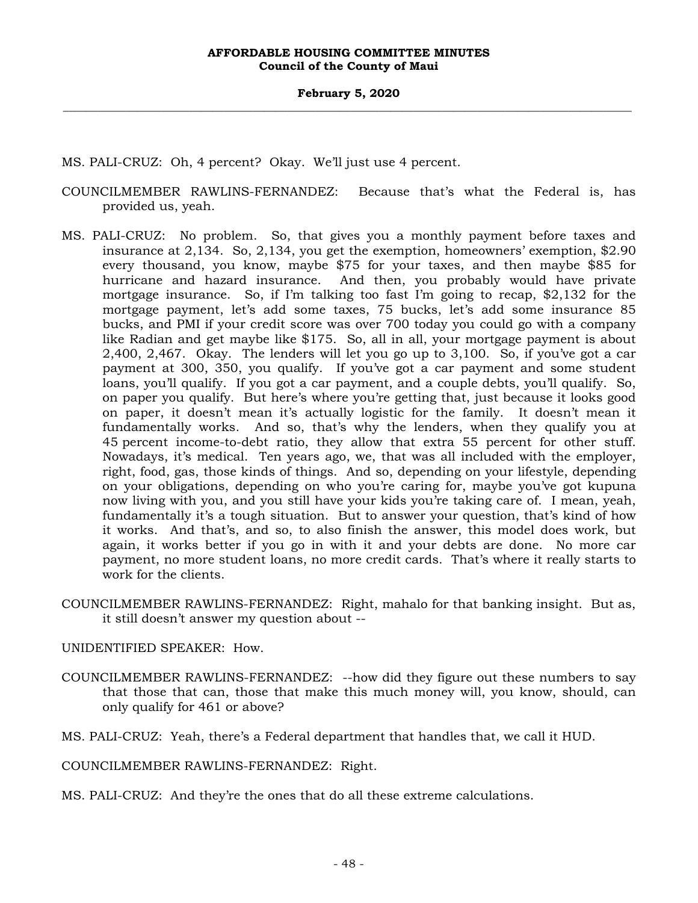MS. PALI-CRUZ: Oh, 4 percent? Okay. We'll just use 4 percent.

COUNCILMEMBER RAWLINS-FERNANDEZ: Because that's what the Federal is, has provided us, yeah.

MS. PALI-CRUZ: No problem. So, that gives you a monthly payment before taxes and insurance at 2,134. So, 2,134, you get the exemption, homeowners' exemption, $2.90 every thousand, you know, maybe $75 for your taxes, and then maybe $85 for hurricane and hazard insurance. And then, you probably would have private mortgage insurance. So, if I'm talking too fast I'm going to recap, $2,132 for the mortgage payment, let's add some taxes, 75 bucks, let's add some insurance 85 bucks, and PMI if your credit score was over 700 today you could go with a company like Radian and get maybe like $175. So, all in all, your mortgage payment is about 2,400, 2,467. Okay. The lenders will let you go up to 3,100. So, if you've got a car payment at 300, 350, you qualify. If you've got a car payment and some student loans, you'll qualify. If you got a car payment, and a couple debts, you'll qualify. So, on paper you qualify. But here's where you're getting that, just because it looks good on paper, it doesn't mean it's actually logistic for the family. It doesn't mean it fundamentally works. And so, that's why the lenders, when they qualify you at 45 percent income-to-debt ratio, they allow that extra 55 percent for other stuff. Nowadays, it's medical. Ten years ago, we, that was all included with the employer, right, food, gas, those kinds of things. And so, depending on your lifestyle, depending on your obligations, depending on who you're caring for, maybe you've got kupuna now living with you, and you still have your kids you're taking care of. I mean, yeah, fundamentally it's a tough situation. But to answer your question, that's kind of how it works. And that's, and so, to also finish the answer, this model does work, but again, it works better if you go in with it and your debts are done. No more car payment, no more student loans, no more credit cards. That's where it really starts to work for the clients.

COUNCILMEMBER RAWLINS-FERNANDEZ: Right, mahalo for that banking insight. But as, it still doesn't answer my question about --

UNIDENTIFIED SPEAKER: How.

COUNCILMEMBER RAWLINS-FERNANDEZ: --how did they figure out these numbers to say that those that can, those that make this much money will, you know, should, can only qualify for 461 or above?

MS. PALI-CRUZ: Yeah, there's a Federal department that handles that, we call it HUD.

COUNCILMEMBER RAWLINS-FERNANDEZ: Right.

MS. PALI-CRUZ: And they're the ones that do all these extreme calculations.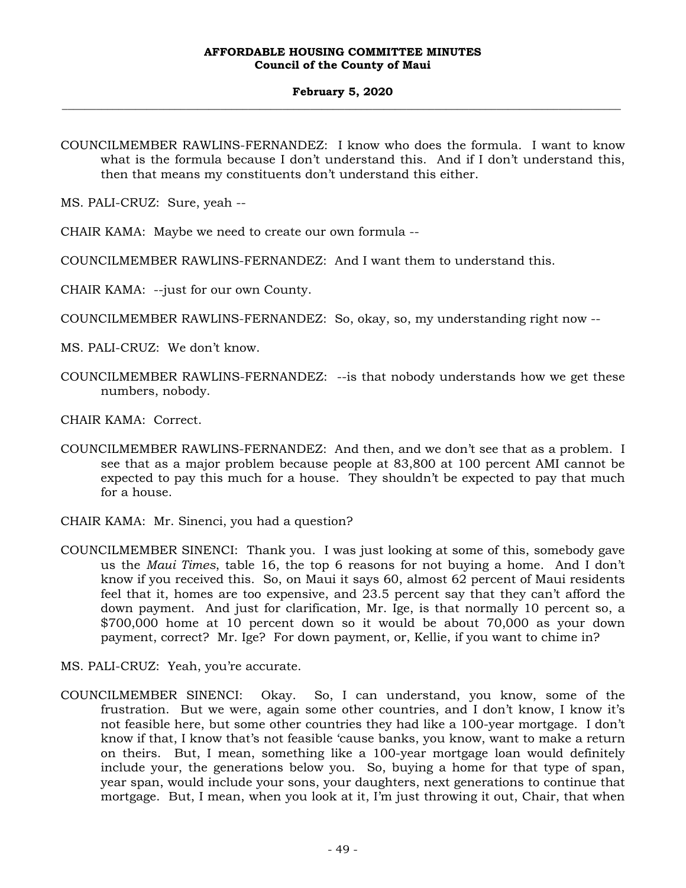COUNCILMEMBER RAWLINS-FERNANDEZ: I know who does the formula. I want to know what is the formula because I don't understand this. And if I don't understand this, then that means my constituents don't understand this either.

MS. PALI-CRUZ: Sure, yeah --

CHAIR KAMA: Maybe we need to create our own formula --

COUNCILMEMBER RAWLINS-FERNANDEZ: And I want them to understand this.

CHAIR KAMA: --just for our own County.

COUNCILMEMBER RAWLINS-FERNANDEZ: So, okay, so, my understanding right now --

MS. PALI-CRUZ: We don't know.

COUNCILMEMBER RAWLINS-FERNANDEZ: --is that nobody understands how we get these numbers, nobody.

CHAIR KAMA: Correct.

COUNCILMEMBER RAWLINS-FERNANDEZ: And then, and we don't see that as a problem. I see that as a major problem because people at 83,800 at 100 percent AMI cannot be expected to pay this much for a house. They shouldn't be expected to pay that much for a house.

CHAIR KAMA: Mr. Sinenci, you had a question?

COUNCILMEMBER SINENCI: Thank you. I was just looking at some of this, somebody gave us the *Maui Times*, table 16, the top 6 reasons for not buying a home. And I don't know if you received this. So, on Maui it says 60, almost 62 percent of Maui residents feel that it, homes are too expensive, and 23.5 percent say that they can't afford the down payment. And just for clarification, Mr. Ige, is that normally 10 percent so, a $700,000 home at 10 percent down so it would be about 70,000 as your down payment, correct? Mr. Ige? For down payment, or, Kellie, if you want to chime in?

MS. PALI-CRUZ: Yeah, you're accurate.

COUNCILMEMBER SINENCI: Okay. So, I can understand, you know, some of the frustration. But we were, again some other countries, and I don't know, I know it's not feasible here, but some other countries they had like a 100-year mortgage. I don't know if that, I know that's not feasible 'cause banks, you know, want to make a return on theirs. But, I mean, something like a 100-year mortgage loan would definitely include your, the generations below you. So, buying a home for that type of span, year span, would include your sons, your daughters, next generations to continue that mortgage. But, I mean, when you look at it, I'm just throwing it out, Chair, that when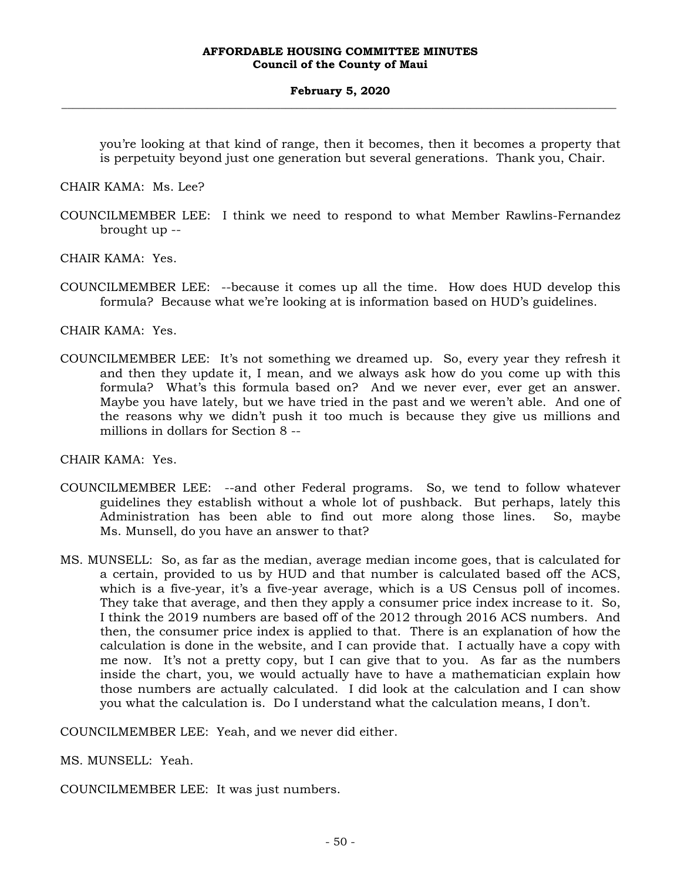you're looking at that kind of range, then it becomes, then it becomes a property that is perpetuity beyond just one generation but several generations. Thank you, Chair.

CHAIR KAMA: Ms. Lee?

COUNCILMEMBER LEE: I think we need to respond to what Member Rawlins-Fernandez brought up --

CHAIR KAMA: Yes.

COUNCILMEMBER LEE: --because it comes up all the time. How does HUD develop this formula? Because what we're looking at is information based on HUD's guidelines.

CHAIR KAMA: Yes.

COUNCILMEMBER LEE: It's not something we dreamed up. So, every year they refresh it and then they update it, I mean, and we always ask how do you come up with this formula? What's this formula based on? And we never ever, ever get an answer. Maybe you have lately, but we have tried in the past and we weren't able. And one of the reasons why we didn't push it too much is because they give us millions and millions in dollars for Section 8 --

CHAIR KAMA: Yes.

COUNCILMEMBER LEE: --and other Federal programs. So, we tend to follow whatever guidelines they establish without a whole lot of pushback. But perhaps, lately this Administration has been able to find out more along those lines. So, maybe Ms. Munsell, do you have an answer to that?

MS. MUNSELL: So, as far as the median, average median income goes, that is calculated for a certain, provided to us by HUD and that number is calculated based off the ACS, which is a five-year, it's a five-year average, which is a US Census poll of incomes. They take that average, and then they apply a consumer price index increase to it. So, I think the 2019 numbers are based off of the 2012 through 2016 ACS numbers. And then, the consumer price index is applied to that. There is an explanation of how the calculation is done in the website, and I can provide that. I actually have a copy with me now. It's not a pretty copy, but I can give that to you. As far as the numbers inside the chart, you, we would actually have to have a mathematician explain how those numbers are actually calculated. I did look at the calculation and I can show you what the calculation is. Do I understand what the calculation means, I don't.

COUNCILMEMBER LEE: Yeah, and we never did either.

MS. MUNSELL: Yeah.

COUNCILMEMBER LEE: It was just numbers.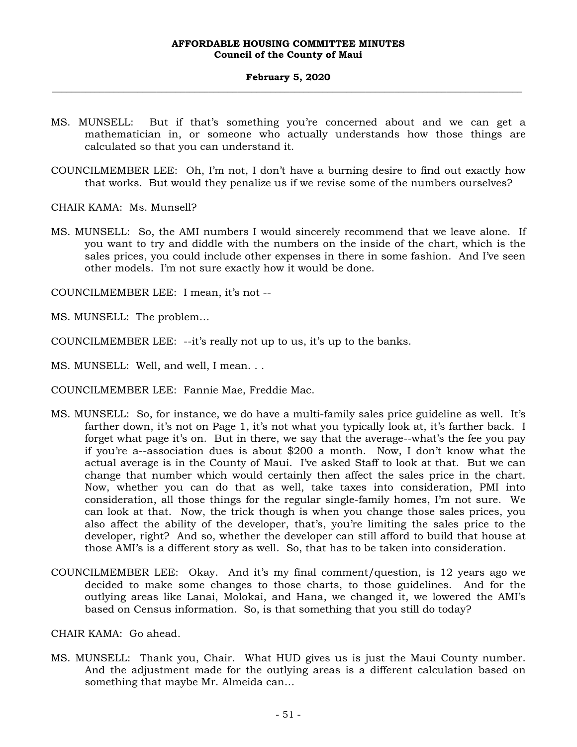MS. MUNSELL: But if that's something you're concerned about and we can get a mathematician in, or someone who actually understands how those things are calculated so that you can understand it.

COUNCILMEMBER LEE: Oh, I'm not, I don't have a burning desire to find out exactly how that works. But would they penalize us if we revise some of the numbers ourselves?

CHAIR KAMA: Ms. Munsell?

MS. MUNSELL: So, the AMI numbers I would sincerely recommend that we leave alone. If you want to try and diddle with the numbers on the inside of the chart, which is the sales prices, you could include other expenses in there in some fashion. And I've seen other models. I'm not sure exactly how it would be done.

COUNCILMEMBER LEE: I mean, it's not --

MS. MUNSELL: The problem...

COUNCILMEMBER LEE: --it's really not up to us, it's up to the banks.

MS. MUNSELL: Well, and well, I mean. . .

COUNCILMEMBER LEE: Fannie Mae, Freddie Mac.

MS. MUNSELL: So, for instance, we do have a multi-family sales price guideline as well. It's farther down, it's not on Page 1, it's not what you typically look at, it's farther back. I forget what page it's on. But in there, we say that the average--what's the fee you pay if you're a--association dues is about $200 a month. Now, I don't know what the actual average is in the County of Maui. I've asked Staff to look at that. But we can change that number which would certainly then affect the sales price in the chart. Now, whether you can do that as well, take taxes into consideration, PMI into consideration, all those things for the regular single-family homes, I'm not sure. We can look at that. Now, the trick though is when you change those sales prices, you also affect the ability of the developer, that's, you're limiting the sales price to the developer, right? And so, whether the developer can still afford to build that house at those AMI's is a different story as well. So, that has to be taken into consideration.

COUNCILMEMBER LEE: Okay. And it's my final comment/question, is 12 years ago we decided to make some changes to those charts, to those guidelines. And for the outlying areas like Lanai, Molokai, and Hana, we changed it, we lowered the AMI's based on Census information. So, is that something that you still do today?

CHAIR KAMA: Go ahead.

MS. MUNSELL: Thank you, Chair. What HUD gives us is just the Maui County number. And the adjustment made for the outlying areas is a different calculation based on something that maybe Mr. Almeida can...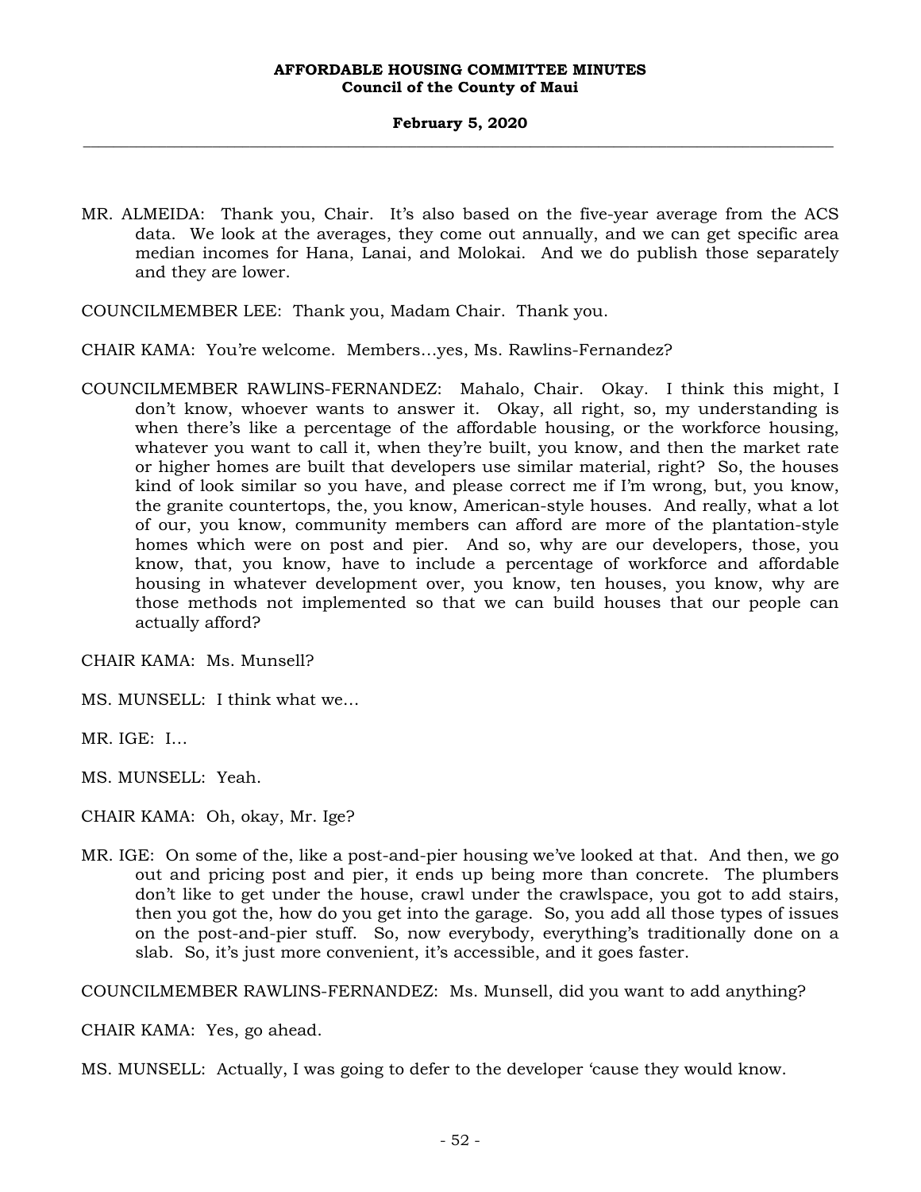MR. ALMEIDA: Thank you, Chair. It's also based on the five-year average from the ACS data. We look at the averages, they come out annually, and we can get specific area median incomes for Hana, Lanai, and Molokai. And we do publish those separately and they are lower.

COUNCILMEMBER LEE: Thank you, Madam Chair. Thank you.

CHAIR KAMA: You're welcome. Members…yes, Ms. Rawlins-Fernandez?

COUNCILMEMBER RAWLINS-FERNANDEZ: Mahalo, Chair. Okay. I think this might, I don't know, whoever wants to answer it. Okay, all right, so, my understanding is when there's like a percentage of the affordable housing, or the workforce housing, whatever you want to call it, when they're built, you know, and then the market rate or higher homes are built that developers use similar material, right? So, the houses kind of look similar so you have, and please correct me if I'm wrong, but, you know, the granite countertops, the, you know, American-style houses. And really, what a lot of our, you know, community members can afford are more of the plantation-style homes which were on post and pier. And so, why are our developers, those, you know, that, you know, have to include a percentage of workforce and affordable housing in whatever development over, you know, ten houses, you know, why are those methods not implemented so that we can build houses that our people can actually afford?

CHAIR KAMA: Ms. Munsell?

MS. MUNSELL: I think what we…

MR. IGE: I…

MS. MUNSELL: Yeah.

CHAIR KAMA: Oh, okay, Mr. Ige?

MR. IGE: On some of the, like a post-and-pier housing we've looked at that. And then, we go out and pricing post and pier, it ends up being more than concrete. The plumbers don't like to get under the house, crawl under the crawlspace, you got to add stairs, then you got the, how do you get into the garage. So, you add all those types of issues on the post-and-pier stuff. So, now everybody, everything's traditionally done on a slab. So, it's just more convenient, it's accessible, and it goes faster.

COUNCILMEMBER RAWLINS-FERNANDEZ: Ms. Munsell, did you want to add anything?

CHAIR KAMA: Yes, go ahead.

MS. MUNSELL: Actually, I was going to defer to the developer 'cause they would know.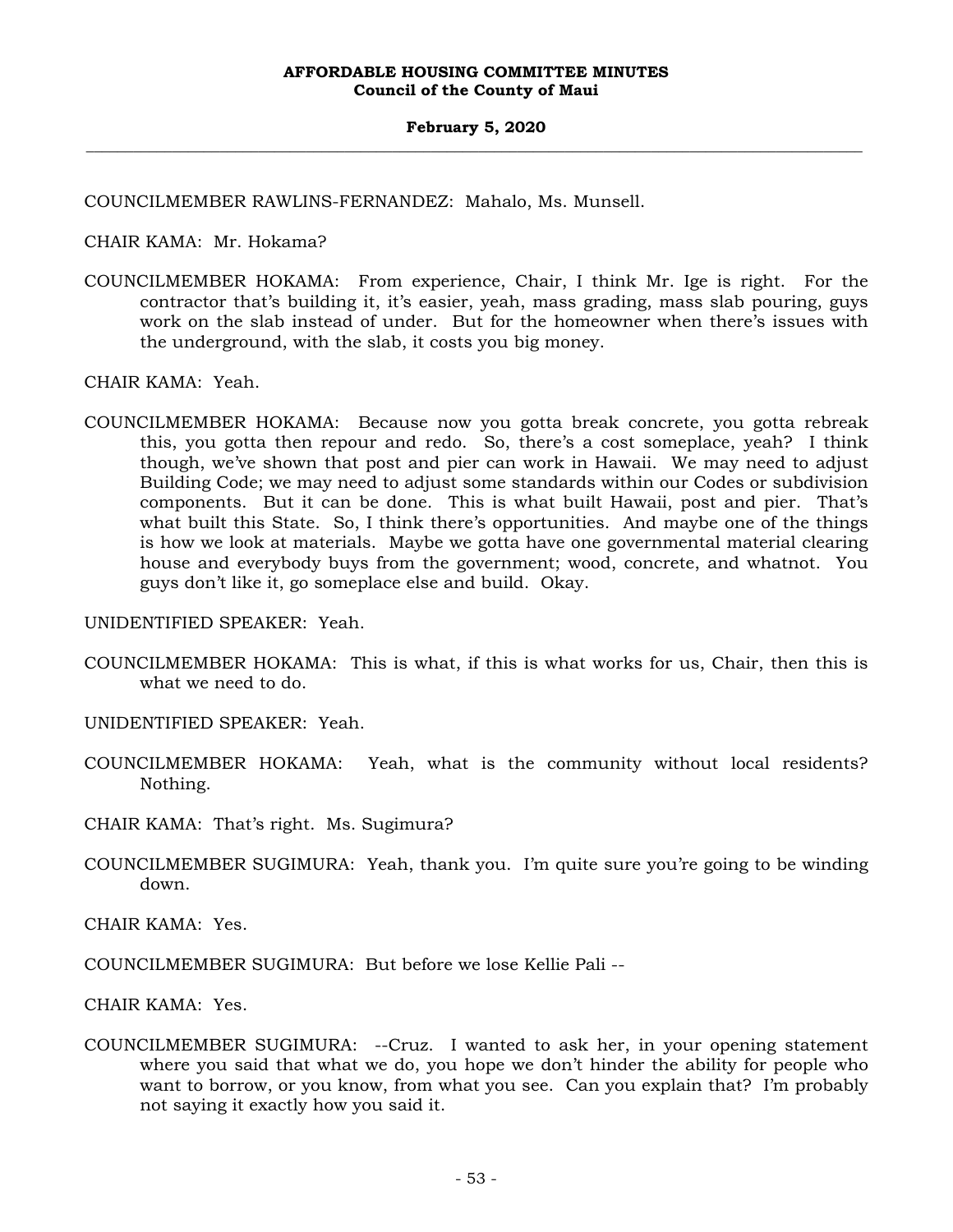COUNCILMEMBER RAWLINS-FERNANDEZ: Mahalo, Ms. Munsell.

CHAIR KAMA: Mr. Hokama?

COUNCILMEMBER HOKAMA: From experience, Chair, I think Mr. Ige is right. For the contractor that's building it, it's easier, yeah, mass grading, mass slab pouring, guys work on the slab instead of under. But for the homeowner when there's issues with the underground, with the slab, it costs you big money.

CHAIR KAMA: Yeah.

COUNCILMEMBER HOKAMA: Because now you gotta break concrete, you gotta rebreak this, you gotta then repour and redo. So, there's a cost someplace, yeah? I think though, we've shown that post and pier can work in Hawaii. We may need to adjust Building Code; we may need to adjust some standards within our Codes or subdivision components. But it can be done. This is what built Hawaii, post and pier. That's what built this State. So, I think there's opportunities. And maybe one of the things is how we look at materials. Maybe we gotta have one governmental material clearing house and everybody buys from the government; wood, concrete, and whatnot. You guys don't like it, go someplace else and build. Okay.

UNIDENTIFIED SPEAKER: Yeah.

COUNCILMEMBER HOKAMA: This is what, if this is what works for us, Chair, then this is what we need to do.

UNIDENTIFIED SPEAKER: Yeah.

COUNCILMEMBER HOKAMA: Yeah, what is the community without local residents? Nothing.

CHAIR KAMA: That's right. Ms. Sugimura?

COUNCILMEMBER SUGIMURA: Yeah, thank you. I'm quite sure you're going to be winding down.

CHAIR KAMA: Yes.

COUNCILMEMBER SUGIMURA: But before we lose Kellie Pali --

CHAIR KAMA: Yes.

COUNCILMEMBER SUGIMURA: --Cruz. I wanted to ask her, in your opening statement where you said that what we do, you hope we don't hinder the ability for people who want to borrow, or you know, from what you see. Can you explain that? I'm probably not saying it exactly how you said it.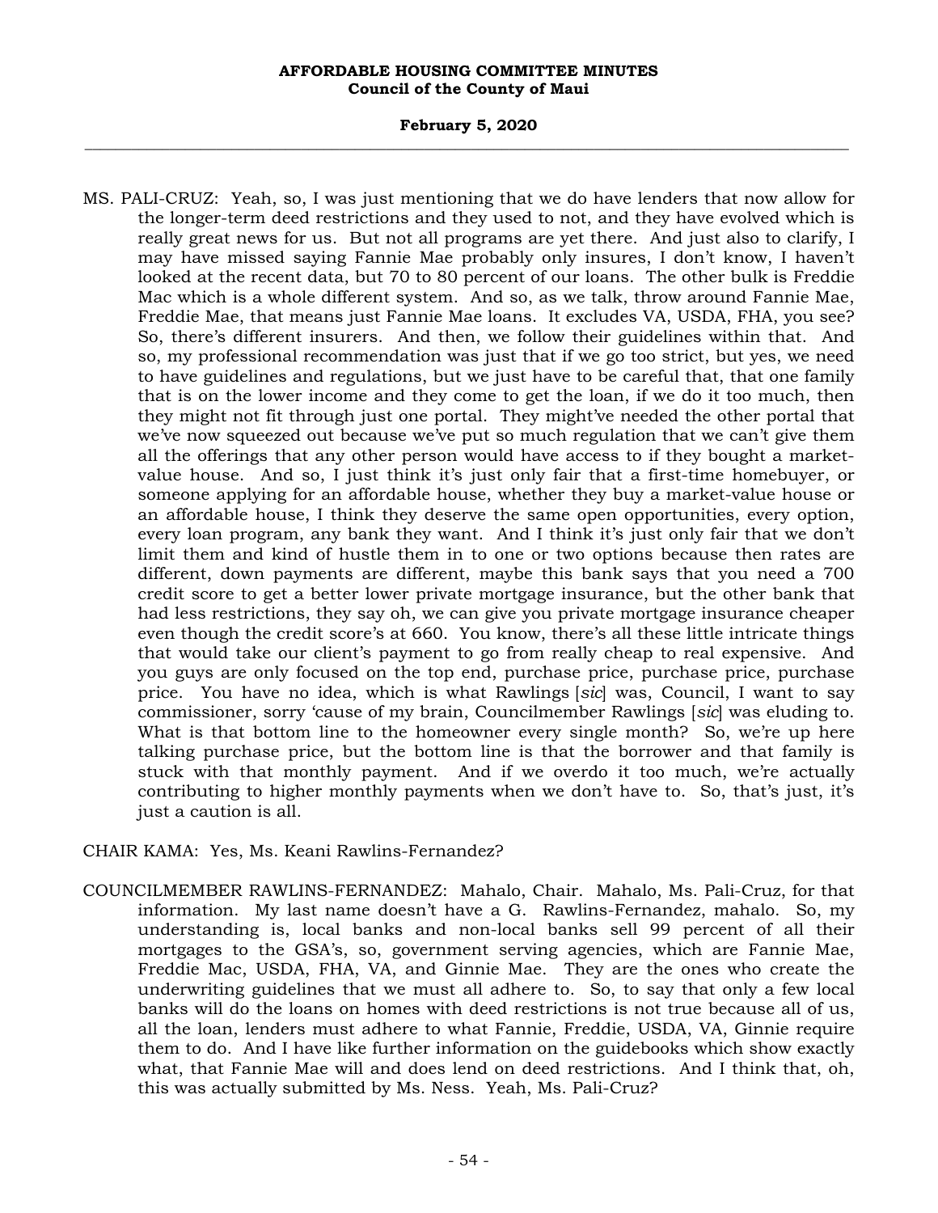MS. PALI-CRUZ: Yeah, so, I was just mentioning that we do have lenders that now allow for the longer-term deed restrictions and they used to not, and they have evolved which is really great news for us. But not all programs are yet there. And just also to clarify, I may have missed saying Fannie Mae probably only insures, I don't know, I haven't looked at the recent data, but 70 to 80 percent of our loans. The other bulk is Freddie Mac which is a whole different system. And so, as we talk, throw around Fannie Mae, Freddie Mae, that means just Fannie Mae loans. It excludes VA, USDA, FHA, you see? So, there's different insurers. And then, we follow their guidelines within that. And so, my professional recommendation was just that if we go too strict, but yes, we need to have guidelines and regulations, but we just have to be careful that, that one family that is on the lower income and they come to get the loan, if we do it too much, then they might not fit through just one portal. They might've needed the other portal that we've now squeezed out because we've put so much regulation that we can't give them all the offerings that any other person would have access to if they bought a market-value house. And so, I just think it's just only fair that a first-time homebuyer, or someone applying for an affordable house, whether they buy a market-value house or an affordable house, I think they deserve the same open opportunities, every option, every loan program, any bank they want. And I think it's just only fair that we don't limit them and kind of hustle them in to one or two options because then rates are different, down payments are different, maybe this bank says that you need a 700 credit score to get a better lower private mortgage insurance, but the other bank that had less restrictions, they say oh, we can give you private mortgage insurance cheaper even though the credit score's at 660. You know, there's all these little intricate things that would take our client's payment to go from really cheap to real expensive. And you guys are only focused on the top end, purchase price, purchase price, purchase price. You have no idea, which is what Rawlings [*sic*] was, Council, I want to say commissioner, sorry 'cause of my brain, Councilmember Rawlings [*sic*] was eluding to. What is that bottom line to the homeowner every single month? So, we're up here talking purchase price, but the bottom line is that the borrower and that family is stuck with that monthly payment. And if we overdo it too much, we're actually contributing to higher monthly payments when we don't have to. So, that's just, it's just a caution is all.

CHAIR KAMA: Yes, Ms. Keani Rawlins-Fernandez?

COUNCILMEMBER RAWLINS-FERNANDEZ: Mahalo, Chair. Mahalo, Ms. Pali-Cruz, for that information. My last name doesn't have a G. Rawlins-Fernandez, mahalo. So, my understanding is, local banks and non-local banks sell 99 percent of all their mortgages to the GSA's, so, government serving agencies, which are Fannie Mae, Freddie Mac, USDA, FHA, VA, and Ginnie Mae. They are the ones who create the underwriting guidelines that we must all adhere to. So, to say that only a few local banks will do the loans on homes with deed restrictions is not true because all of us, all the loan, lenders must adhere to what Fannie, Freddie, USDA, VA, Ginnie require them to do. And I have like further information on the guidebooks which show exactly what, that Fannie Mae will and does lend on deed restrictions. And I think that, oh, this was actually submitted by Ms. Ness. Yeah, Ms. Pali-Cruz?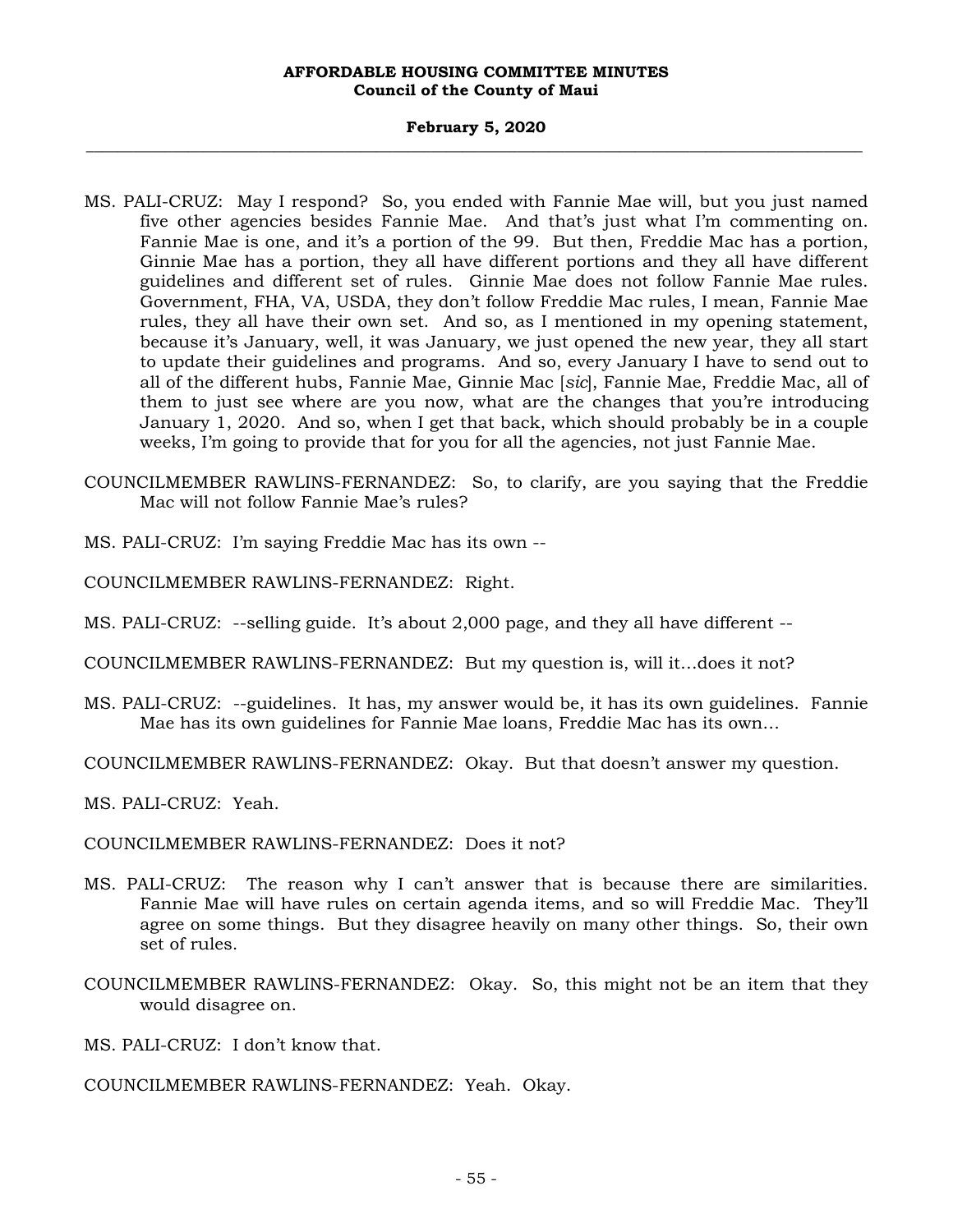MS. PALI-CRUZ: May I respond? So, you ended with Fannie Mae will, but you just named five other agencies besides Fannie Mae. And that's just what I'm commenting on. Fannie Mae is one, and it's a portion of the 99. But then, Freddie Mac has a portion, Ginnie Mae has a portion, they all have different portions and they all have different guidelines and different set of rules. Ginnie Mae does not follow Fannie Mae rules. Government, FHA, VA, USDA, they don't follow Freddie Mac rules, I mean, Fannie Mae rules, they all have their own set. And so, as I mentioned in my opening statement, because it's January, well, it was January, we just opened the new year, they all start to update their guidelines and programs. And so, every January I have to send out to all of the different hubs, Fannie Mae, Ginnie Mac [*sic*], Fannie Mae, Freddie Mac, all of them to just see where are you now, what are the changes that you're introducing January 1, 2020. And so, when I get that back, which should probably be in a couple weeks, I'm going to provide that for you for all the agencies, not just Fannie Mae.

COUNCILMEMBER RAWLINS-FERNANDEZ: So, to clarify, are you saying that the Freddie Mac will not follow Fannie Mae's rules?

MS. PALI-CRUZ: I'm saying Freddie Mac has its own --

COUNCILMEMBER RAWLINS-FERNANDEZ: Right.

MS. PALI-CRUZ: --selling guide. It's about 2,000 page, and they all have different --

COUNCILMEMBER RAWLINS-FERNANDEZ: But my question is, will it…does it not?

MS. PALI-CRUZ: --guidelines. It has, my answer would be, it has its own guidelines. Fannie Mae has its own guidelines for Fannie Mae loans, Freddie Mac has its own…

COUNCILMEMBER RAWLINS-FERNANDEZ: Okay. But that doesn't answer my question.

MS. PALI-CRUZ: Yeah.

COUNCILMEMBER RAWLINS-FERNANDEZ: Does it not?

MS. PALI-CRUZ: The reason why I can't answer that is because there are similarities. Fannie Mae will have rules on certain agenda items, and so will Freddie Mac. They'll agree on some things. But they disagree heavily on many other things. So, their own set of rules.

COUNCILMEMBER RAWLINS-FERNANDEZ: Okay. So, this might not be an item that they would disagree on.

MS. PALI-CRUZ: I don't know that.

COUNCILMEMBER RAWLINS-FERNANDEZ: Yeah. Okay.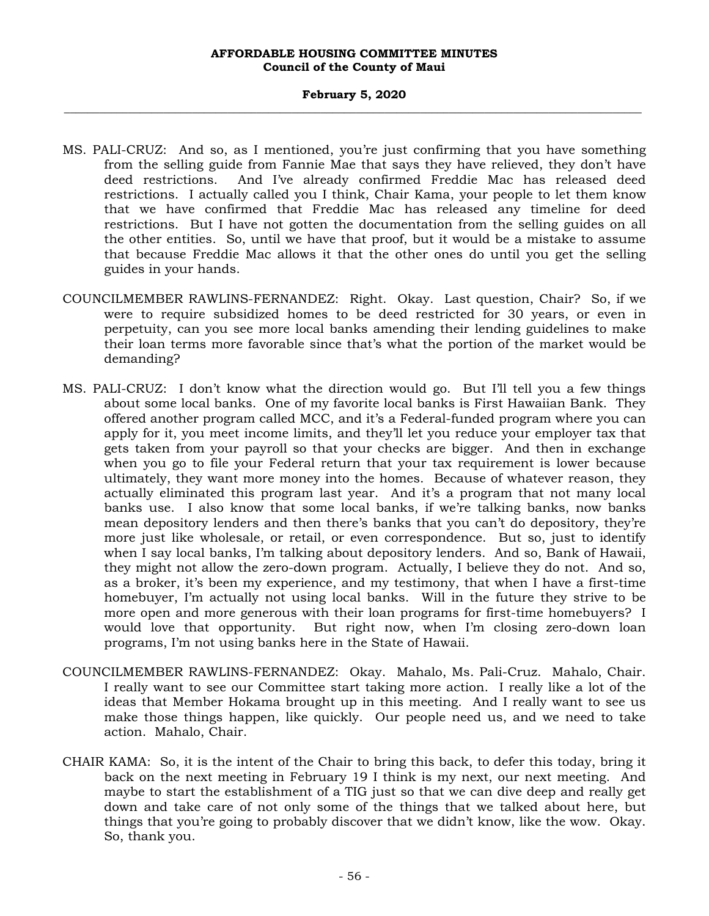MS. PALI-CRUZ: And so, as I mentioned, you're just confirming that you have something from the selling guide from Fannie Mae that says they have relieved, they don't have deed restrictions. And I've already confirmed Freddie Mac has released deed restrictions. I actually called you I think, Chair Kama, your people to let them know that we have confirmed that Freddie Mac has released any timeline for deed restrictions. But I have not gotten the documentation from the selling guides on all the other entities. So, until we have that proof, but it would be a mistake to assume that because Freddie Mac allows it that the other ones do until you get the selling guides in your hands.

COUNCILMEMBER RAWLINS-FERNANDEZ: Right. Okay. Last question, Chair? So, if we were to require subsidized homes to be deed restricted for 30 years, or even in perpetuity, can you see more local banks amending their lending guidelines to make their loan terms more favorable since that's what the portion of the market would be demanding?

MS. PALI-CRUZ: I don't know what the direction would go. But I'll tell you a few things about some local banks. One of my favorite local banks is First Hawaiian Bank. They offered another program called MCC, and it's a Federal-funded program where you can apply for it, you meet income limits, and they'll let you reduce your employer tax that gets taken from your payroll so that your checks are bigger. And then in exchange when you go to file your Federal return that your tax requirement is lower because ultimately, they want more money into the homes. Because of whatever reason, they actually eliminated this program last year. And it's a program that not many local banks use. I also know that some local banks, if we're talking banks, now banks mean depository lenders and then there's banks that you can't do depository, they're more just like wholesale, or retail, or even correspondence. But so, just to identify when I say local banks, I'm talking about depository lenders. And so, Bank of Hawaii, they might not allow the zero-down program. Actually, I believe they do not. And so, as a broker, it's been my experience, and my testimony, that when I have a first-time homebuyer, I'm actually not using local banks. Will in the future they strive to be more open and more generous with their loan programs for first-time homebuyers? I would love that opportunity. But right now, when I'm closing zero-down loan programs, I'm not using banks here in the State of Hawaii.

COUNCILMEMBER RAWLINS-FERNANDEZ: Okay. Mahalo, Ms. Pali-Cruz. Mahalo, Chair. I really want to see our Committee start taking more action. I really like a lot of the ideas that Member Hokama brought up in this meeting. And I really want to see us make those things happen, like quickly. Our people need us, and we need to take action. Mahalo, Chair.

CHAIR KAMA: So, it is the intent of the Chair to bring this back, to defer this today, bring it back on the next meeting in February 19 I think is my next, our next meeting. And maybe to start the establishment of a TIG just so that we can dive deep and really get down and take care of not only some of the things that we talked about here, but things that you're going to probably discover that we didn't know, like the wow. Okay. So, thank you.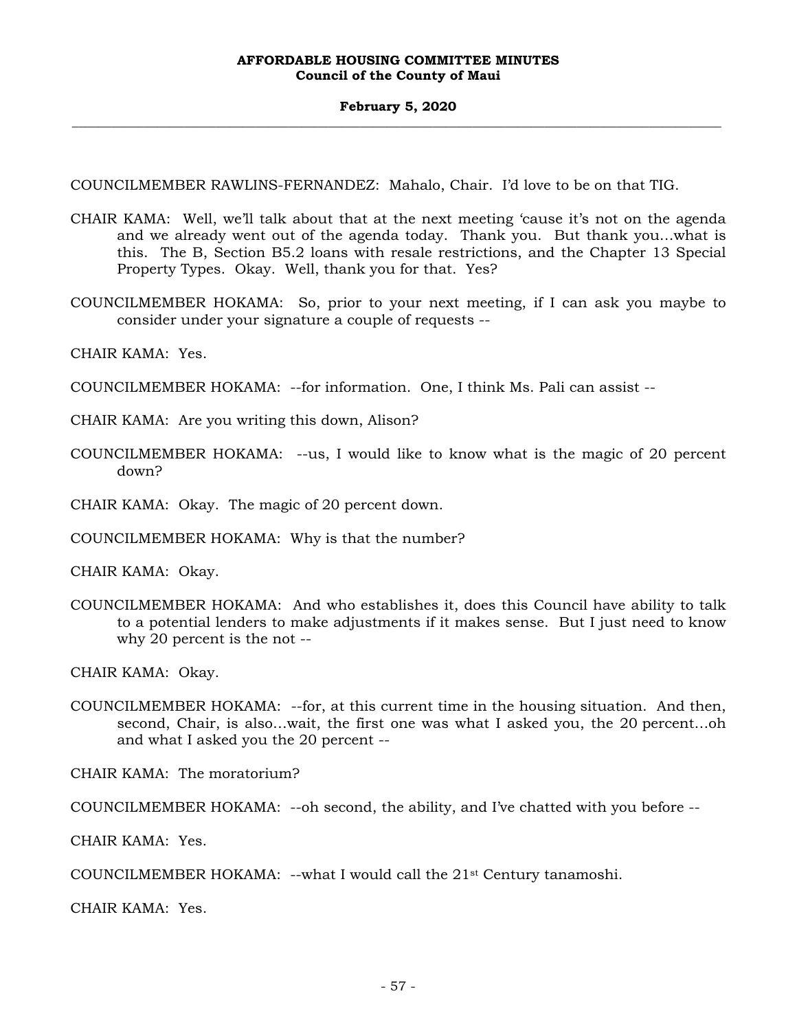COUNCILMEMBER RAWLINS-FERNANDEZ: Mahalo, Chair. I'd love to be on that TIG.

CHAIR KAMA: Well, we'll talk about that at the next meeting 'cause it's not on the agenda and we already went out of the agenda today. Thank you. But thank you...what is this. The B, Section B5.2 loans with resale restrictions, and the Chapter 13 Special Property Types. Okay. Well, thank you for that. Yes?

COUNCILMEMBER HOKAMA: So, prior to your next meeting, if I can ask you maybe to consider under your signature a couple of requests --

CHAIR KAMA: Yes.

COUNCILMEMBER HOKAMA: --for information. One, I think Ms. Pali can assist --

CHAIR KAMA: Are you writing this down, Alison?

COUNCILMEMBER HOKAMA: --us, I would like to know what is the magic of 20 percent down?

CHAIR KAMA: Okay. The magic of 20 percent down.

COUNCILMEMBER HOKAMA: Why is that the number?

CHAIR KAMA: Okay.

COUNCILMEMBER HOKAMA: And who establishes it, does this Council have ability to talk to a potential lenders to make adjustments if it makes sense. But I just need to know why 20 percent is the not --

CHAIR KAMA: Okay.

COUNCILMEMBER HOKAMA: --for, at this current time in the housing situation. And then, second, Chair, is also...wait, the first one was what I asked you, the 20 percent...oh and what I asked you the 20 percent --

CHAIR KAMA: The moratorium?

COUNCILMEMBER HOKAMA: --oh second, the ability, and I've chatted with you before --

CHAIR KAMA: Yes.

COUNCILMEMBER HOKAMA: --what I would call the 21st Century tanamoshi.

CHAIR KAMA: Yes.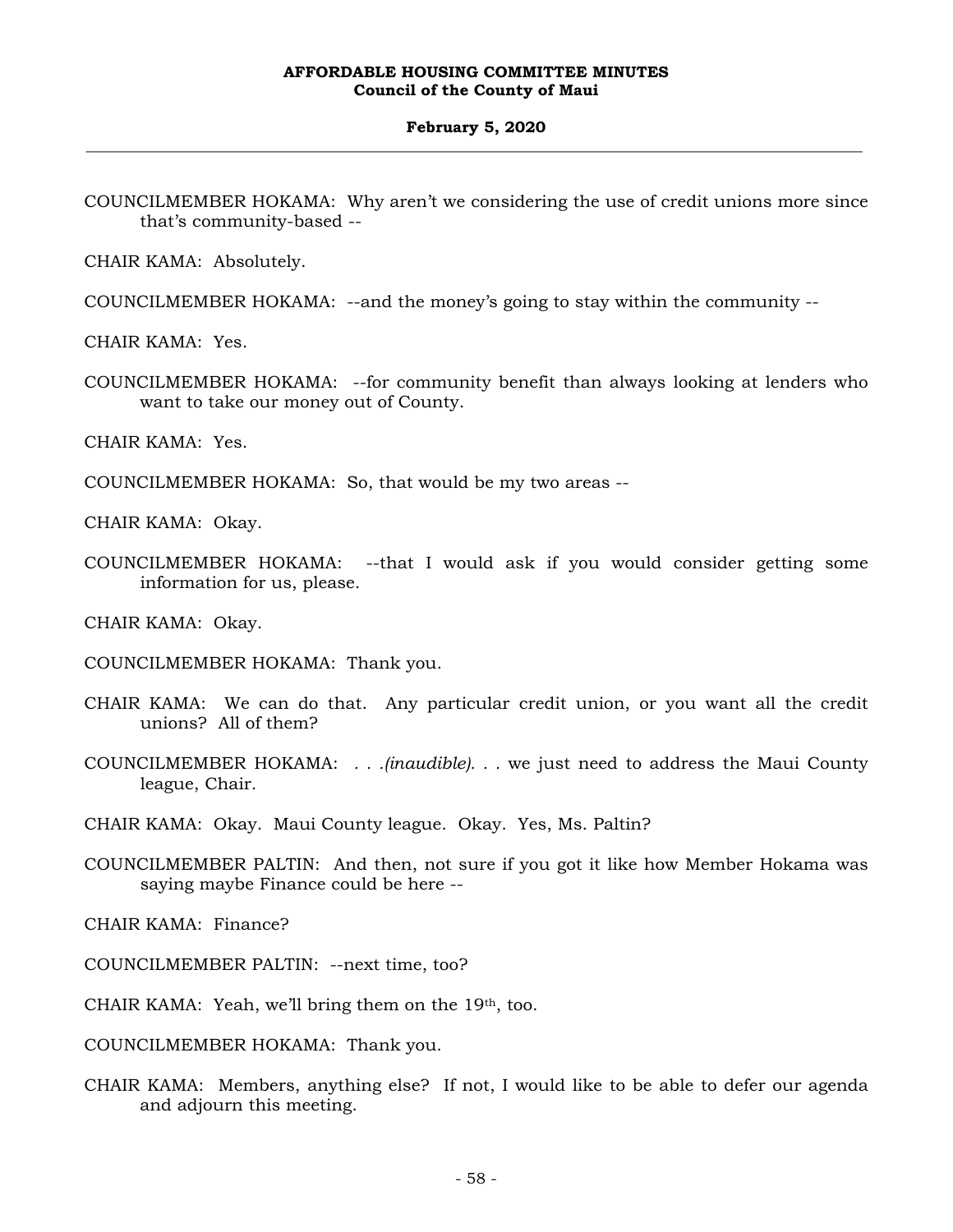COUNCILMEMBER HOKAMA: Why aren't we considering the use of credit unions more since that's community-based --

CHAIR KAMA: Absolutely.

COUNCILMEMBER HOKAMA: --and the money's going to stay within the community --

CHAIR KAMA: Yes.

COUNCILMEMBER HOKAMA: --for community benefit than always looking at lenders who want to take our money out of County.

CHAIR KAMA: Yes.

COUNCILMEMBER HOKAMA: So, that would be my two areas --

CHAIR KAMA: Okay.

COUNCILMEMBER HOKAMA: --that I would ask if you would consider getting some information for us, please.

CHAIR KAMA: Okay.

COUNCILMEMBER HOKAMA: Thank you.

CHAIR KAMA: We can do that. Any particular credit union, or you want all the credit unions? All of them?

COUNCILMEMBER HOKAMA: *. . .(inaudible). . .* we just need to address the Maui County league, Chair.

CHAIR KAMA: Okay. Maui County league. Okay. Yes, Ms. Paltin?

COUNCILMEMBER PALTIN: And then, not sure if you got it like how Member Hokama was saying maybe Finance could be here --

CHAIR KAMA: Finance?

COUNCILMEMBER PALTIN: --next time, too?

CHAIR KAMA: Yeah, we'll bring them on the 19th, too.

COUNCILMEMBER HOKAMA: Thank you.

CHAIR KAMA: Members, anything else? If not, I would like to be able to defer our agenda and adjourn this meeting.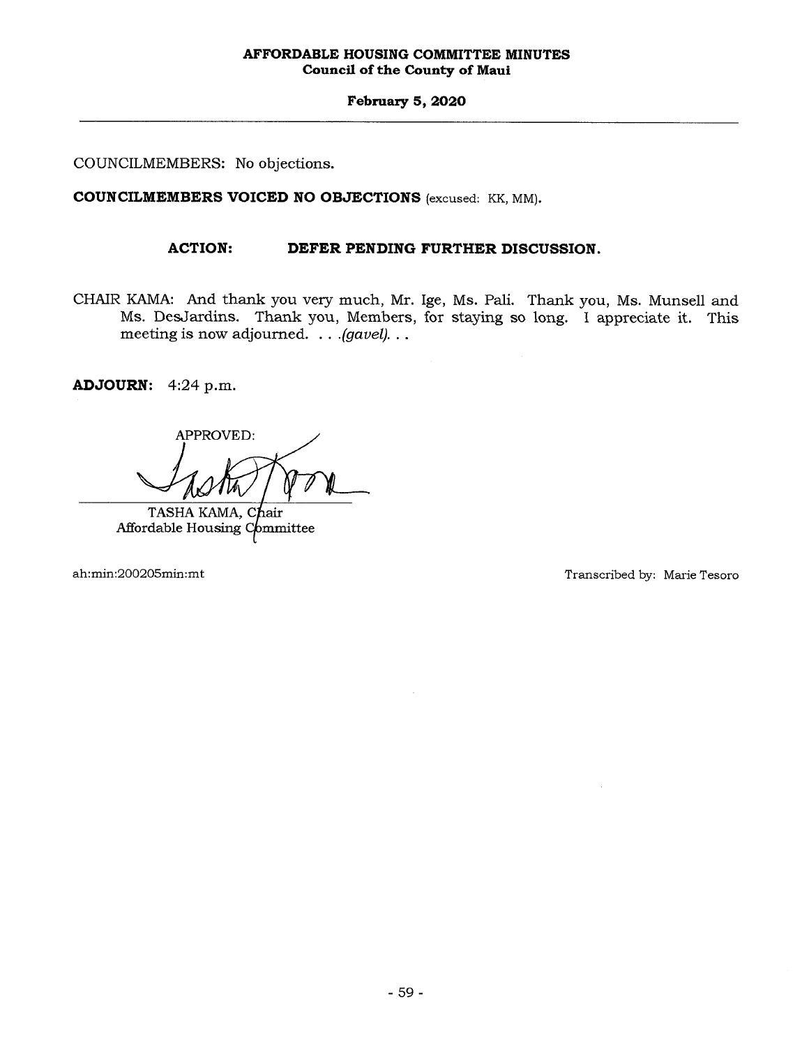COUNCILMEMBERS: No objections.

**COUNCILMEMBERS VOICED NO OBJECTIONS** (excused: KK, MM).

**ACTION: DEFER PENDING FURTHER DISCUSSION.**

CHAIR KAMA: And thank you very much, Mr. Ige, Ms. Pali. Thank you, Ms. Munsell and Ms. DesJardins. Thank you, Members, for staying so long. I appreciate it. This meeting is now adjourned. . . .*(gavel)*. . .

**ADJOURN:** 4:24 p.m.

APPROVED:

TASHA KAMA, Chair
Affordable Housing Committee

ah:min:200205min:mt

Transcribed by: Marie Tesoro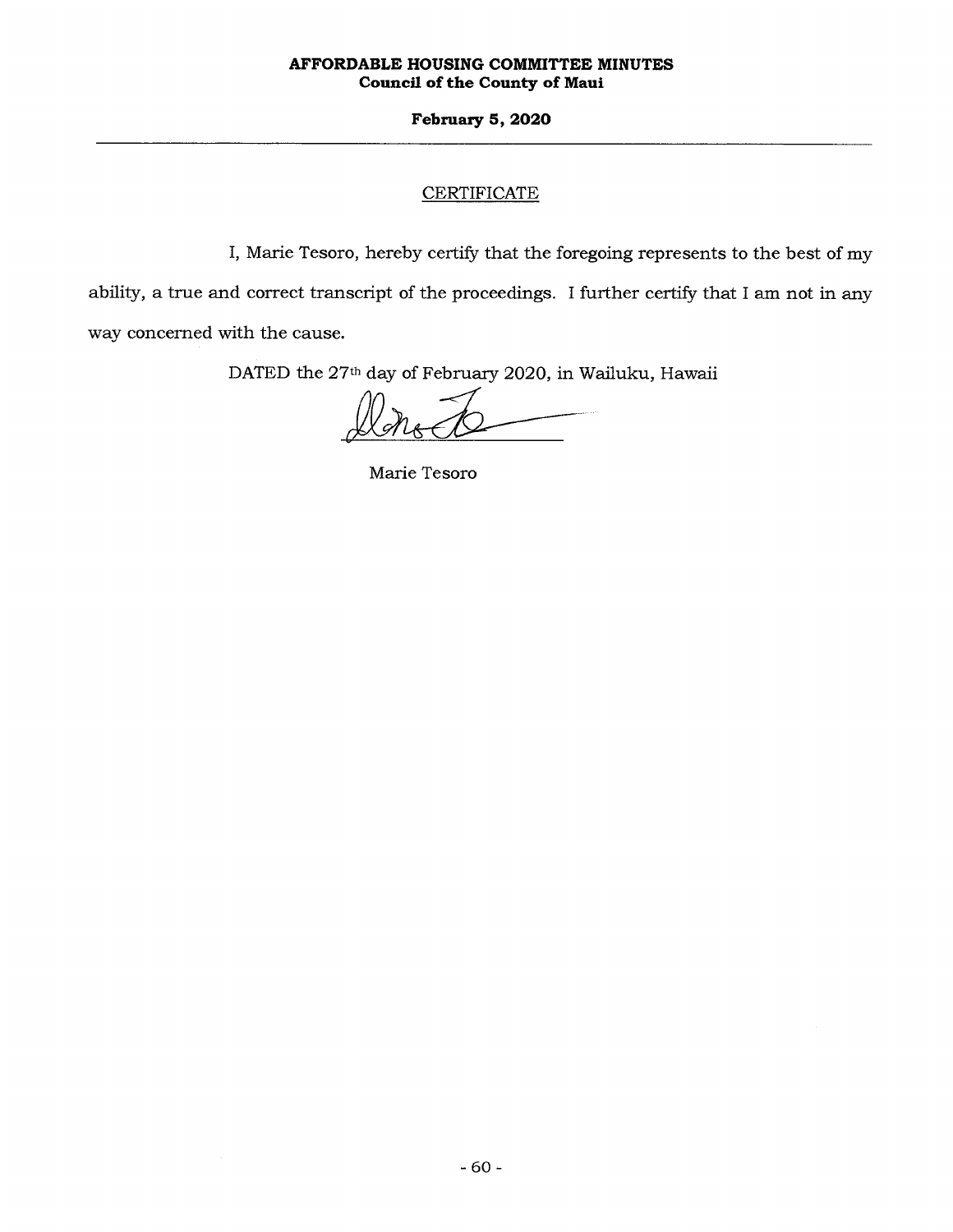## CERTIFICATE

I, Marie Tesoro, hereby certify that the foregoing represents to the best of my ability, a true and correct transcript of the proceedings. I further certify that I am not in any way concerned with the cause.

DATED the 27th day of February 2020, in Wailuku, Hawaii

Marie Tesoro